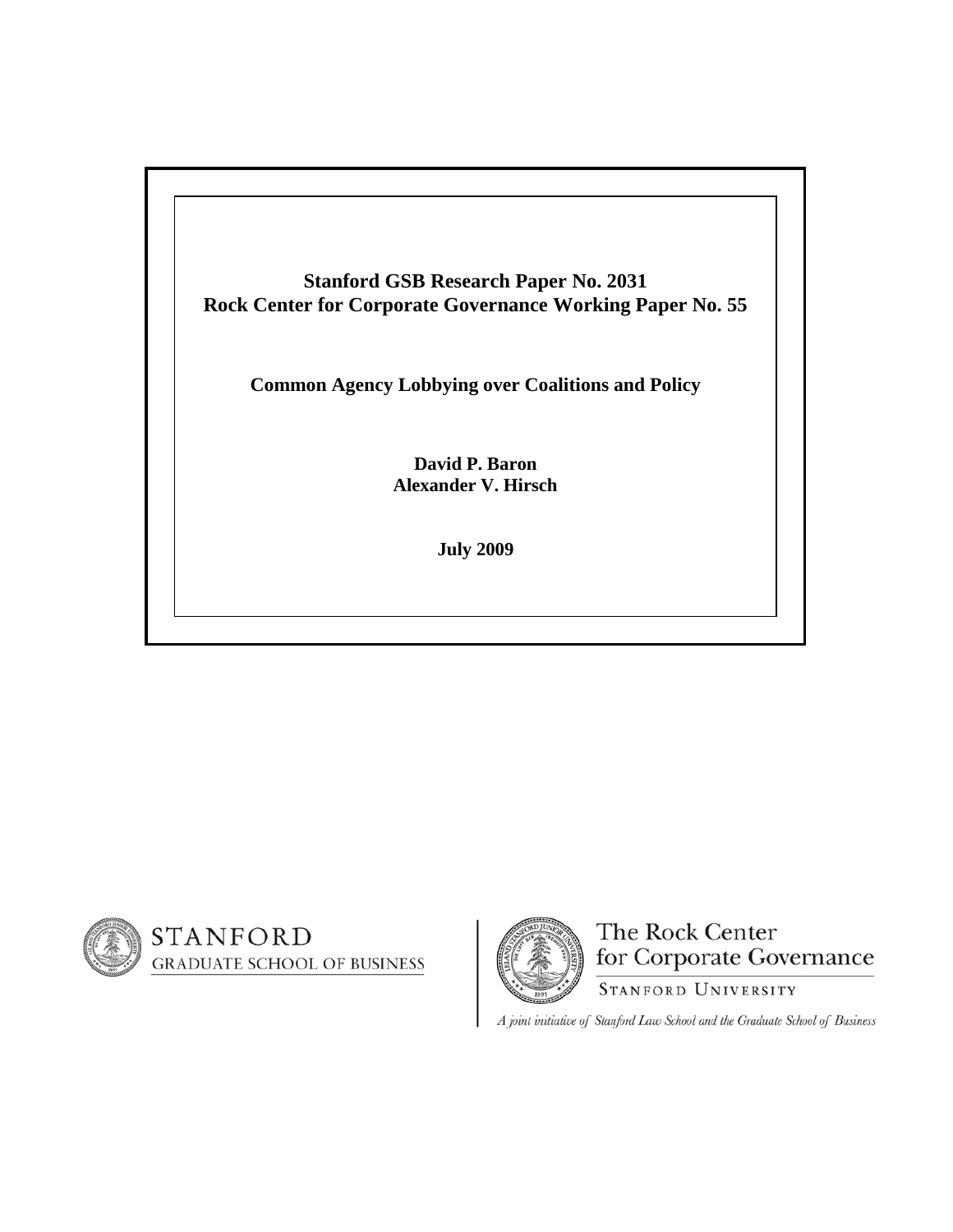**Stanford GSB Research Paper No. 2031**
**Rock Center for Corporate Governance Working Paper No. 55**

# Common Agency Lobbying over Coalitions and Policy

**David P. Baron**
**Alexander V. Hirsch**

**July 2009**

STANFORD
GRADUATE SCHOOL OF BUSINESS

The Rock Center
for Corporate Governance
STANFORD UNIVERSITY

*A joint initiative of Stanford Law School and the Graduate School of Business*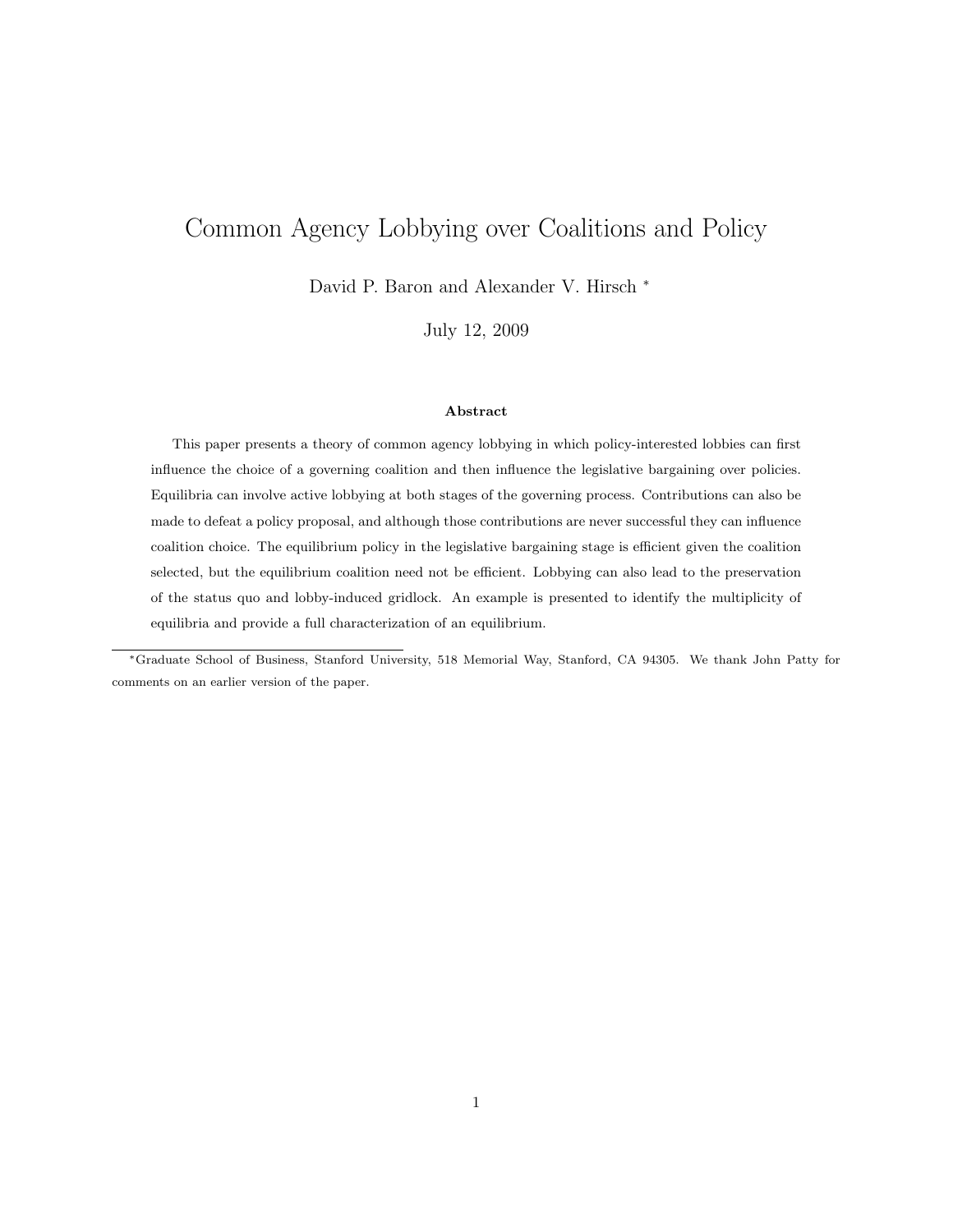# Common Agency Lobbying over Coalitions and Policy

David P. Baron and Alexander V. Hirsch [*]

July 12, 2009

**Abstract**

This paper presents a theory of common agency lobbying in which policy-interested lobbies can first influence the choice of a governing coalition and then influence the legislative bargaining over policies. Equilibria can involve active lobbying at both stages of the governing process. Contributions can also be made to defeat a policy proposal, and although those contributions are never successful they can influence coalition choice. The equilibrium policy in the legislative bargaining stage is efficient given the coalition selected, but the equilibrium coalition need not be efficient. Lobbying can also lead to the preservation of the status quo and lobby-induced gridlock. An example is presented to identify the multiplicity of equilibria and provide a full characterization of an equilibrium.

[*] Graduate School of Business, Stanford University, 518 Memorial Way, Stanford, CA 94305. We thank John Patty for comments on an earlier version of the paper.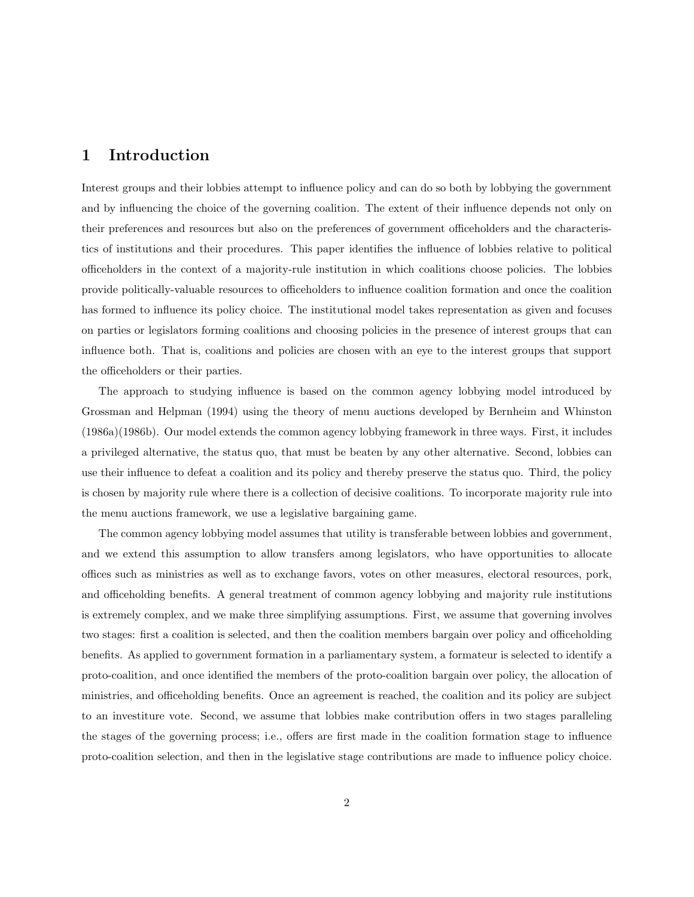# 1 Introduction

Interest groups and their lobbies attempt to influence policy and can do so both by lobbying the government and by influencing the choice of the governing coalition. The extent of their influence depends not only on their preferences and resources but also on the preferences of government officeholders and the characteristics of institutions and their procedures. This paper identifies the influence of lobbies relative to political officeholders in the context of a majority-rule institution in which coalitions choose policies. The lobbies provide politically-valuable resources to officeholders to influence coalition formation and once the coalition has formed to influence its policy choice. The institutional model takes representation as given and focuses on parties or legislators forming coalitions and choosing policies in the presence of interest groups that can influence both. That is, coalitions and policies are chosen with an eye to the interest groups that support the officeholders or their parties.

The approach to studying influence is based on the common agency lobbying model introduced by Grossman and Helpman (1994) using the theory of menu auctions developed by Bernheim and Whinston (1986a)(1986b). Our model extends the common agency lobbying framework in three ways. First, it includes a privileged alternative, the status quo, that must be beaten by any other alternative. Second, lobbies can use their influence to defeat a coalition and its policy and thereby preserve the status quo. Third, the policy is chosen by majority rule where there is a collection of decisive coalitions. To incorporate majority rule into the menu auctions framework, we use a legislative bargaining game.

The common agency lobbying model assumes that utility is transferable between lobbies and government, and we extend this assumption to allow transfers among legislators, who have opportunities to allocate offices such as ministries as well as to exchange favors, votes on other measures, electoral resources, pork, and officeholding benefits. A general treatment of common agency lobbying and majority rule institutions is extremely complex, and we make three simplifying assumptions. First, we assume that governing involves two stages: first a coalition is selected, and then the coalition members bargain over policy and officeholding benefits. As applied to government formation in a parliamentary system, a formateur is selected to identify a proto-coalition, and once identified the members of the proto-coalition bargain over policy, the allocation of ministries, and officeholding benefits. Once an agreement is reached, the coalition and its policy are subject to an investiture vote. Second, we assume that lobbies make contribution offers in two stages paralleling the stages of the governing process; i.e., offers are first made in the coalition formation stage to influence proto-coalition selection, and then in the legislative stage contributions are made to influence policy choice.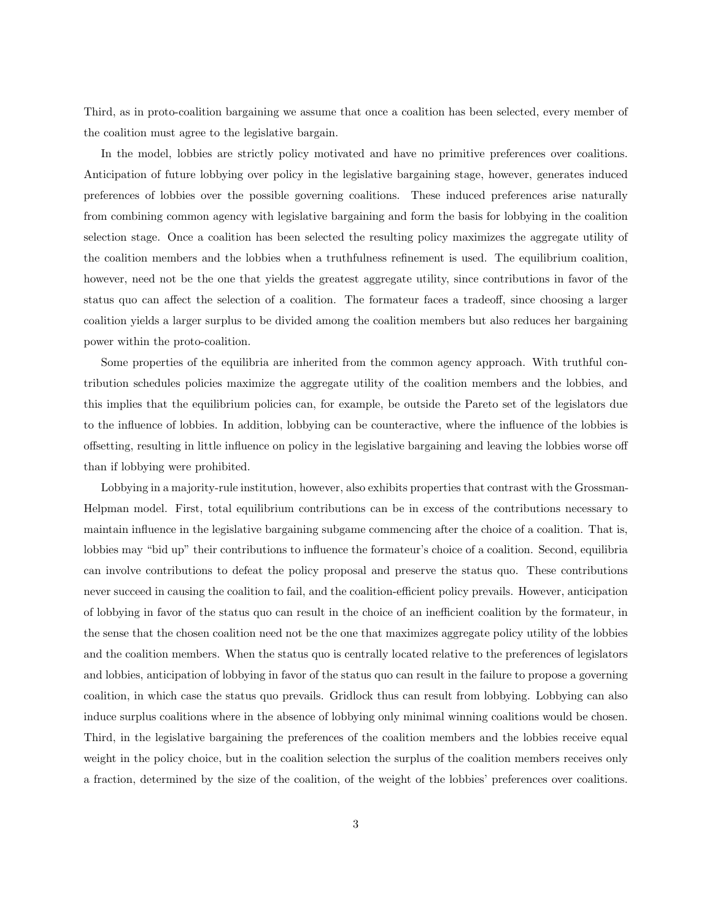Third, as in proto-coalition bargaining we assume that once a coalition has been selected, every member of the coalition must agree to the legislative bargain.

In the model, lobbies are strictly policy motivated and have no primitive preferences over coalitions. Anticipation of future lobbying over policy in the legislative bargaining stage, however, generates induced preferences of lobbies over the possible governing coalitions. These induced preferences arise naturally from combining common agency with legislative bargaining and form the basis for lobbying in the coalition selection stage. Once a coalition has been selected the resulting policy maximizes the aggregate utility of the coalition members and the lobbies when a truthfulness refinement is used. The equilibrium coalition, however, need not be the one that yields the greatest aggregate utility, since contributions in favor of the status quo can affect the selection of a coalition. The formateur faces a tradeoff, since choosing a larger coalition yields a larger surplus to be divided among the coalition members but also reduces her bargaining power within the proto-coalition.

Some properties of the equilibria are inherited from the common agency approach. With truthful contribution schedules policies maximize the aggregate utility of the coalition members and the lobbies, and this implies that the equilibrium policies can, for example, be outside the Pareto set of the legislators due to the influence of lobbies. In addition, lobbying can be counteractive, where the influence of the lobbies is offsetting, resulting in little influence on policy in the legislative bargaining and leaving the lobbies worse off than if lobbying were prohibited.

Lobbying in a majority-rule institution, however, also exhibits properties that contrast with the Grossman-Helpman model. First, total equilibrium contributions can be in excess of the contributions necessary to maintain influence in the legislative bargaining subgame commencing after the choice of a coalition. That is, lobbies may "bid up" their contributions to influence the formateur's choice of a coalition. Second, equilibria can involve contributions to defeat the policy proposal and preserve the status quo. These contributions never succeed in causing the coalition to fail, and the coalition-efficient policy prevails. However, anticipation of lobbying in favor of the status quo can result in the choice of an inefficient coalition by the formateur, in the sense that the chosen coalition need not be the one that maximizes aggregate policy utility of the lobbies and the coalition members. When the status quo is centrally located relative to the preferences of legislators and lobbies, anticipation of lobbying in favor of the status quo can result in the failure to propose a governing coalition, in which case the status quo prevails. Gridlock thus can result from lobbying. Lobbying can also induce surplus coalitions where in the absence of lobbying only minimal winning coalitions would be chosen. Third, in the legislative bargaining the preferences of the coalition members and the lobbies receive equal weight in the policy choice, but in the coalition selection the surplus of the coalition members receives only a fraction, determined by the size of the coalition, of the weight of the lobbies' preferences over coalitions.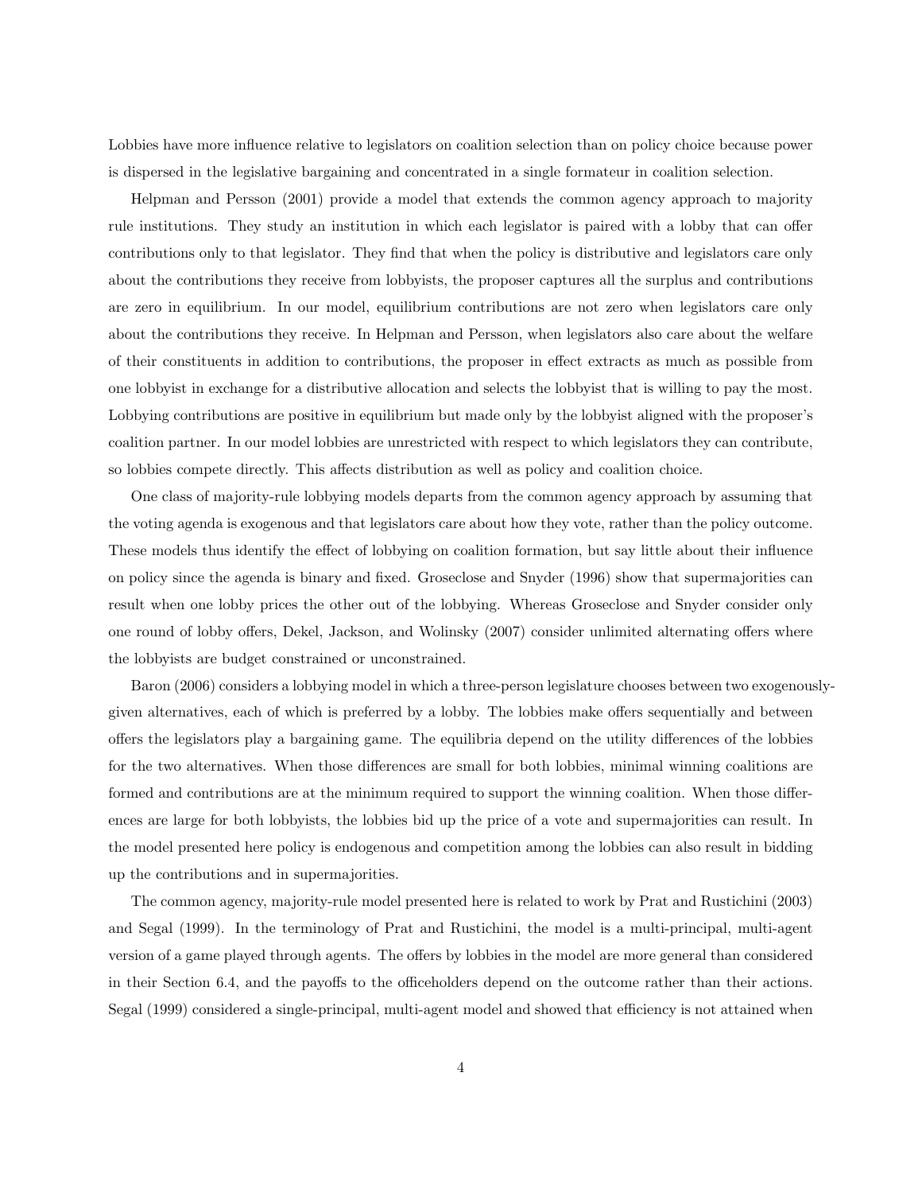Lobbies have more influence relative to legislators on coalition selection than on policy choice because power is dispersed in the legislative bargaining and concentrated in a single formateur in coalition selection.

Helpman and Persson (2001) provide a model that extends the common agency approach to majority rule institutions. They study an institution in which each legislator is paired with a lobby that can offer contributions only to that legislator. They find that when the policy is distributive and legislators care only about the contributions they receive from lobbyists, the proposer captures all the surplus and contributions are zero in equilibrium. In our model, equilibrium contributions are not zero when legislators care only about the contributions they receive. In Helpman and Persson, when legislators also care about the welfare of their constituents in addition to contributions, the proposer in effect extracts as much as possible from one lobbyist in exchange for a distributive allocation and selects the lobbyist that is willing to pay the most. Lobbying contributions are positive in equilibrium but made only by the lobbyist aligned with the proposer's coalition partner. In our model lobbies are unrestricted with respect to which legislators they can contribute, so lobbies compete directly. This affects distribution as well as policy and coalition choice.

One class of majority-rule lobbying models departs from the common agency approach by assuming that the voting agenda is exogenous and that legislators care about how they vote, rather than the policy outcome. These models thus identify the effect of lobbying on coalition formation, but say little about their influence on policy since the agenda is binary and fixed. Groseclose and Snyder (1996) show that supermajorities can result when one lobby prices the other out of the lobbying. Whereas Groseclose and Snyder consider only one round of lobby offers, Dekel, Jackson, and Wolinsky (2007) consider unlimited alternating offers where the lobbyists are budget constrained or unconstrained.

Baron (2006) considers a lobbying model in which a three-person legislature chooses between two exogenously-given alternatives, each of which is preferred by a lobby. The lobbies make offers sequentially and between offers the legislators play a bargaining game. The equilibria depend on the utility differences of the lobbies for the two alternatives. When those differences are small for both lobbies, minimal winning coalitions are formed and contributions are at the minimum required to support the winning coalition. When those differences are large for both lobbyists, the lobbies bid up the price of a vote and supermajorities can result. In the model presented here policy is endogenous and competition among the lobbies can also result in bidding up the contributions and in supermajorities.

The common agency, majority-rule model presented here is related to work by Prat and Rustichini (2003) and Segal (1999). In the terminology of Prat and Rustichini, the model is a multi-principal, multi-agent version of a game played through agents. The offers by lobbies in the model are more general than considered in their Section 6.4, and the payoffs to the officeholders depend on the outcome rather than their actions. Segal (1999) considered a single-principal, multi-agent model and showed that efficiency is not attained when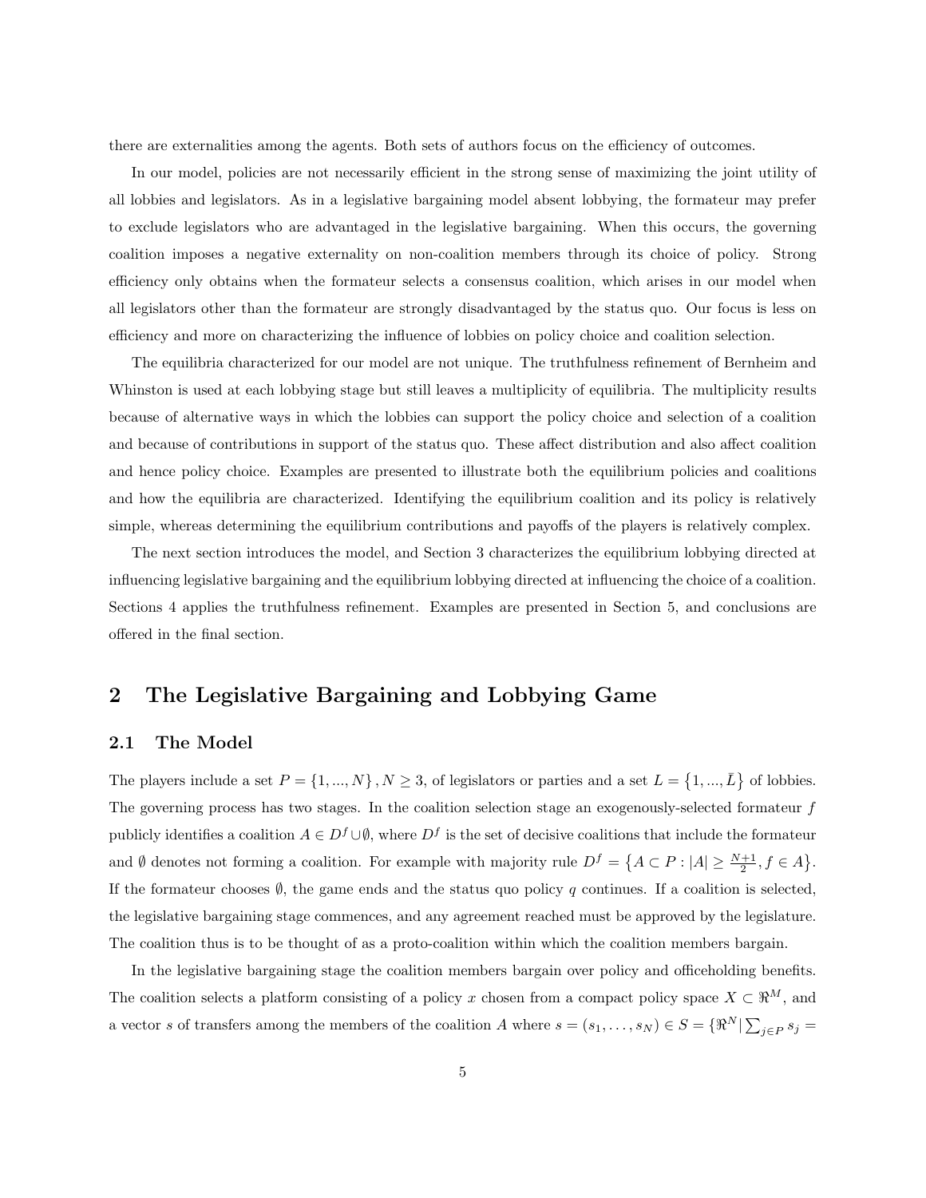there are externalities among the agents. Both sets of authors focus on the efficiency of outcomes.

In our model, policies are not necessarily efficient in the strong sense of maximizing the joint utility of all lobbies and legislators. As in a legislative bargaining model absent lobbying, the formateur may prefer to exclude legislators who are advantaged in the legislative bargaining. When this occurs, the governing coalition imposes a negative externality on non-coalition members through its choice of policy. Strong efficiency only obtains when the formateur selects a consensus coalition, which arises in our model when all legislators other than the formateur are strongly disadvantaged by the status quo. Our focus is less on efficiency and more on characterizing the influence of lobbies on policy choice and coalition selection.

The equilibria characterized for our model are not unique. The truthfulness refinement of Bernheim and Whinston is used at each lobbying stage but still leaves a multiplicity of equilibria. The multiplicity results because of alternative ways in which the lobbies can support the policy choice and selection of a coalition and because of contributions in support of the status quo. These affect distribution and also affect coalition and hence policy choice. Examples are presented to illustrate both the equilibrium policies and coalitions and how the equilibria are characterized. Identifying the equilibrium coalition and its policy is relatively simple, whereas determining the equilibrium contributions and payoffs of the players is relatively complex.

The next section introduces the model, and Section 3 characterizes the equilibrium lobbying directed at influencing legislative bargaining and the equilibrium lobbying directed at influencing the choice of a coalition. Sections 4 applies the truthfulness refinement. Examples are presented in Section 5, and conclusions are offered in the final section.

## 2 The Legislative Bargaining and Lobbying Game

### 2.1 The Model

The players include a set $P = \{1, ..., N\}, N \geq 3$, of legislators or parties and a set $L = \{1, ..., \bar{L}\}$ of lobbies. The governing process has two stages. In the coalition selection stage an exogenously-selected formateur $f$ publicly identifies a coalition $A \in D^f \cup \emptyset$, where $D^f$ is the set of decisive coalitions that include the formateur and $\emptyset$ denotes not forming a coalition. For example with majority rule $D^f = \{A \subset P : |A| \geq \frac{N+1}{2}, f \in A\}$. If the formateur chooses $\emptyset$, the game ends and the status quo policy $q$ continues. If a coalition is selected, the legislative bargaining stage commences, and any agreement reached must be approved by the legislature. The coalition thus is to be thought of as a proto-coalition within which the coalition members bargain.

In the legislative bargaining stage the coalition members bargain over policy and officeholding benefits. The coalition selects a platform consisting of a policy $x$ chosen from a compact policy space $X \subset \Re^M$, and a vector $s$ of transfers among the members of the coalition $A$ where $s = (s_1, \ldots, s_N) \in S = \{\Re^N | \sum_{j \in P} s_j =$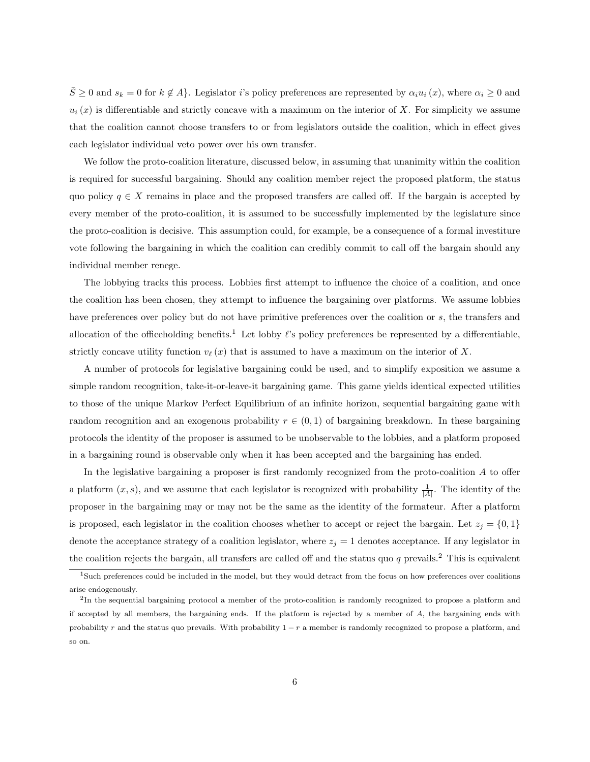$\bar{S} \geq 0$ and $s_k = 0$ for $k \notin A\}$. Legislator $i$'s policy preferences are represented by $\alpha_i u_i(x)$, where $\alpha_i \geq 0$ and $u_i(x)$ is differentiable and strictly concave with a maximum on the interior of $X$. For simplicity we assume that the coalition cannot choose transfers to or from legislators outside the coalition, which in effect gives each legislator individual veto power over his own transfer.

We follow the proto-coalition literature, discussed below, in assuming that unanimity within the coalition is required for successful bargaining. Should any coalition member reject the proposed platform, the status quo policy $q \in X$ remains in place and the proposed transfers are called off. If the bargain is accepted by every member of the proto-coalition, it is assumed to be successfully implemented by the legislature since the proto-coalition is decisive. This assumption could, for example, be a consequence of a formal investiture vote following the bargaining in which the coalition can credibly commit to call off the bargain should any individual member renege.

The lobbying tracks this process. Lobbies first attempt to influence the choice of a coalition, and once the coalition has been chosen, they attempt to influence the bargaining over platforms. We assume lobbies have preferences over policy but do not have primitive preferences over the coalition or $s$, the transfers and allocation of the officeholding benefits.[1] Let lobby $\ell$'s policy preferences be represented by a differentiable, strictly concave utility function $v_\ell(x)$ that is assumed to have a maximum on the interior of $X$.

A number of protocols for legislative bargaining could be used, and to simplify exposition we assume a simple random recognition, take-it-or-leave-it bargaining game. This game yields identical expected utilities to those of the unique Markov Perfect Equilibrium of an infinite horizon, sequential bargaining game with random recognition and an exogenous probability $r \in (0,1)$ of bargaining breakdown. In these bargaining protocols the identity of the proposer is assumed to be unobservable to the lobbies, and a platform proposed in a bargaining round is observable only when it has been accepted and the bargaining has ended.

In the legislative bargaining a proposer is first randomly recognized from the proto-coalition $A$ to offer a platform $(x, s)$, and we assume that each legislator is recognized with probability $\frac{1}{|A|}$. The identity of the proposer in the bargaining may or may not be the same as the identity of the formateur. After a platform is proposed, each legislator in the coalition chooses whether to accept or reject the bargain. Let $z_j = \{0, 1\}$ denote the acceptance strategy of a coalition legislator, where $z_j = 1$ denotes acceptance. If any legislator in the coalition rejects the bargain, all transfers are called off and the status quo $q$ prevails.[2] This is equivalent

[1] Such preferences could be included in the model, but they would detract from the focus on how preferences over coalitions arise endogenously.

[2] In the sequential bargaining protocol a member of the proto-coalition is randomly recognized to propose a platform and if accepted by all members, the bargaining ends. If the platform is rejected by a member of $A$, the bargaining ends with probability $r$ and the status quo prevails. With probability $1 - r$ a member is randomly recognized to propose a platform, and so on.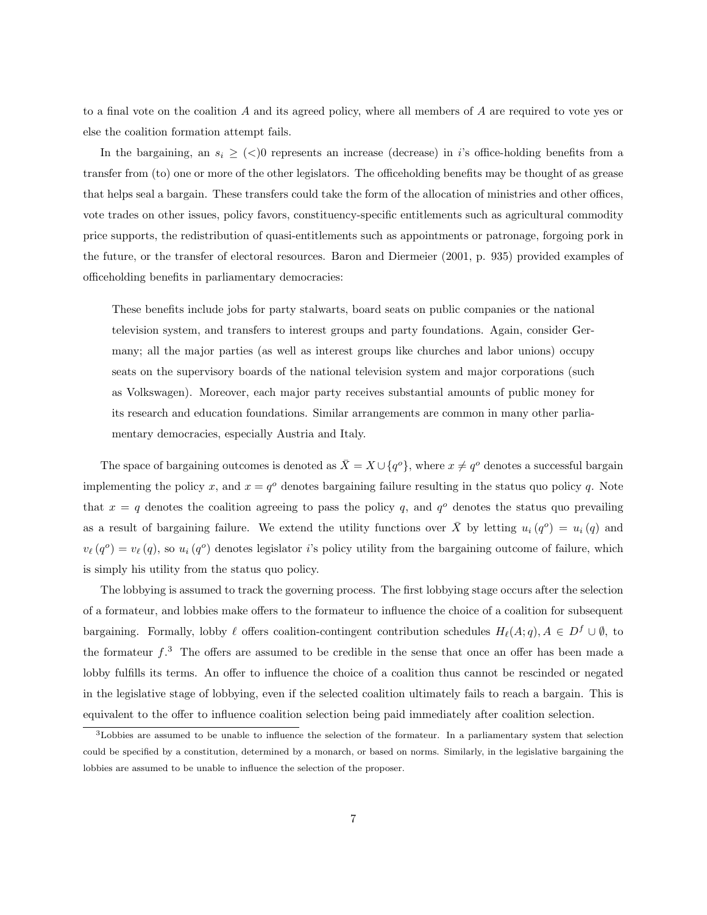to a final vote on the coalition $A$ and its agreed policy, where all members of $A$ are required to vote yes or else the coalition formation attempt fails.

In the bargaining, an $s_i \geq (<) 0$ represents an increase (decrease) in $i$'s office-holding benefits from a transfer from (to) one or more of the other legislators. The officeholding benefits may be thought of as grease that helps seal a bargain. These transfers could take the form of the allocation of ministries and other offices, vote trades on other issues, policy favors, constituency-specific entitlements such as agricultural commodity price supports, the redistribution of quasi-entitlements such as appointments or patronage, forgoing pork in the future, or the transfer of electoral resources. Baron and Diermeier (2001, p. 935) provided examples of officeholding benefits in parliamentary democracies:

> These benefits include jobs for party stalwarts, board seats on public companies or the national television system, and transfers to interest groups and party foundations. Again, consider Germany; all the major parties (as well as interest groups like churches and labor unions) occupy seats on the supervisory boards of the national television system and major corporations (such as Volkswagen). Moreover, each major party receives substantial amounts of public money for its research and education foundations. Similar arrangements are common in many other parliamentary democracies, especially Austria and Italy.

The space of bargaining outcomes is denoted as $\bar{X} = X \cup \{q^o\}$, where $x \neq q^o$ denotes a successful bargain implementing the policy $x$, and $x = q^o$ denotes bargaining failure resulting in the status quo policy $q$. Note that $x = q$ denotes the coalition agreeing to pass the policy $q$, and $q^o$ denotes the status quo prevailing as a result of bargaining failure. We extend the utility functions over $\bar{X}$ by letting $u_i(q^o) = u_i(q)$ and $v_\ell(q^o) = v_\ell(q)$, so $u_i(q^o)$ denotes legislator $i$'s policy utility from the bargaining outcome of failure, which is simply his utility from the status quo policy.

The lobbying is assumed to track the governing process. The first lobbying stage occurs after the selection of a formateur, and lobbies make offers to the formateur to influence the choice of a coalition for subsequent bargaining. Formally, lobby $\ell$ offers coalition-contingent contribution schedules $H_\ell(A; q), A \in D^f \cup \emptyset$, to the formateur $f$.[3] The offers are assumed to be credible in the sense that once an offer has been made a lobby fulfills its terms. An offer to influence the choice of a coalition thus cannot be rescinded or negated in the legislative stage of lobbying, even if the selected coalition ultimately fails to reach a bargain. This is equivalent to the offer to influence coalition selection being paid immediately after coalition selection.

[3] Lobbies are assumed to be unable to influence the selection of the formateur. In a parliamentary system that selection could be specified by a constitution, determined by a monarch, or based on norms. Similarly, in the legislative bargaining the lobbies are assumed to be unable to influence the selection of the proposer.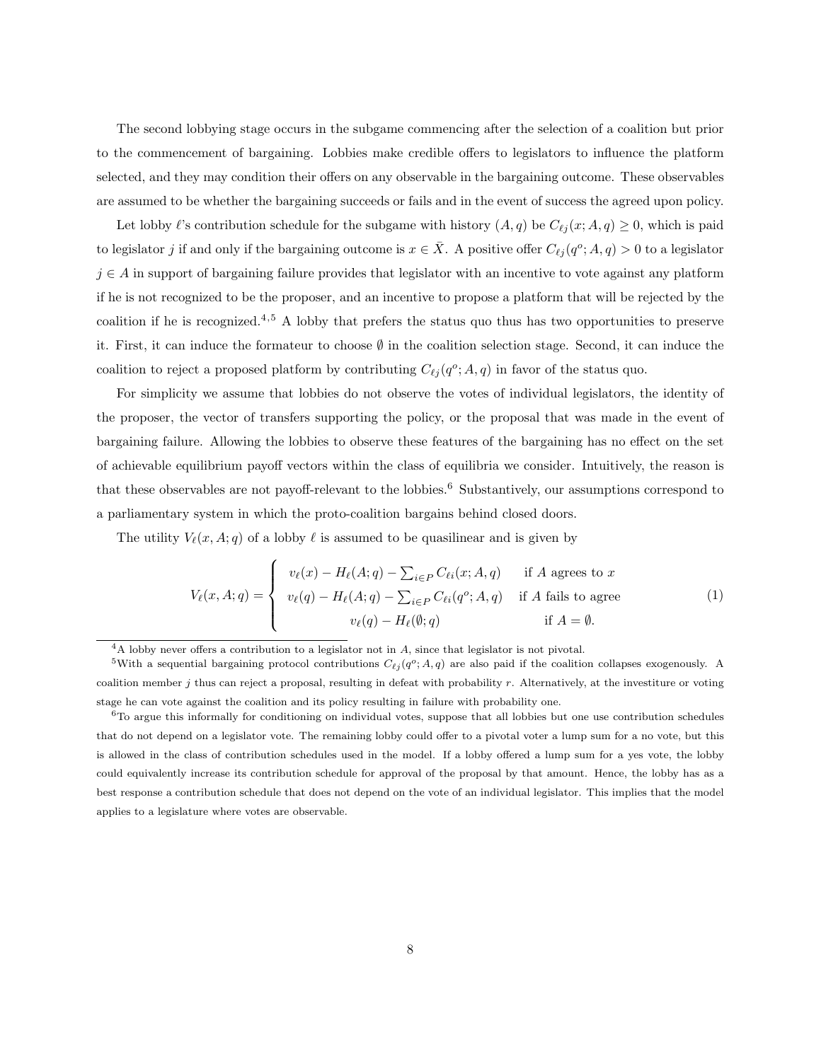The second lobbying stage occurs in the subgame commencing after the selection of a coalition but prior to the commencement of bargaining. Lobbies make credible offers to legislators to influence the platform selected, and they may condition their offers on any observable in the bargaining outcome. These observables are assumed to be whether the bargaining succeeds or fails and in the event of success the agreed upon policy.

Let lobby $\ell$'s contribution schedule for the subgame with history $(A, q)$ be $C_{\ell j}(x; A, q) \geq 0$, which is paid to legislator $j$ if and only if the bargaining outcome is $x \in \bar{X}$. A positive offer $C_{\ell j}(q^o; A, q) > 0$ to a legislator $j \in A$ in support of bargaining failure provides that legislator with an incentive to vote against any platform if he is not recognized to be the proposer, and an incentive to propose a platform that will be rejected by the coalition if he is recognized.[4,5] A lobby that prefers the status quo thus has two opportunities to preserve it. First, it can induce the formateur to choose $\emptyset$ in the coalition selection stage. Second, it can induce the coalition to reject a proposed platform by contributing $C_{\ell j}(q^o; A, q)$ in favor of the status quo.

For simplicity we assume that lobbies do not observe the votes of individual legislators, the identity of the proposer, the vector of transfers supporting the policy, or the proposal that was made in the event of bargaining failure. Allowing the lobbies to observe these features of the bargaining has no effect on the set of achievable equilibrium payoff vectors within the class of equilibria we consider. Intuitively, the reason is that these observables are not payoff-relevant to the lobbies.[6] Substantively, our assumptions correspond to a parliamentary system in which the proto-coalition bargains behind closed doors.

The utility $V_\ell(x, A; q)$ of a lobby $\ell$ is assumed to be quasilinear and is given by

$$V_\ell(x, A; q) = \begin{cases} v_\ell(x) - H_\ell(A; q) - \sum_{i \in P} C_{\ell i}(x; A, q) & \text{if } A \text{ agrees to } x \\ v_\ell(q) - H_\ell(A; q) - \sum_{i \in P} C_{\ell i}(q^o; A, q) & \text{if } A \text{ fails to agree} \\ v_\ell(q) - H_\ell(\emptyset; q) & \text{if } A = \emptyset. \end{cases} \tag{1}$$

---

[4] A lobby never offers a contribution to a legislator not in $A$, since that legislator is not pivotal.

[5] With a sequential bargaining protocol contributions $C_{\ell j}(q^o; A, q)$ are also paid if the coalition collapses exogenously. A coalition member $j$ thus can reject a proposal, resulting in defeat with probability $r$. Alternatively, at the investiture or voting stage he can vote against the coalition and its policy resulting in failure with probability one.

[6] To argue this informally for conditioning on individual votes, suppose that all lobbies but one use contribution schedules that do not depend on a legislator vote. The remaining lobby could offer to a pivotal voter a lump sum for a no vote, but this is allowed in the class of contribution schedules used in the model. If a lobby offered a lump sum for a yes vote, the lobby could equivalently increase its contribution schedule for approval of the proposal by that amount. Hence, the lobby has as a best response a contribution schedule that does not depend on the vote of an individual legislator. This implies that the model applies to a legislature where votes are observable.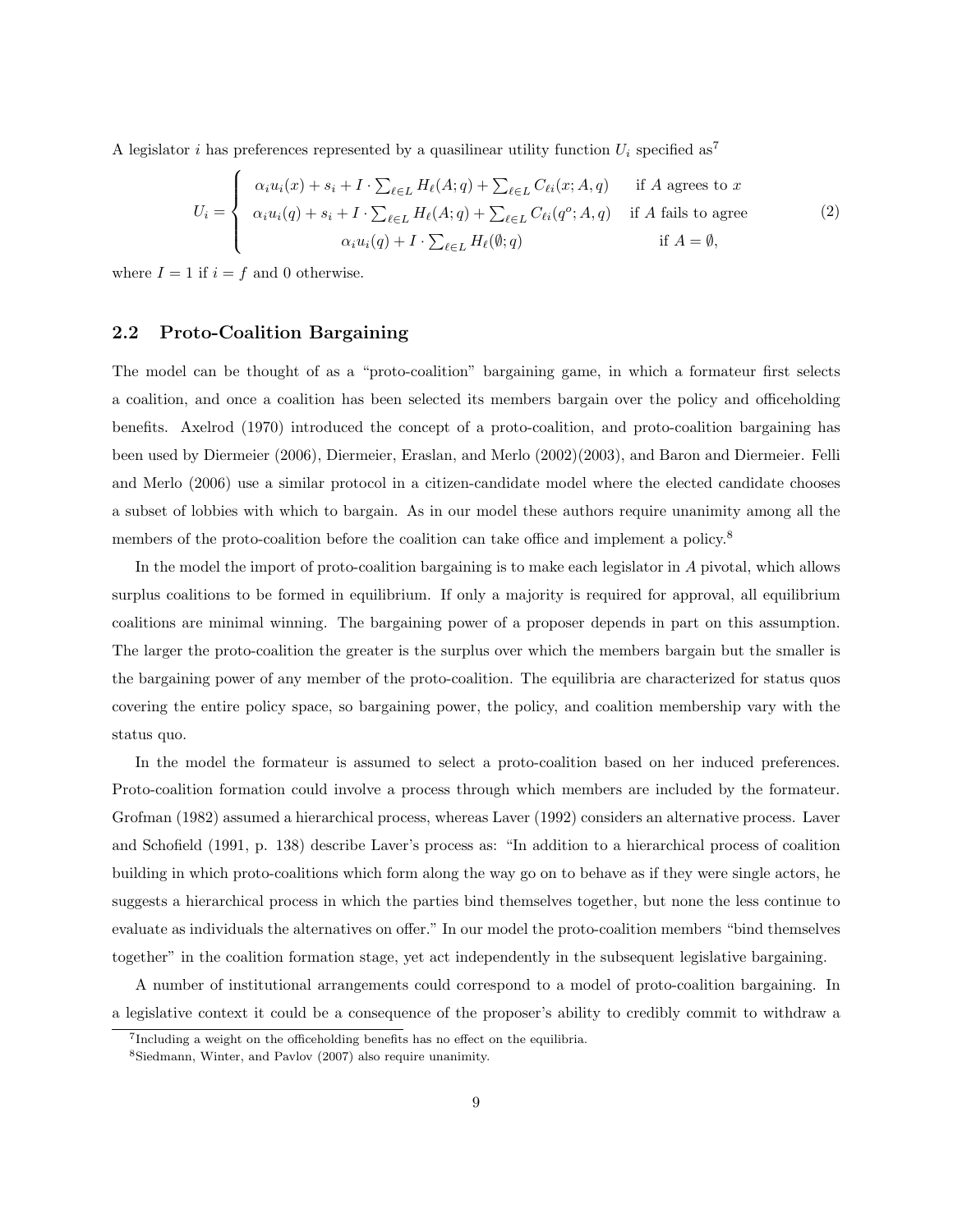A legislator $i$ has preferences represented by a quasilinear utility function $U_i$ specified as[7]

$$U_i = \begin{cases} \alpha_i u_i(x) + s_i + I \cdot \sum_{\ell \in L} H_\ell(A; q) + \sum_{\ell \in L} C_{\ell i}(x; A, q) & \text{if } A \text{ agrees to } x \\ \alpha_i u_i(q) + s_i + I \cdot \sum_{\ell \in L} H_\ell(A; q) + \sum_{\ell \in L} C_{\ell i}(q^o; A, q) & \text{if } A \text{ fails to agree} \\ \alpha_i u_i(q) + I \cdot \sum_{\ell \in L} H_\ell(\emptyset; q) & \text{if } A = \emptyset, \end{cases} \tag{2}$$

where $I = 1$ if $i = f$ and 0 otherwise.

## 2.2 Proto-Coalition Bargaining

The model can be thought of as a "proto-coalition" bargaining game, in which a formateur first selects a coalition, and once a coalition has been selected its members bargain over the policy and officeholding benefits. Axelrod (1970) introduced the concept of a proto-coalition, and proto-coalition bargaining has been used by Diermeier (2006), Diermeier, Eraslan, and Merlo (2002)(2003), and Baron and Diermeier. Felli and Merlo (2006) use a similar protocol in a citizen-candidate model where the elected candidate chooses a subset of lobbies with which to bargain. As in our model these authors require unanimity among all the members of the proto-coalition before the coalition can take office and implement a policy.[8]

In the model the import of proto-coalition bargaining is to make each legislator in $A$ pivotal, which allows surplus coalitions to be formed in equilibrium. If only a majority is required for approval, all equilibrium coalitions are minimal winning. The bargaining power of a proposer depends in part on this assumption. The larger the proto-coalition the greater is the surplus over which the members bargain but the smaller is the bargaining power of any member of the proto-coalition. The equilibria are characterized for status quos covering the entire policy space, so bargaining power, the policy, and coalition membership vary with the status quo.

In the model the formateur is assumed to select a proto-coalition based on her induced preferences. Proto-coalition formation could involve a process through which members are included by the formateur. Grofman (1982) assumed a hierarchical process, whereas Laver (1992) considers an alternative process. Laver and Schofield (1991, p. 138) describe Laver's process as: "In addition to a hierarchical process of coalition building in which proto-coalitions which form along the way go on to behave as if they were single actors, he suggests a hierarchical process in which the parties bind themselves together, but none the less continue to evaluate as individuals the alternatives on offer." In our model the proto-coalition members "bind themselves together" in the coalition formation stage, yet act independently in the subsequent legislative bargaining.

A number of institutional arrangements could correspond to a model of proto-coalition bargaining. In a legislative context it could be a consequence of the proposer's ability to credibly commit to withdraw a

[7] Including a weight on the officeholding benefits has no effect on the equilibria.

[8] Siedmann, Winter, and Pavlov (2007) also require unanimity.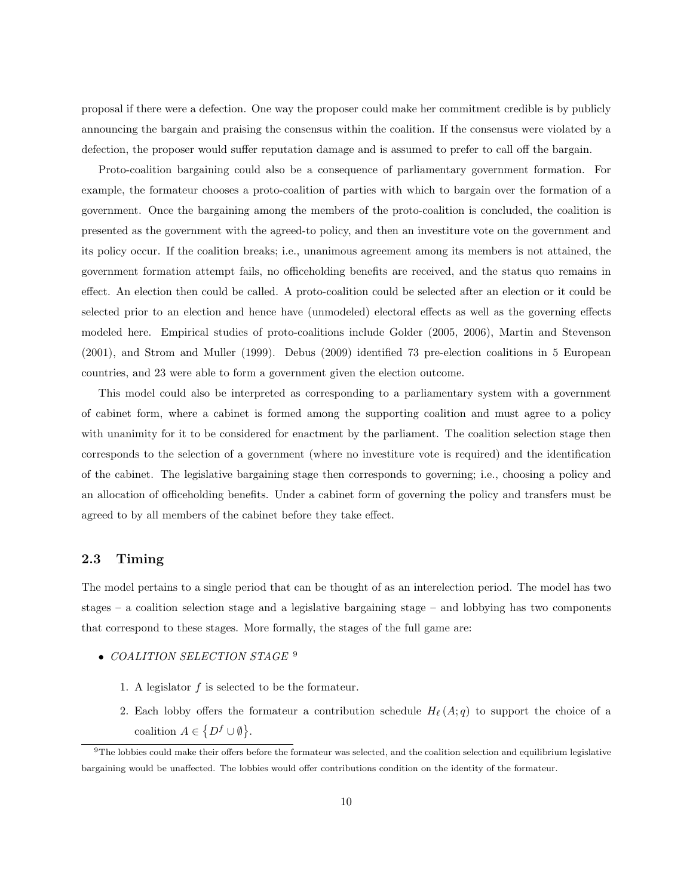proposal if there were a defection. One way the proposer could make her commitment credible is by publicly announcing the bargain and praising the consensus within the coalition. If the consensus were violated by a defection, the proposer would suffer reputation damage and is assumed to prefer to call off the bargain.

Proto-coalition bargaining could also be a consequence of parliamentary government formation. For example, the formateur chooses a proto-coalition of parties with which to bargain over the formation of a government. Once the bargaining among the members of the proto-coalition is concluded, the coalition is presented as the government with the agreed-to policy, and then an investiture vote on the government and its policy occur. If the coalition breaks; i.e., unanimous agreement among its members is not attained, the government formation attempt fails, no officeholding benefits are received, and the status quo remains in effect. An election then could be called. A proto-coalition could be selected after an election or it could be selected prior to an election and hence have (unmodeled) electoral effects as well as the governing effects modeled here. Empirical studies of proto-coalitions include Golder (2005, 2006), Martin and Stevenson (2001), and Strom and Muller (1999). Debus (2009) identified 73 pre-election coalitions in 5 European countries, and 23 were able to form a government given the election outcome.

This model could also be interpreted as corresponding to a parliamentary system with a government of cabinet form, where a cabinet is formed among the supporting coalition and must agree to a policy with unanimity for it to be considered for enactment by the parliament. The coalition selection stage then corresponds to the selection of a government (where no investiture vote is required) and the identification of the cabinet. The legislative bargaining stage then corresponds to governing; i.e., choosing a policy and an allocation of officeholding benefits. Under a cabinet form of governing the policy and transfers must be agreed to by all members of the cabinet before they take effect.

### 2.3 Timing

The model pertains to a single period that can be thought of as an interelection period. The model has two stages – a coalition selection stage and a legislative bargaining stage – and lobbying has two components that correspond to these stages. More formally, the stages of the full game are:

- *COALITION SELECTION STAGE* [9]
  1. A legislator $f$ is selected to be the formateur.
  2. Each lobby offers the formateur a contribution schedule $H_\ell(A; q)$ to support the choice of a coalition $A \in \{D^f \cup \emptyset\}$.

[9] The lobbies could make their offers before the formateur was selected, and the coalition selection and equilibrium legislative bargaining would be unaffected. The lobbies would offer contributions condition on the identity of the formateur.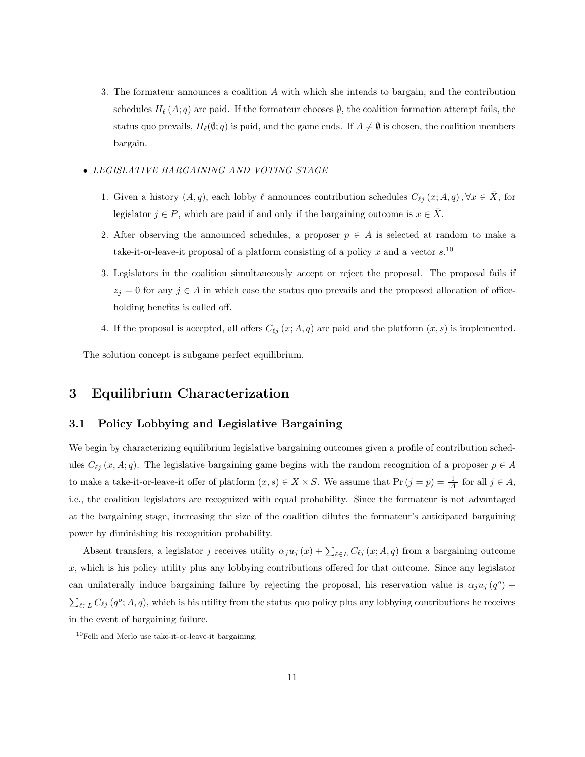3. The formateur announces a coalition $A$ with which she intends to bargain, and the contribution schedules $H_\ell(A;q)$ are paid. If the formateur chooses $\emptyset$, the coalition formation attempt fails, the status quo prevails, $H_\ell(\emptyset;q)$ is paid, and the game ends. If $A \neq \emptyset$ is chosen, the coalition members bargain.

- *LEGISLATIVE BARGAINING AND VOTING STAGE*

1. Given a history $(A,q)$, each lobby $\ell$ announces contribution schedules $C_{\ell j}(x;A,q), \forall x \in \bar{X}$, for legislator $j \in P$, which are paid if and only if the bargaining outcome is $x \in \bar{X}$.
2. After observing the announced schedules, a proposer $p \in A$ is selected at random to make a take-it-or-leave-it proposal of a platform consisting of a policy $x$ and a vector $s$.[10]
3. Legislators in the coalition simultaneously accept or reject the proposal. The proposal fails if $z_j = 0$ for any $j \in A$ in which case the status quo prevails and the proposed allocation of office-holding benefits is called off.
4. If the proposal is accepted, all offers $C_{\ell j}(x;A,q)$ are paid and the platform $(x,s)$ is implemented.

The solution concept is subgame perfect equilibrium.

# 3 Equilibrium Characterization

## 3.1 Policy Lobbying and Legislative Bargaining

We begin by characterizing equilibrium legislative bargaining outcomes given a profile of contribution schedules $C_{\ell j}(x,A;q)$. The legislative bargaining game begins with the random recognition of a proposer $p \in A$ to make a take-it-or-leave-it offer of platform $(x,s) \in X \times S$. We assume that $\Pr(j = p) = \frac{1}{|A|}$ for all $j \in A$, i.e., the coalition legislators are recognized with equal probability. Since the formateur is not advantaged at the bargaining stage, increasing the size of the coalition dilutes the formateur's anticipated bargaining power by diminishing his recognition probability.

Absent transfers, a legislator $j$ receives utility $\alpha_j u_j(x) + \sum_{\ell \in L} C_{\ell j}(x;A,q)$ from a bargaining outcome $x$, which is his policy utility plus any lobbying contributions offered for that outcome. Since any legislator can unilaterally induce bargaining failure by rejecting the proposal, his reservation value is $\alpha_j u_j(q^o) + \sum_{\ell \in L} C_{\ell j}(q^o;A,q)$, which is his utility from the status quo policy plus any lobbying contributions he receives in the event of bargaining failure.

[10] Felli and Merlo use take-it-or-leave-it bargaining.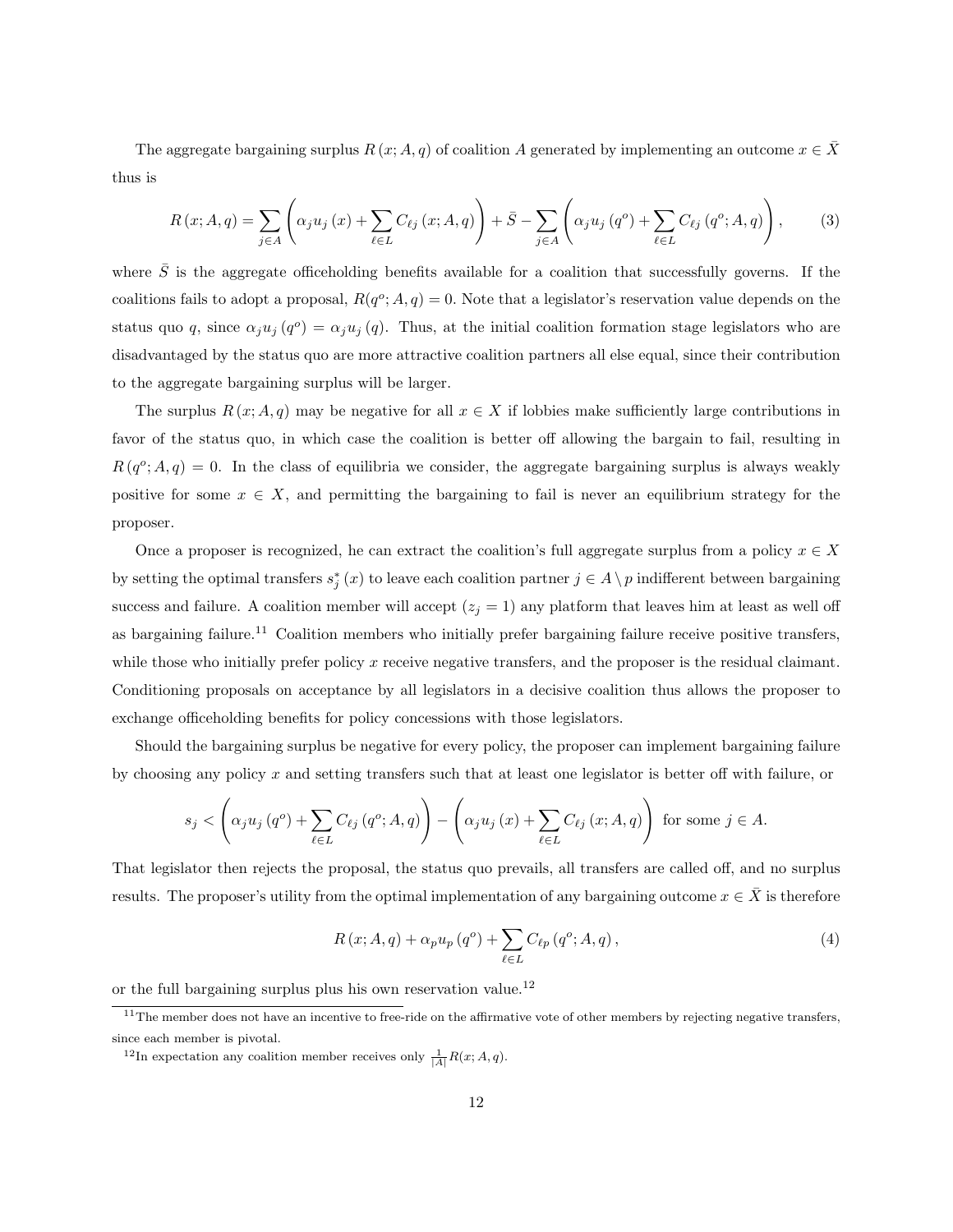The aggregate bargaining surplus $R(x; A, q)$ of coalition $A$ generated by implementing an outcome $x \in \bar{X}$ thus is

$$R(x; A, q) = \sum_{j \in A} \left( \alpha_j u_j(x) + \sum_{\ell \in L} C_{\ell j}(x; A, q) \right) + \bar{S} - \sum_{j \in A} \left( \alpha_j u_j(q^o) + \sum_{\ell \in L} C_{\ell j}(q^o; A, q) \right), \tag{3}$$

where $\bar{S}$ is the aggregate officeholding benefits available for a coalition that successfully governs. If the coalitions fails to adopt a proposal, $R(q^o; A, q) = 0$. Note that a legislator's reservation value depends on the status quo $q$, since $\alpha_j u_j(q^o) = \alpha_j u_j(q)$. Thus, at the initial coalition formation stage legislators who are disadvantaged by the status quo are more attractive coalition partners all else equal, since their contribution to the aggregate bargaining surplus will be larger.

The surplus $R(x; A, q)$ may be negative for all $x \in X$ if lobbies make sufficiently large contributions in favor of the status quo, in which case the coalition is better off allowing the bargain to fail, resulting in $R(q^o; A, q) = 0$. In the class of equilibria we consider, the aggregate bargaining surplus is always weakly positive for some $x \in X$, and permitting the bargaining to fail is never an equilibrium strategy for the proposer.

Once a proposer is recognized, he can extract the coalition's full aggregate surplus from a policy $x \in X$ by setting the optimal transfers $s_j^*(x)$ to leave each coalition partner $j \in A \setminus p$ indifferent between bargaining success and failure. A coalition member will accept ($z_j = 1$) any platform that leaves him at least as well off as bargaining failure.[11] Coalition members who initially prefer bargaining failure receive positive transfers, while those who initially prefer policy $x$ receive negative transfers, and the proposer is the residual claimant. Conditioning proposals on acceptance by all legislators in a decisive coalition thus allows the proposer to exchange officeholding benefits for policy concessions with those legislators.

Should the bargaining surplus be negative for every policy, the proposer can implement bargaining failure by choosing any policy $x$ and setting transfers such that at least one legislator is better off with failure, or

$$s_j < \left( \alpha_j u_j(q^o) + \sum_{\ell \in L} C_{\ell j}(q^o; A, q) \right) - \left( \alpha_j u_j(x) + \sum_{\ell \in L} C_{\ell j}(x; A, q) \right) \text{ for some } j \in A.$$

That legislator then rejects the proposal, the status quo prevails, all transfers are called off, and no surplus results. The proposer's utility from the optimal implementation of any bargaining outcome $x \in \bar{X}$ is therefore

$$R(x; A, q) + \alpha_p u_p(q^o) + \sum_{\ell \in L} C_{\ell p}(q^o; A, q), \tag{4}$$

or the full bargaining surplus plus his own reservation value.[12]

[11] The member does not have an incentive to free-ride on the affirmative vote of other members by rejecting negative transfers, since each member is pivotal.

[12] In expectation any coalition member receives only $\frac{1}{|A|} R(x; A, q)$.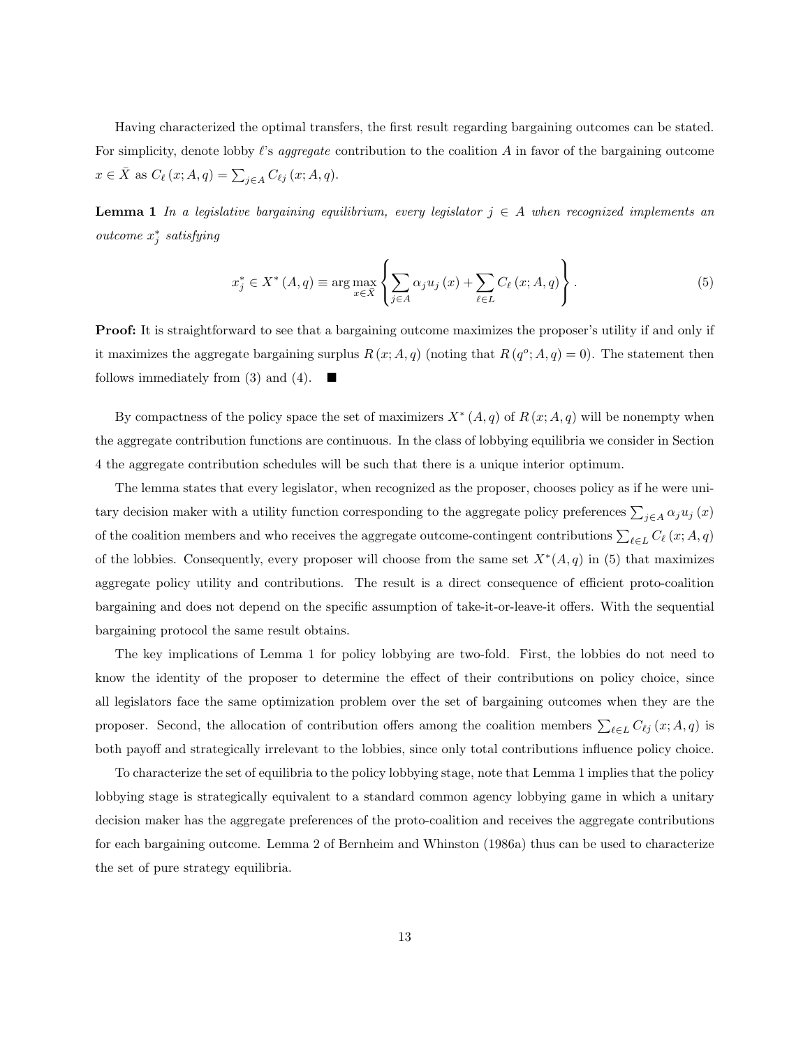Having characterized the optimal transfers, the first result regarding bargaining outcomes can be stated. For simplicity, denote lobby $\ell$'s *aggregate* contribution to the coalition $A$ in favor of the bargaining outcome $x \in \bar{X}$ as $C_\ell(x; A, q) = \sum_{j \in A} C_{\ell j}(x; A, q)$.

**Lemma 1** *In a legislative bargaining equilibrium, every legislator $j \in A$ when recognized implements an outcome $x_j^*$ satisfying*

$$x_j^* \in X^*(A, q) \equiv \arg\max_{x \in \bar{X}} \left\{ \sum_{j \in A} \alpha_j u_j(x) + \sum_{\ell \in L} C_\ell(x; A, q) \right\}. \tag{5}$$

**Proof:** It is straightforward to see that a bargaining outcome maximizes the proposer's utility if and only if it maximizes the aggregate bargaining surplus $R(x; A, q)$ (noting that $R(q^o; A, q) = 0$). The statement then follows immediately from (3) and (4). ■

By compactness of the policy space the set of maximizers $X^*(A, q)$ of $R(x; A, q)$ will be nonempty when the aggregate contribution functions are continuous. In the class of lobbying equilibria we consider in Section 4 the aggregate contribution schedules will be such that there is a unique interior optimum.

The lemma states that every legislator, when recognized as the proposer, chooses policy as if he were unitary decision maker with a utility function corresponding to the aggregate policy preferences $\sum_{j \in A} \alpha_j u_j(x)$ of the coalition members and who receives the aggregate outcome-contingent contributions $\sum_{\ell \in L} C_\ell(x; A, q)$ of the lobbies. Consequently, every proposer will choose from the same set $X^*(A, q)$ in (5) that maximizes aggregate policy utility and contributions. The result is a direct consequence of efficient proto-coalition bargaining and does not depend on the specific assumption of take-it-or-leave-it offers. With the sequential bargaining protocol the same result obtains.

The key implications of Lemma 1 for policy lobbying are two-fold. First, the lobbies do not need to know the identity of the proposer to determine the effect of their contributions on policy choice, since all legislators face the same optimization problem over the set of bargaining outcomes when they are the proposer. Second, the allocation of contribution offers among the coalition members $\sum_{\ell \in L} C_{\ell j}(x; A, q)$ is both payoff and strategically irrelevant to the lobbies, since only total contributions influence policy choice.

To characterize the set of equilibria to the policy lobbying stage, note that Lemma 1 implies that the policy lobbying stage is strategically equivalent to a standard common agency lobbying game in which a unitary decision maker has the aggregate preferences of the proto-coalition and receives the aggregate contributions for each bargaining outcome. Lemma 2 of Bernheim and Whinston (1986a) thus can be used to characterize the set of pure strategy equilibria.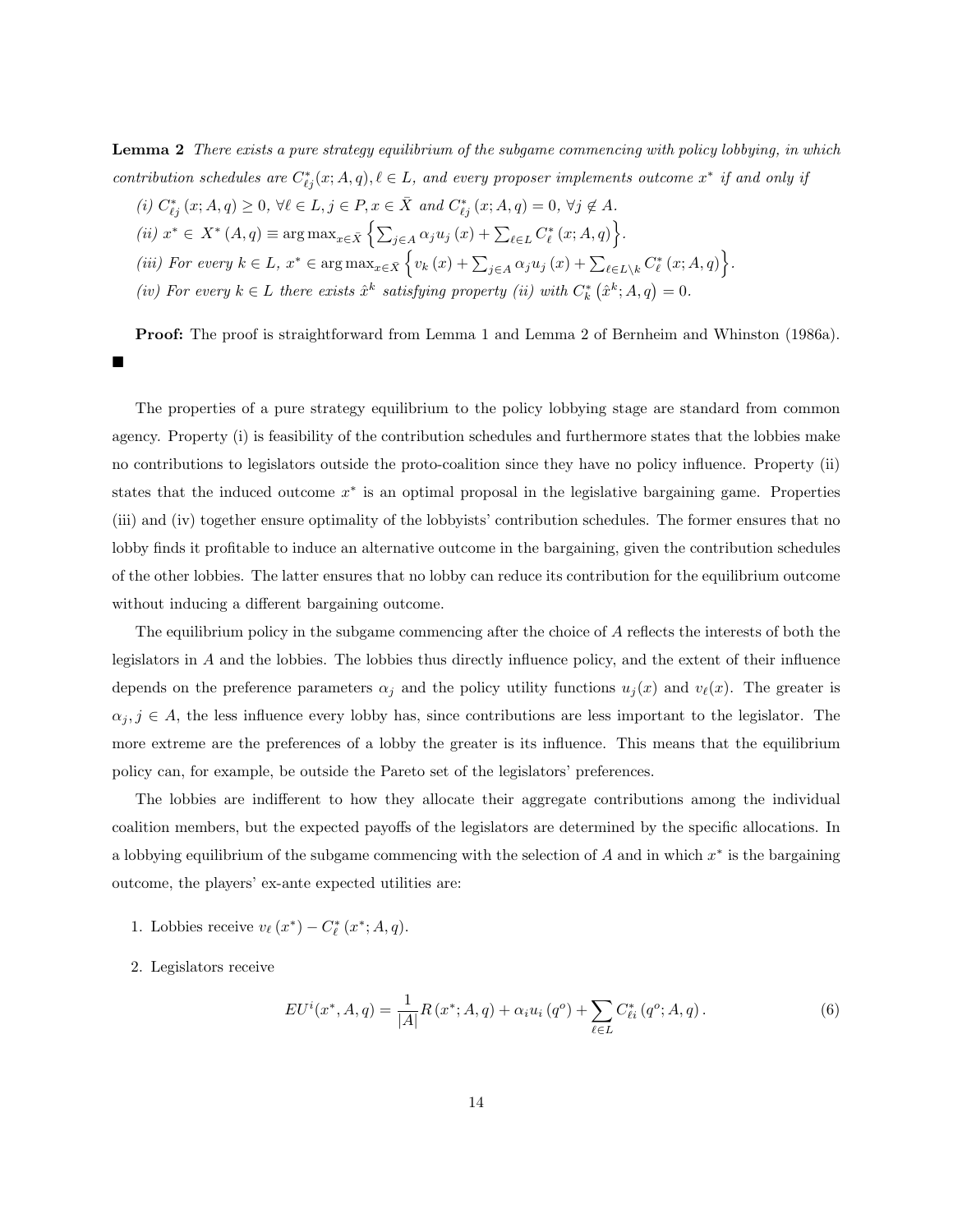**Lemma 2** *There exists a pure strategy equilibrium of the subgame commencing with policy lobbying, in which contribution schedules are $C^*_{\ell j}(x; A, q), \ell \in L$, and every proposer implements outcome $x^*$ if and only if*

*(i) $C^*_{\ell j}(x; A, q) \geq 0$, $\forall \ell \in L, j \in P, x \in \bar{X}$ and $C^*_{\ell j}(x; A, q) = 0$, $\forall j \notin A$.*

*(ii) $x^* \in X^*(A, q) \equiv \arg\max_{x \in \bar{X}} \left\{ \sum_{j \in A} \alpha_j u_j(x) + \sum_{\ell \in L} C^*_\ell(x; A, q) \right\}$.*

*(iii) For every $k \in L$, $x^* \in \arg\max_{x \in \bar{X}} \left\{ v_k(x) + \sum_{j \in A} \alpha_j u_j(x) + \sum_{\ell \in L \setminus k} C^*_\ell(x; A, q) \right\}$.*

*(iv) For every $k \in L$ there exists $\hat{x}^k$ satisfying property (ii) with $C^*_k(\hat{x}^k; A, q) = 0$.*

**Proof:** The proof is straightforward from Lemma 1 and Lemma 2 of Bernheim and Whinston (1986a). ■

The properties of a pure strategy equilibrium to the policy lobbying stage are standard from common agency. Property (i) is feasibility of the contribution schedules and furthermore states that the lobbies make no contributions to legislators outside the proto-coalition since they have no policy influence. Property (ii) states that the induced outcome $x^*$ is an optimal proposal in the legislative bargaining game. Properties (iii) and (iv) together ensure optimality of the lobbyists' contribution schedules. The former ensures that no lobby finds it profitable to induce an alternative outcome in the bargaining, given the contribution schedules of the other lobbies. The latter ensures that no lobby can reduce its contribution for the equilibrium outcome without inducing a different bargaining outcome.

The equilibrium policy in the subgame commencing after the choice of $A$ reflects the interests of both the legislators in $A$ and the lobbies. The lobbies thus directly influence policy, and the extent of their influence depends on the preference parameters $\alpha_j$ and the policy utility functions $u_j(x)$ and $v_\ell(x)$. The greater is $\alpha_j, j \in A$, the less influence every lobby has, since contributions are less important to the legislator. The more extreme are the preferences of a lobby the greater is its influence. This means that the equilibrium policy can, for example, be outside the Pareto set of the legislators' preferences.

The lobbies are indifferent to how they allocate their aggregate contributions among the individual coalition members, but the expected payoffs of the legislators are determined by the specific allocations. In a lobbying equilibrium of the subgame commencing with the selection of $A$ and in which $x^*$ is the bargaining outcome, the players' ex-ante expected utilities are:

1. Lobbies receive $v_\ell(x^*) - C^*_\ell(x^*; A, q)$.

2. Legislators receive

$$EU^i(x^*, A, q) = \frac{1}{|A|} R(x^*; A, q) + \alpha_i u_i(q^o) + \sum_{\ell \in L} C^*_{\ell i}(q^o; A, q). \tag{6}$$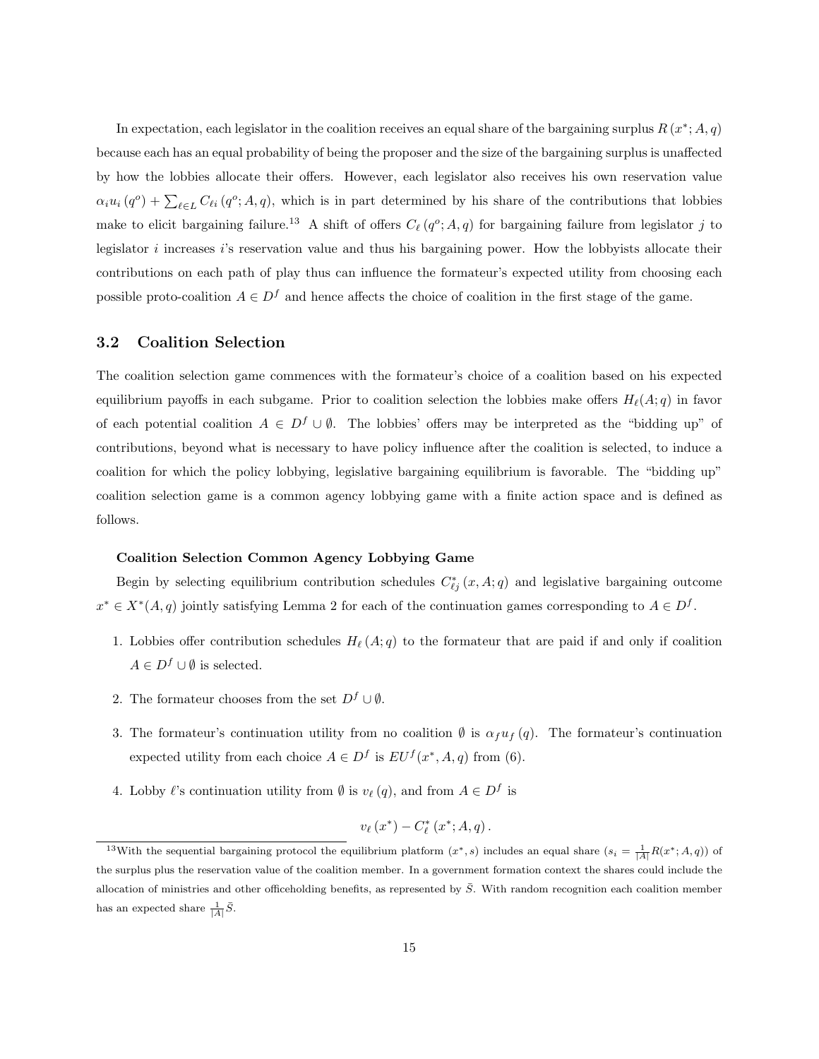In expectation, each legislator in the coalition receives an equal share of the bargaining surplus $R(x^*; A, q)$ because each has an equal probability of being the proposer and the size of the bargaining surplus is unaffected by how the lobbies allocate their offers. However, each legislator also receives his own reservation value $\alpha_i u_i(q^o) + \sum_{\ell \in L} C_{\ell i}(q^o; A, q)$, which is in part determined by his share of the contributions that lobbies make to elicit bargaining failure.[13] A shift of offers $C_\ell(q^o; A, q)$ for bargaining failure from legislator $j$ to legislator $i$ increases $i$'s reservation value and thus his bargaining power. How the lobbyists allocate their contributions on each path of play thus can influence the formateur's expected utility from choosing each possible proto-coalition $A \in D^f$ and hence affects the choice of coalition in the first stage of the game.

## 3.2 Coalition Selection

The coalition selection game commences with the formateur's choice of a coalition based on his expected equilibrium payoffs in each subgame. Prior to coalition selection the lobbies make offers $H_\ell(A; q)$ in favor of each potential coalition $A \in D^f \cup \emptyset$. The lobbies' offers may be interpreted as the "bidding up" of contributions, beyond what is necessary to have policy influence after the coalition is selected, to induce a coalition for which the policy lobbying, legislative bargaining equilibrium is favorable. The "bidding up" coalition selection game is a common agency lobbying game with a finite action space and is defined as follows.

**Coalition Selection Common Agency Lobbying Game**

Begin by selecting equilibrium contribution schedules $C^*_{\ell j}(x, A; q)$ and legislative bargaining outcome $x^* \in X^*(A, q)$ jointly satisfying Lemma 2 for each of the continuation games corresponding to $A \in D^f$.

1. Lobbies offer contribution schedules $H_\ell(A; q)$ to the formateur that are paid if and only if coalition $A \in D^f \cup \emptyset$ is selected.
2. The formateur chooses from the set $D^f \cup \emptyset$.
3. The formateur's continuation utility from no coalition $\emptyset$ is $\alpha_f u_f(q)$. The formateur's continuation expected utility from each choice $A \in D^f$ is $EU^f(x^*, A, q)$ from (6).
4. Lobby $\ell$'s continuation utility from $\emptyset$ is $v_\ell(q)$, and from $A \in D^f$ is

$$v_\ell(x^*) - C^*_\ell(x^*; A, q).$$

[13] With the sequential bargaining protocol the equilibrium platform $(x^*, s)$ includes an equal share ($s_i = \frac{1}{|A|} R(x^*; A, q)$) of the surplus plus the reservation value of the coalition member. In a government formation context the shares could include the allocation of ministries and other officeholding benefits, as represented by $\bar{S}$. With random recognition each coalition member has an expected share $\frac{1}{|A|}\bar{S}$.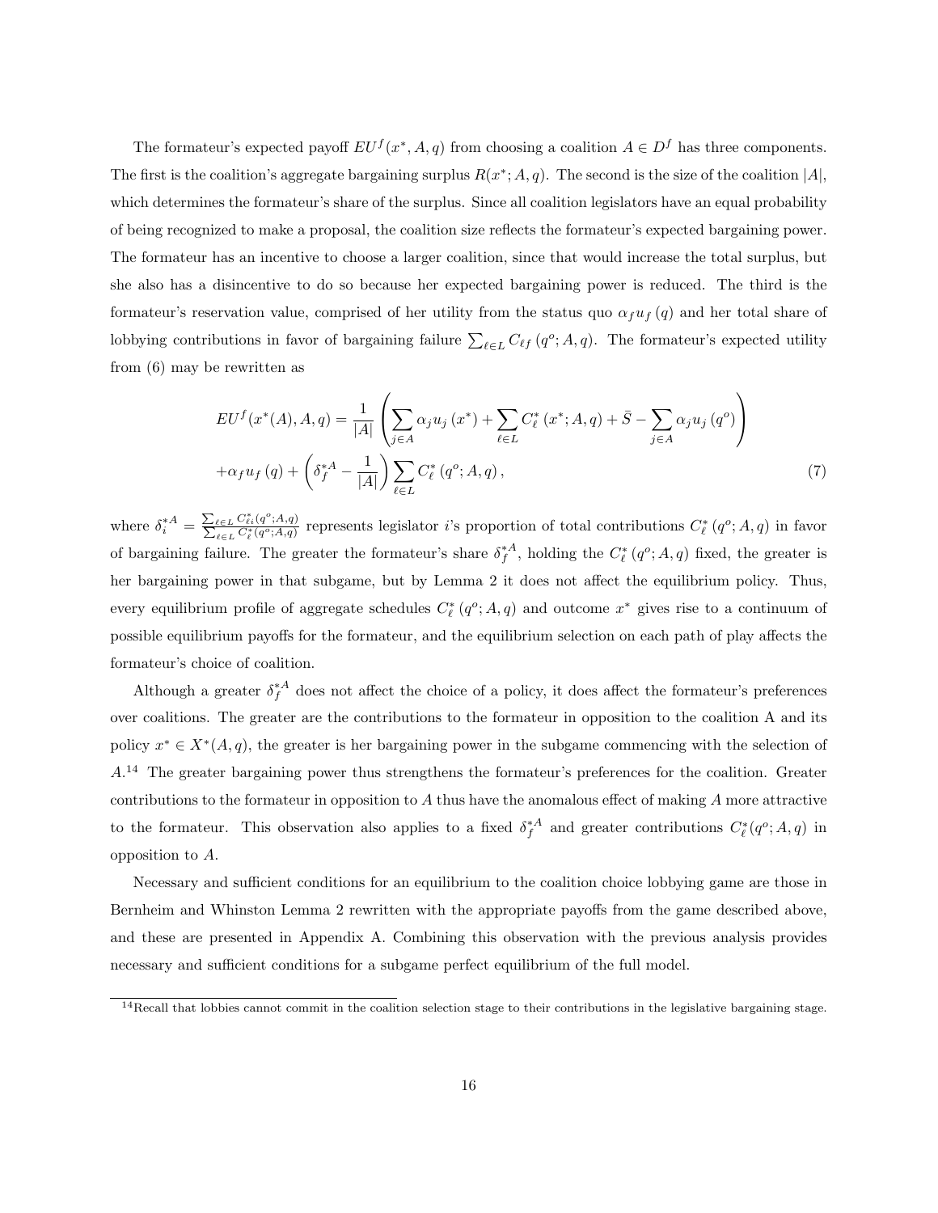The formateur's expected payoff $EU^f(x^*, A, q)$ from choosing a coalition $A \in D^f$ has three components. The first is the coalition's aggregate bargaining surplus $R(x^*; A, q)$. The second is the size of the coalition $|A|$, which determines the formateur's share of the surplus. Since all coalition legislators have an equal probability of being recognized to make a proposal, the coalition size reflects the formateur's expected bargaining power. The formateur has an incentive to choose a larger coalition, since that would increase the total surplus, but she also has a disincentive to do so because her expected bargaining power is reduced. The third is the formateur's reservation value, comprised of her utility from the status quo $\alpha_f u_f(q)$ and her total share of lobbying contributions in favor of bargaining failure $\sum_{\ell \in L} C_{\ell f}(q^o; A, q)$. The formateur's expected utility from (6) may be rewritten as

$$EU^f(x^*(A), A, q) = \frac{1}{|A|}\left(\sum_{j \in A} \alpha_j u_j(x^*) + \sum_{\ell \in L} C^*_\ell(x^*; A, q) + \bar{S} - \sum_{j \in A} \alpha_j u_j(q^o)\right)$$
$$+\alpha_f u_f(q) + \left(\delta_f^{*A} - \frac{1}{|A|}\right)\sum_{\ell \in L} C^*_\ell(q^o; A, q), \tag{7}$$

where $\delta_i^{*A} = \frac{\sum_{\ell \in L} C^*_{\ell i}(q^o; A, q)}{\sum_{\ell \in L} C^*_\ell(q^o; A, q)}$ represents legislator $i$'s proportion of total contributions $C^*_\ell(q^o; A, q)$ in favor of bargaining failure. The greater the formateur's share $\delta_f^{*A}$, holding the $C^*_\ell(q^o; A, q)$ fixed, the greater is her bargaining power in that subgame, but by Lemma 2 it does not affect the equilibrium policy. Thus, every equilibrium profile of aggregate schedules $C^*_\ell(q^o; A, q)$ and outcome $x^*$ gives rise to a continuum of possible equilibrium payoffs for the formateur, and the equilibrium selection on each path of play affects the formateur's choice of coalition.

Although a greater $\delta_f^{*A}$ does not affect the choice of a policy, it does affect the formateur's preferences over coalitions. The greater are the contributions to the formateur in opposition to the coalition A and its policy $x^* \in X^*(A, q)$, the greater is her bargaining power in the subgame commencing with the selection of $A$.[14] The greater bargaining power thus strengthens the formateur's preferences for the coalition. Greater contributions to the formateur in opposition to $A$ thus have the anomalous effect of making $A$ more attractive to the formateur. This observation also applies to a fixed $\delta_f^{*A}$ and greater contributions $C^*_\ell(q^o; A, q)$ in opposition to $A$.

Necessary and sufficient conditions for an equilibrium to the coalition choice lobbying game are those in Bernheim and Whinston Lemma 2 rewritten with the appropriate payoffs from the game described above, and these are presented in Appendix A. Combining this observation with the previous analysis provides necessary and sufficient conditions for a subgame perfect equilibrium of the full model.

[14] Recall that lobbies cannot commit in the coalition selection stage to their contributions in the legislative bargaining stage.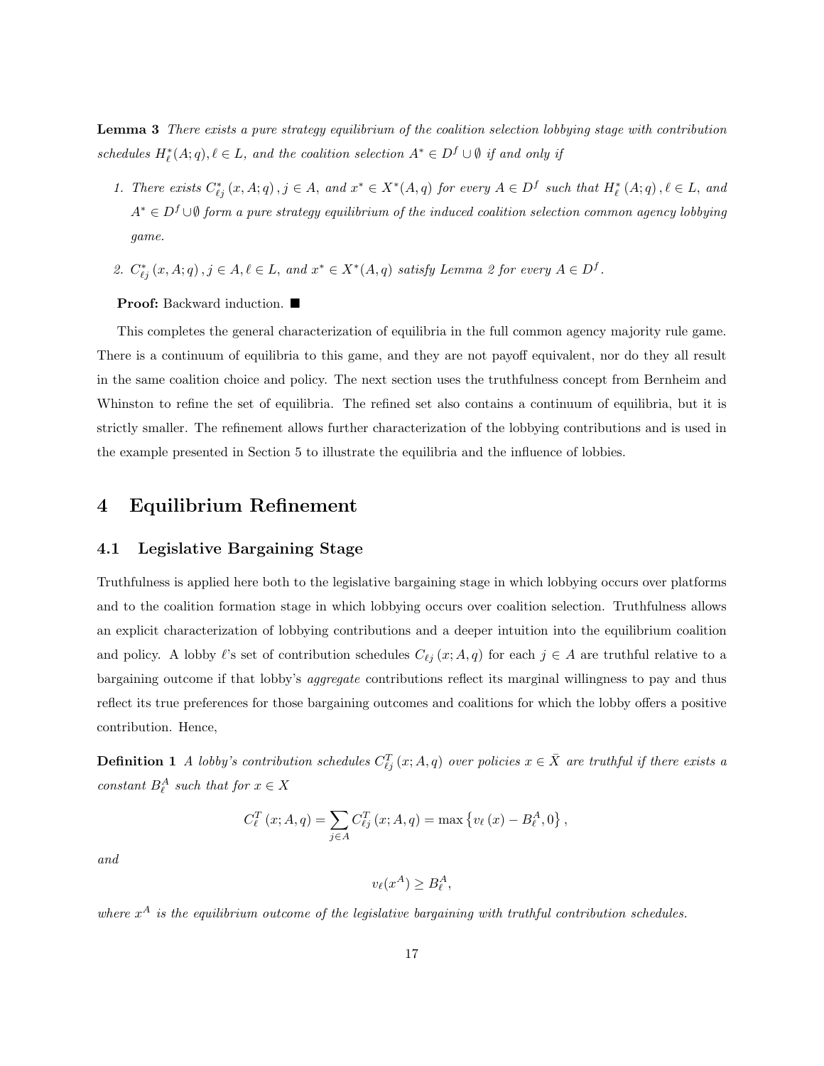**Lemma 3** *There exists a pure strategy equilibrium of the coalition selection lobbying stage with contribution schedules $H_\ell^*(A;q), \ell \in L$, and the coalition selection $A^* \in D^f \cup \emptyset$ if and only if*

1. *There exists $C_{\ell j}^*(x, A; q), j \in A$, and $x^* \in X^*(A, q)$ for every $A \in D^f$ such that $H_\ell^*(A;q), \ell \in L$, and $A^* \in D^f \cup \emptyset$ form a pure strategy equilibrium of the induced coalition selection common agency lobbying game.*

2. *$C_{\ell j}^*(x, A; q), j \in A, \ell \in L$, and $x^* \in X^*(A, q)$ satisfy Lemma 2 for every $A \in D^f$.*

**Proof:** Backward induction. ■

This completes the general characterization of equilibria in the full common agency majority rule game. There is a continuum of equilibria to this game, and they are not payoff equivalent, nor do they all result in the same coalition choice and policy. The next section uses the truthfulness concept from Bernheim and Whinston to refine the set of equilibria. The refined set also contains a continuum of equilibria, but it is strictly smaller. The refinement allows further characterization of the lobbying contributions and is used in the example presented in Section 5 to illustrate the equilibria and the influence of lobbies.

# 4 Equilibrium Refinement

## 4.1 Legislative Bargaining Stage

Truthfulness is applied here both to the legislative bargaining stage in which lobbying occurs over platforms and to the coalition formation stage in which lobbying occurs over coalition selection. Truthfulness allows an explicit characterization of lobbying contributions and a deeper intuition into the equilibrium coalition and policy. A lobby $\ell$'s set of contribution schedules $C_{\ell j}(x; A, q)$ for each $j \in A$ are truthful relative to a bargaining outcome if that lobby's *aggregate* contributions reflect its marginal willingness to pay and thus reflect its true preferences for those bargaining outcomes and coalitions for which the lobby offers a positive contribution. Hence,

**Definition 1** *A lobby's contribution schedules $C_{\ell j}^T(x; A, q)$ over policies $x \in \bar{X}$ are truthful if there exists a constant $B_\ell^A$ such that for $x \in X$*

$$C_\ell^T(x; A, q) = \sum_{j \in A} C_{\ell j}^T(x; A, q) = \max\left\{v_\ell(x) - B_\ell^A, 0\right\},$$

*and*

$$v_\ell(x^A) \geq B_\ell^A,$$

*where $x^A$ is the equilibrium outcome of the legislative bargaining with truthful contribution schedules.*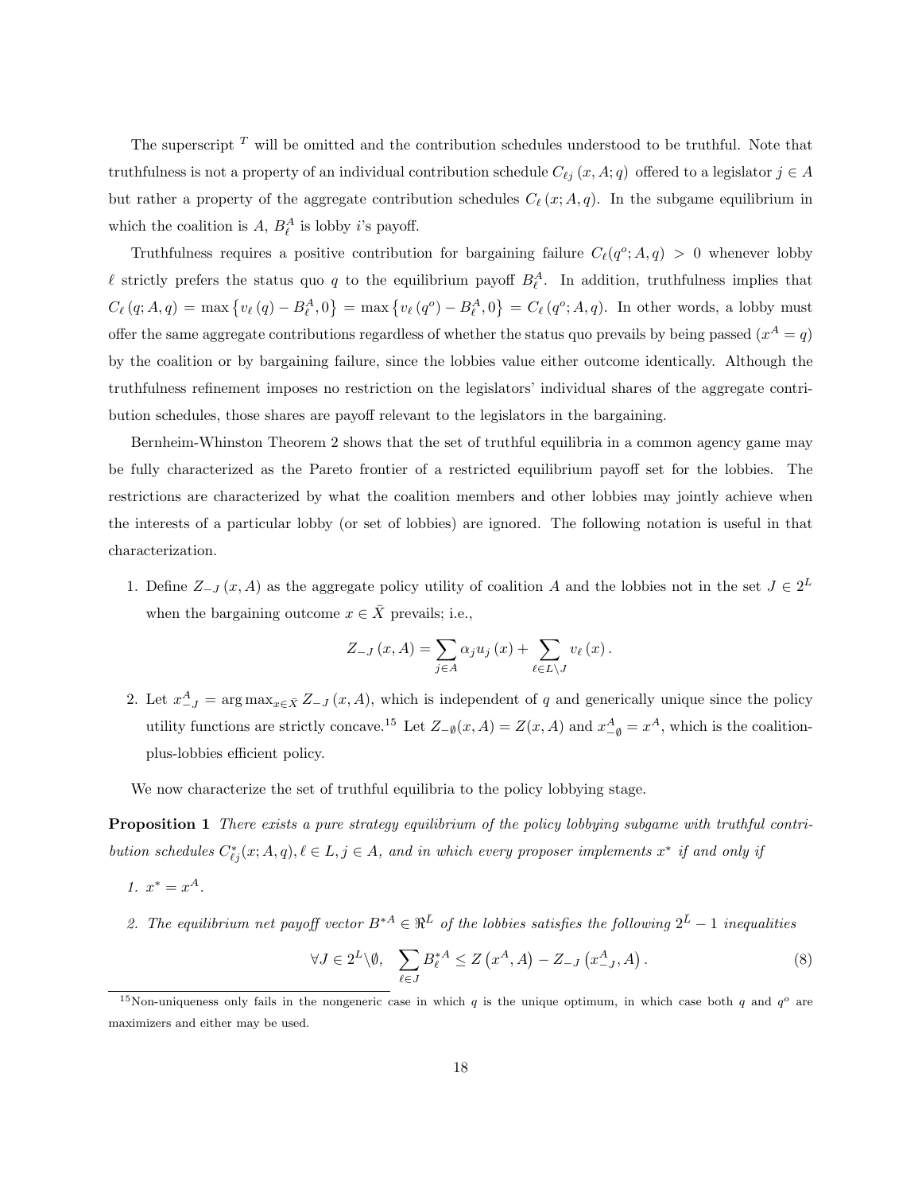The superscript $^T$ will be omitted and the contribution schedules understood to be truthful. Note that truthfulness is not a property of an individual contribution schedule $C_{\ell j}(x, A; q)$ offered to a legislator $j \in A$ but rather a property of the aggregate contribution schedules $C_{\ell}(x; A, q)$. In the subgame equilibrium in which the coalition is $A$, $B_{\ell}^{A}$ is lobby $i$'s payoff.

Truthfulness requires a positive contribution for bargaining failure $C_{\ell}(q^{o}; A, q) > 0$ whenever lobby $\ell$ strictly prefers the status quo $q$ to the equilibrium payoff $B_{\ell}^{A}$. In addition, truthfulness implies that $C_{\ell}(q; A, q) = \max\left\{v_{\ell}(q) - B_{\ell}^{A}, 0\right\} = \max\left\{v_{\ell}(q^{o}) - B_{\ell}^{A}, 0\right\} = C_{\ell}(q^{o}; A, q)$. In other words, a lobby must offer the same aggregate contributions regardless of whether the status quo prevails by being passed ($x^{A} = q$) by the coalition or by bargaining failure, since the lobbies value either outcome identically. Although the truthfulness refinement imposes no restriction on the legislators' individual shares of the aggregate contribution schedules, those shares are payoff relevant to the legislators in the bargaining.

Bernheim-Whinston Theorem 2 shows that the set of truthful equilibria in a common agency game may be fully characterized as the Pareto frontier of a restricted equilibrium payoff set for the lobbies. The restrictions are characterized by what the coalition members and other lobbies may jointly achieve when the interests of a particular lobby (or set of lobbies) are ignored. The following notation is useful in that characterization.

1. Define $Z_{-J}(x, A)$ as the aggregate policy utility of coalition $A$ and the lobbies not in the set $J \in 2^{L}$ when the bargaining outcome $x \in \bar{X}$ prevails; i.e.,

$$Z_{-J}(x, A) = \sum_{j \in A} \alpha_{j} u_{j}(x) + \sum_{\ell \in L \setminus J} v_{\ell}(x).$$

2. Let $x_{-J}^{A} = \arg\max_{x \in \bar{X}} Z_{-J}(x, A)$, which is independent of $q$ and generically unique since the policy utility functions are strictly concave.[15] Let $Z_{-\emptyset}(x, A) = Z(x, A)$ and $x_{-\emptyset}^{A} = x^{A}$, which is the coalition-plus-lobbies efficient policy.

We now characterize the set of truthful equilibria to the policy lobbying stage.

**Proposition 1** *There exists a pure strategy equilibrium of the policy lobbying subgame with truthful contribution schedules $C_{\ell j}^{*}(x; A, q), \ell \in L, j \in A$, and in which every proposer implements $x^{*}$ if and only if*

1. *$x^{*} = x^{A}$.*
2. *The equilibrium net payoff vector $B^{*A} \in \Re^{\bar{L}}$ of the lobbies satisfies the following $2^{\bar{L}} - 1$ inequalities*

$$\forall J \in 2^{L} \setminus \emptyset, \quad \sum_{\ell \in J} B_{\ell}^{*A} \leq Z\left(x^{A}, A\right) - Z_{-J}\left(x_{-J}^{A}, A\right). \tag{8}$$

[15] Non-uniqueness only fails in the nongeneric case in which $q$ is the unique optimum, in which case both $q$ and $q^{o}$ are maximizers and either may be used.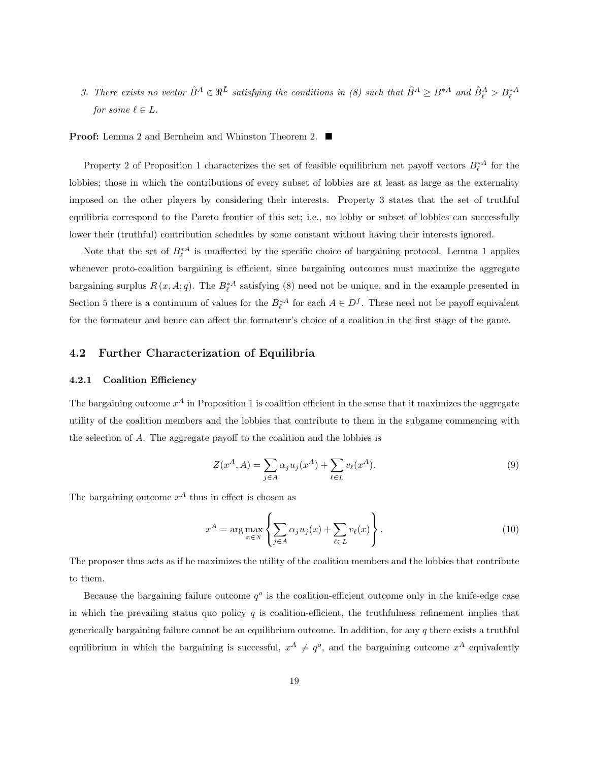3. *There exists no vector $\hat{B}^A \in \Re^{\bar{L}}$ satisfying the conditions in (8) such that $\hat{B}^A \geq B^{*A}$ and $\hat{B}^A_\ell > B^{*A}_\ell$ for some $\ell \in L$.*

**Proof:** Lemma 2 and Bernheim and Whinston Theorem 2. ■

Property 2 of Proposition 1 characterizes the set of feasible equilibrium net payoff vectors $B^{*A}_\ell$ for the lobbies; those in which the contributions of every subset of lobbies are at least as large as the externality imposed on the other players by considering their interests. Property 3 states that the set of truthful equilibria correspond to the Pareto frontier of this set; i.e., no lobby or subset of lobbies can successfully lower their (truthful) contribution schedules by some constant without having their interests ignored.

Note that the set of $B^{*A}_\ell$ is unaffected by the specific choice of bargaining protocol. Lemma 1 applies whenever proto-coalition bargaining is efficient, since bargaining outcomes must maximize the aggregate bargaining surplus $R(x, A; q)$. The $B^{*A}_\ell$ satisfying (8) need not be unique, and in the example presented in Section 5 there is a continuum of values for the $B^{*A}_\ell$ for each $A \in D^f$. These need not be payoff equivalent for the formateur and hence can affect the formateur's choice of a coalition in the first stage of the game.

## 4.2 Further Characterization of Equilibria

### 4.2.1 Coalition Efficiency

The bargaining outcome $x^A$ in Proposition 1 is coalition efficient in the sense that it maximizes the aggregate utility of the coalition members and the lobbies that contribute to them in the subgame commencing with the selection of $A$. The aggregate payoff to the coalition and the lobbies is

$$Z(x^A, A) = \sum_{j \in A} \alpha_j u_j(x^A) + \sum_{\ell \in L} v_\ell(x^A). \tag{9}$$

The bargaining outcome $x^A$ thus in effect is chosen as

$$x^A = \arg\max_{x \in \bar{X}} \left\{ \sum_{j \in A} \alpha_j u_j(x) + \sum_{\ell \in L} v_\ell(x) \right\}. \tag{10}$$

The proposer thus acts as if he maximizes the utility of the coalition members and the lobbies that contribute to them.

Because the bargaining failure outcome $q^o$ is the coalition-efficient outcome only in the knife-edge case in which the prevailing status quo policy $q$ is coalition-efficient, the truthfulness refinement implies that generically bargaining failure cannot be an equilibrium outcome. In addition, for any $q$ there exists a truthful equilibrium in which the bargaining is successful, $x^A \neq q^o$, and the bargaining outcome $x^A$ equivalently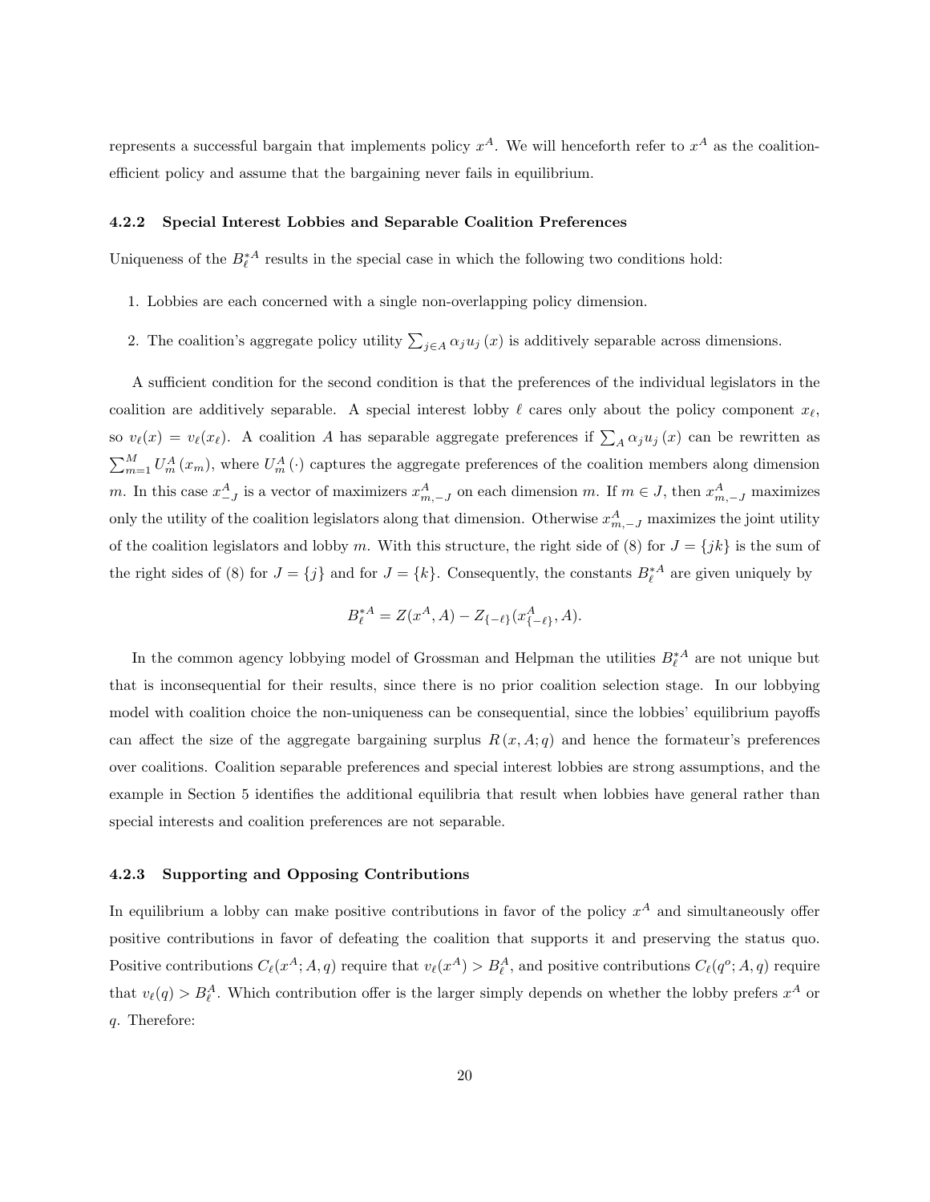represents a successful bargain that implements policy $x^A$. We will henceforth refer to $x^A$ as the coalition-efficient policy and assume that the bargaining never fails in equilibrium.

### 4.2.2 Special Interest Lobbies and Separable Coalition Preferences

Uniqueness of the $B_\ell^{*A}$ results in the special case in which the following two conditions hold:

1. Lobbies are each concerned with a single non-overlapping policy dimension.
2. The coalition's aggregate policy utility $\sum_{j\in A} \alpha_j u_j(x)$ is additively separable across dimensions.

A sufficient condition for the second condition is that the preferences of the individual legislators in the coalition are additively separable. A special interest lobby $\ell$ cares only about the policy component $x_\ell$, so $v_\ell(x) = v_\ell(x_\ell)$. A coalition $A$ has separable aggregate preferences if $\sum_A \alpha_j u_j(x)$ can be rewritten as $\sum_{m=1}^{M} U_m^A(x_m)$, where $U_m^A(\cdot)$ captures the aggregate preferences of the coalition members along dimension $m$. In this case $x_{-J}^A$ is a vector of maximizers $x_{m,-J}^A$ on each dimension $m$. If $m \in J$, then $x_{m,-J}^A$ maximizes only the utility of the coalition legislators along that dimension. Otherwise $x_{m,-J}^A$ maximizes the joint utility of the coalition legislators and lobby $m$. With this structure, the right side of (8) for $J = \{jk\}$ is the sum of the right sides of (8) for $J = \{j\}$ and for $J = \{k\}$. Consequently, the constants $B_\ell^{*A}$ are given uniquely by

$$B_\ell^{*A} = Z(x^A, A) - Z_{\{-\ell\}}(x_{\{-\ell\}}^A, A).$$

In the common agency lobbying model of Grossman and Helpman the utilities $B_\ell^{*A}$ are not unique but that is inconsequential for their results, since there is no prior coalition selection stage. In our lobbying model with coalition choice the non-uniqueness can be consequential, since the lobbies' equilibrium payoffs can affect the size of the aggregate bargaining surplus $R(x, A; q)$ and hence the formateur's preferences over coalitions. Coalition separable preferences and special interest lobbies are strong assumptions, and the example in Section 5 identifies the additional equilibria that result when lobbies have general rather than special interests and coalition preferences are not separable.

### 4.2.3 Supporting and Opposing Contributions

In equilibrium a lobby can make positive contributions in favor of the policy $x^A$ and simultaneously offer positive contributions in favor of defeating the coalition that supports it and preserving the status quo. Positive contributions $C_\ell(x^A; A, q)$ require that $v_\ell(x^A) > B_\ell^A$, and positive contributions $C_\ell(q^o; A, q)$ require that $v_\ell(q) > B_\ell^A$. Which contribution offer is the larger simply depends on whether the lobby prefers $x^A$ or $q$. Therefore: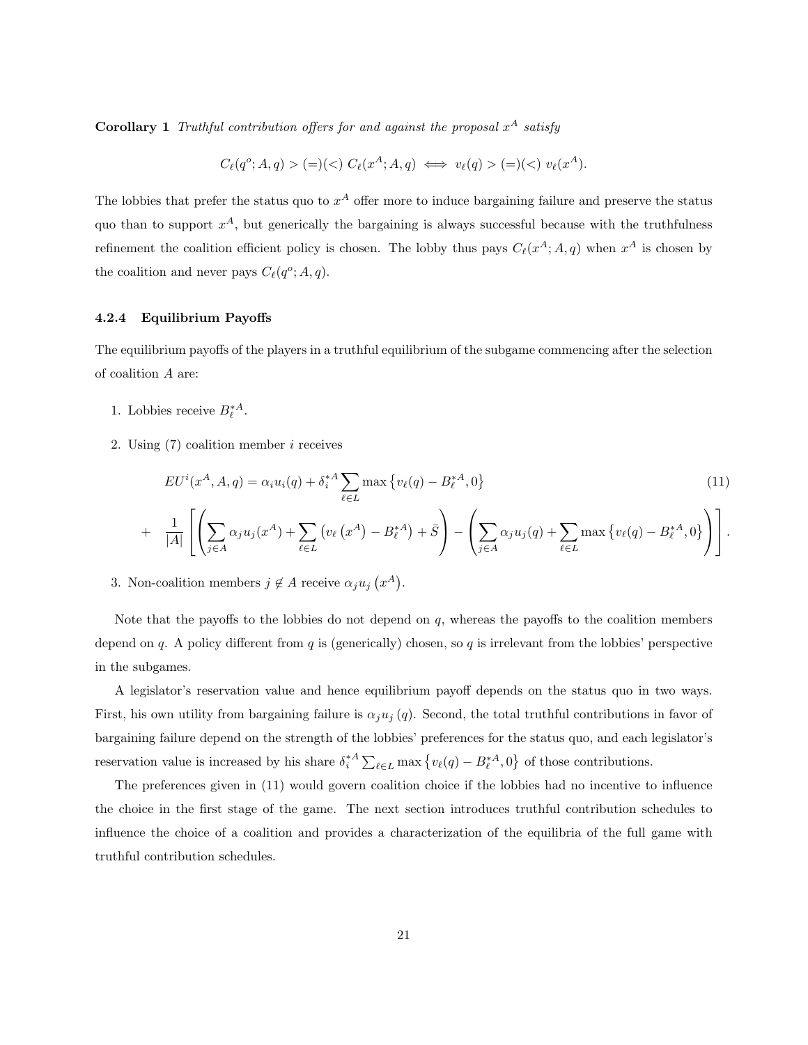**Corollary 1** *Truthful contribution offers for and against the proposal $x^A$ satisfy*

$$C_\ell(q^o; A, q) > (=)(<)\ C_\ell(x^A; A, q) \iff v_\ell(q) > (=)(<)\ v_\ell(x^A).$$

The lobbies that prefer the status quo to $x^A$ offer more to induce bargaining failure and preserve the status quo than to support $x^A$, but generically the bargaining is always successful because with the truthfulness refinement the coalition efficient policy is chosen. The lobby thus pays $C_\ell(x^A; A, q)$ when $x^A$ is chosen by the coalition and never pays $C_\ell(q^o; A, q)$.

#### 4.2.4 Equilibrium Payoffs

The equilibrium payoffs of the players in a truthful equilibrium of the subgame commencing after the selection of coalition $A$ are:

1. Lobbies receive $B_\ell^{*A}$.
2. Using (7) coalition member $i$ receives

$$EU^i(x^A, A, q) = \alpha_i u_i(q) + \delta_i^{*A} \sum_{\ell \in L} \max\left\{v_\ell(q) - B_\ell^{*A}, 0\right\} \tag{11}$$

$$+ \quad \frac{1}{|A|}\left[\left(\sum_{j\in A} \alpha_j u_j(x^A) + \sum_{\ell \in L}\left(v_\ell\left(x^A\right) - B_\ell^{*A}\right) + \bar{S}\right) - \left(\sum_{j \in A} \alpha_j u_j(q) + \sum_{\ell \in L} \max\left\{v_\ell(q) - B_\ell^{*A}, 0\right\}\right)\right].$$

3. Non-coalition members $j \notin A$ receive $\alpha_j u_j\left(x^A\right)$.

Note that the payoffs to the lobbies do not depend on $q$, whereas the payoffs to the coalition members depend on $q$. A policy different from $q$ is (generically) chosen, so $q$ is irrelevant from the lobbies' perspective in the subgames.

A legislator's reservation value and hence equilibrium payoff depends on the status quo in two ways. First, his own utility from bargaining failure is $\alpha_j u_j(q)$. Second, the total truthful contributions in favor of bargaining failure depend on the strength of the lobbies' preferences for the status quo, and each legislator's reservation value is increased by his share $\delta_i^{*A} \sum_{\ell \in L} \max\left\{v_\ell(q) - B_\ell^{*A}, 0\right\}$ of those contributions.

The preferences given in (11) would govern coalition choice if the lobbies had no incentive to influence the choice in the first stage of the game. The next section introduces truthful contribution schedules to influence the choice of a coalition and provides a characterization of the equilibria of the full game with truthful contribution schedules.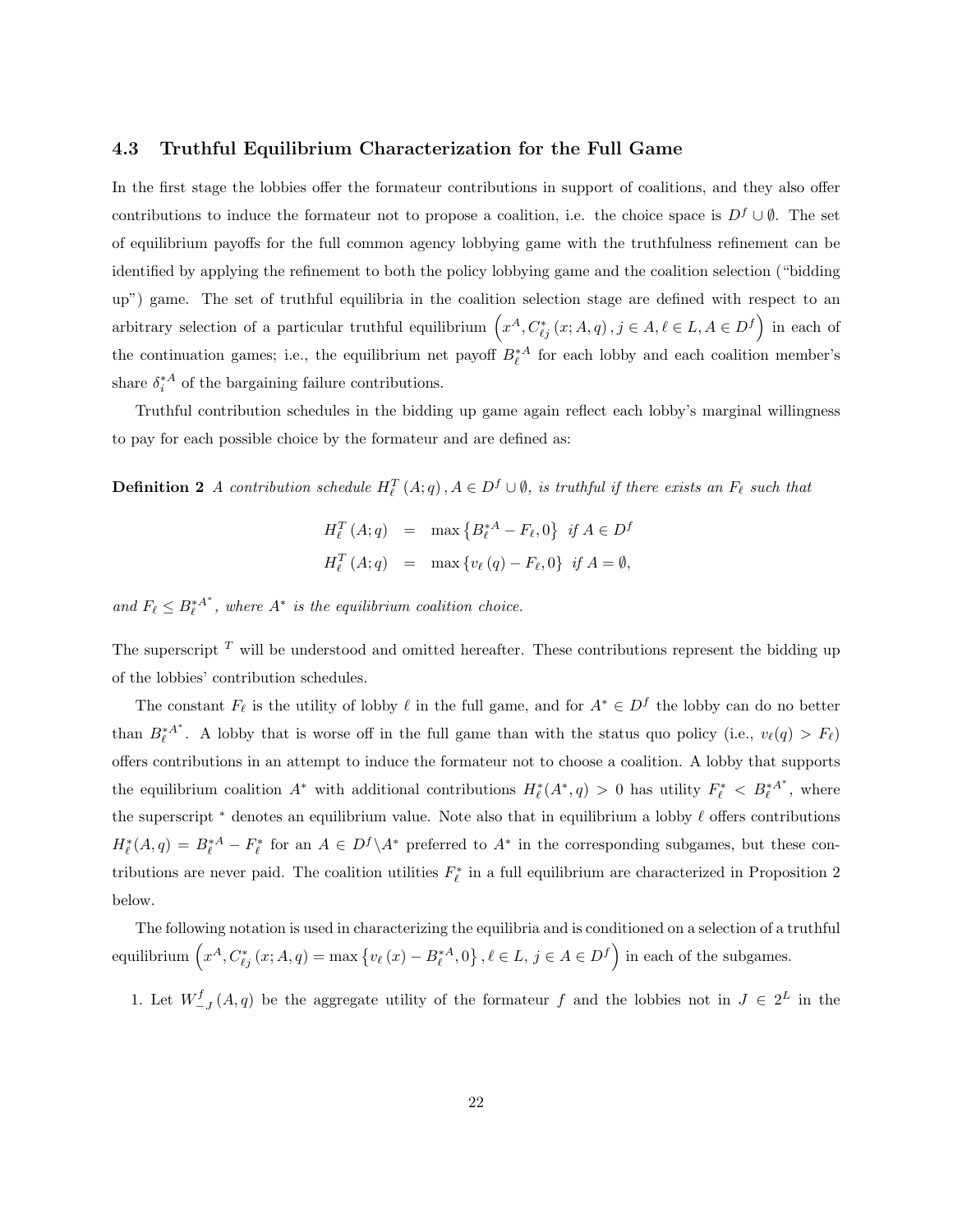### 4.3 Truthful Equilibrium Characterization for the Full Game

In the first stage the lobbies offer the formateur contributions in support of coalitions, and they also offer contributions to induce the formateur not to propose a coalition, i.e. the choice space is $D^f \cup \emptyset$. The set of equilibrium payoffs for the full common agency lobbying game with the truthfulness refinement can be identified by applying the refinement to both the policy lobbying game and the coalition selection ("bidding up") game. The set of truthful equilibria in the coalition selection stage are defined with respect to an arbitrary selection of a particular truthful equilibrium $\left(x^A, C^*_{\ell j}(x; A, q), j \in A, \ell \in L, A \in D^f\right)$ in each of the continuation games; i.e., the equilibrium net payoff $B^{*A}_\ell$ for each lobby and each coalition member's share $\delta^{*A}_i$ of the bargaining failure contributions.

Truthful contribution schedules in the bidding up game again reflect each lobby's marginal willingness to pay for each possible choice by the formateur and are defined as:

**Definition 2** *A contribution schedule $H^T_\ell(A; q), A \in D^f \cup \emptyset$, is truthful if there exists an $F_\ell$ such that*

$$
\begin{aligned}
H^T_\ell(A; q) &= \max\left\{B^{*A}_\ell - F_\ell, 0\right\} \text{ if } A \in D^f \\
H^T_\ell(A; q) &= \max\left\{v_\ell(q) - F_\ell, 0\right\} \text{ if } A = \emptyset,
\end{aligned}
$$

*and $F_\ell \leq B^{*A^*}_\ell$, where $A^*$ is the equilibrium coalition choice.*

The superscript $^T$ will be understood and omitted hereafter. These contributions represent the bidding up of the lobbies' contribution schedules.

The constant $F_\ell$ is the utility of lobby $\ell$ in the full game, and for $A^* \in D^f$ the lobby can do no better than $B^{*A^*}_\ell$. A lobby that is worse off in the full game than with the status quo policy (i.e., $v_\ell(q) > F_\ell$) offers contributions in an attempt to induce the formateur not to choose a coalition. A lobby that supports the equilibrium coalition $A^*$ with additional contributions $H^*_\ell(A^*, q) > 0$ has utility $F^*_\ell < B^{*A^*}_\ell$, where the superscript $^*$ denotes an equilibrium value. Note also that in equilibrium a lobby $\ell$ offers contributions $H^*_\ell(A, q) = B^{*A}_\ell - F^*_\ell$ for an $A \in D^f \backslash A^*$ preferred to $A^*$ in the corresponding subgames, but these contributions are never paid. The coalition utilities $F^*_\ell$ in a full equilibrium are characterized in Proposition 2 below.

The following notation is used in characterizing the equilibria and is conditioned on a selection of a truthful equilibrium $\left(x^A, C^*_{\ell j}(x; A, q) = \max\left\{v_\ell(x) - B^{*A}_\ell, 0\right\}, \ell \in L, j \in A \in D^f\right)$ in each of the subgames.

1. Let $W^f_{-J}(A, q)$ be the aggregate utility of the formateur $f$ and the lobbies not in $J \in 2^L$ in the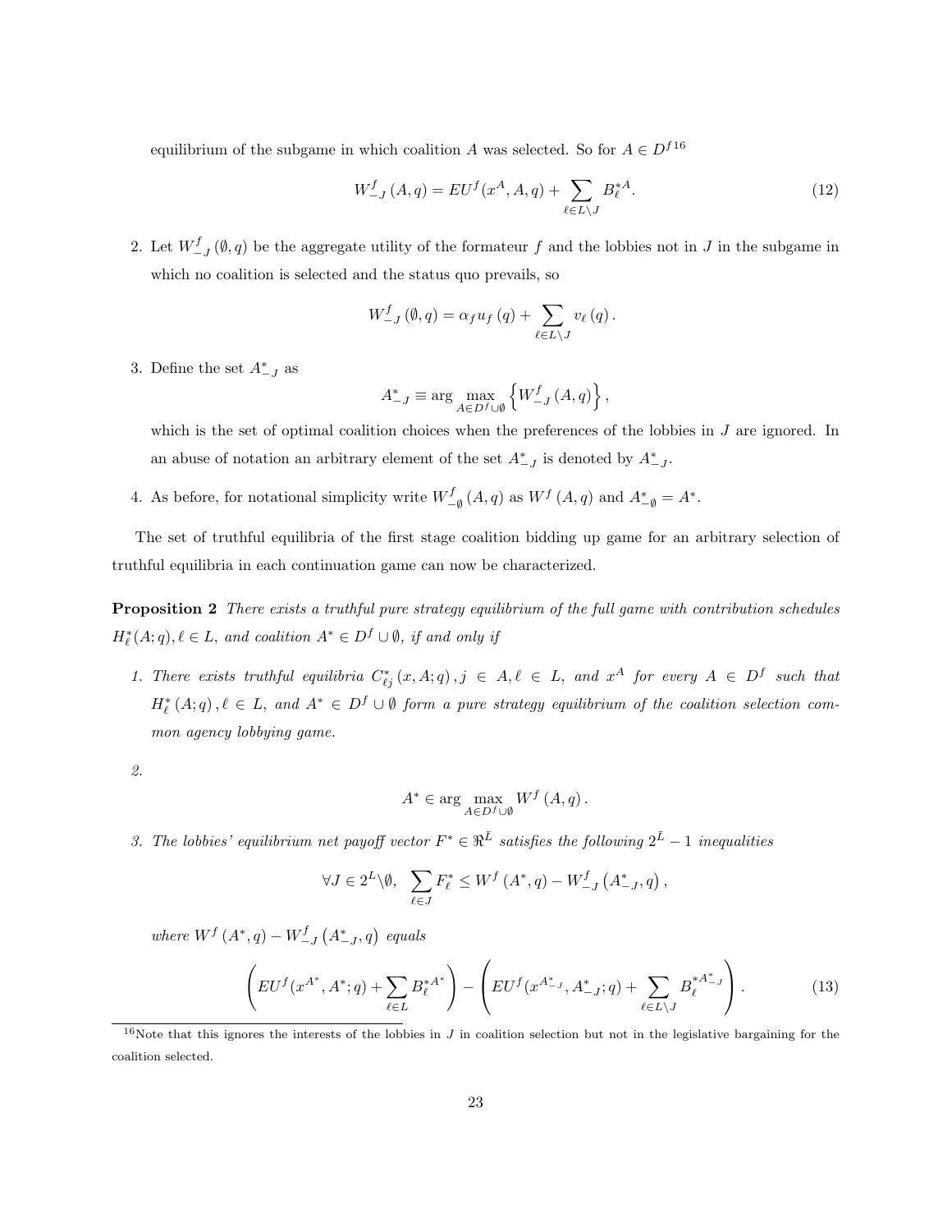equilibrium of the subgame in which coalition $A$ was selected. So for $A \in D^f$[16]

$$W_{-J}^{f}(A,q) = EU^f(x^A, A, q) + \sum_{\ell \in L \setminus J} B_{\ell}^{*A}. \tag{12}$$

2. Let $W_{-J}^{f}(\emptyset, q)$ be the aggregate utility of the formateur $f$ and the lobbies not in $J$ in the subgame in which no coalition is selected and the status quo prevails, so

$$W_{-J}^{f}(\emptyset, q) = \alpha_f u_f(q) + \sum_{\ell \in L \setminus J} v_{\ell}(q).$$

3. Define the set $A_{-J}^{*}$ as

$$A_{-J}^{*} \equiv \arg \max_{A \in D^f \cup \emptyset} \left\{ W_{-J}^{f}(A,q) \right\},$$

which is the set of optimal coalition choices when the preferences of the lobbies in $J$ are ignored. In an abuse of notation an arbitrary element of the set $A_{-J}^{*}$ is denoted by $A_{-J}^{*}$.

4. As before, for notational simplicity write $W_{-\emptyset}^{f}(A,q)$ as $W^f(A,q)$ and $A_{-\emptyset}^{*} = A^*$.

The set of truthful equilibria of the first stage coalition bidding up game for an arbitrary selection of truthful equilibria in each continuation game can now be characterized.

**Proposition 2** *There exists a truthful pure strategy equilibrium of the full game with contribution schedules $H_{\ell}^{*}(A;q), \ell \in L$, and coalition $A^* \in D^f \cup \emptyset$, if and only if*

1. *There exists truthful equilibria $C_{\ell j}^{*}(x, A; q), j \in A, \ell \in L$, and $x^A$ for every $A \in D^f$ such that $H_{\ell}^{*}(A;q), \ell \in L$, and $A^* \in D^f \cup \emptyset$ form a pure strategy equilibrium of the coalition selection common agency lobbying game.*

2. 
$$A^* \in \arg \max_{A \in D^f \cup \emptyset} W^f(A,q).$$

3. *The lobbies' equilibrium net payoff vector $F^* \in \Re^{\bar{L}}$ satisfies the following $2^{\bar{L}} - 1$ inequalities*

$$\forall J \in 2^L \backslash \emptyset, \quad \sum_{\ell \in J} F_{\ell}^{*} \leq W^f(A^*, q) - W_{-J}^{f}\left(A_{-J}^{*}, q\right),$$

*where $W^f(A^*, q) - W_{-J}^{f}\left(A_{-J}^{*}, q\right)$ equals*

$$\left( EU^f(x^{A^*}, A^*; q) + \sum_{\ell \in L} B_{\ell}^{*A^*} \right) - \left( EU^f(x^{A_{-J}^{*}}, A_{-J}^{*}; q) + \sum_{\ell \in L \setminus J} B_{\ell}^{*A_{-J}^{*}} \right). \tag{13}$$

[16] Note that this ignores the interests of the lobbies in $J$ in coalition selection but not in the legislative bargaining for the coalition selected.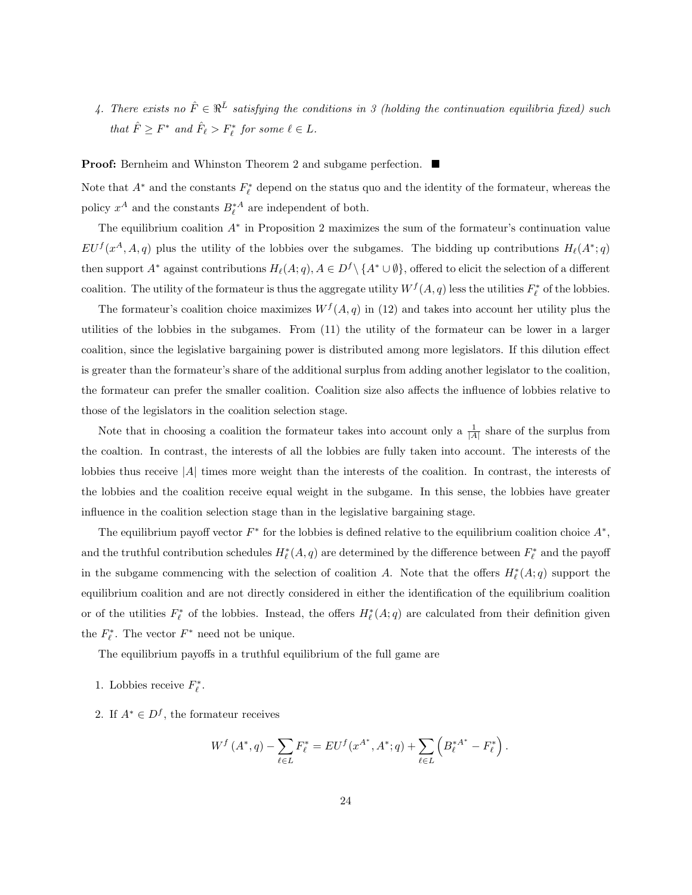4. *There exists no $\hat{F} \in \Re^{\bar{L}}$ satisfying the conditions in 3 (holding the continuation equilibria fixed) such that $\hat{F} \geq F^*$ and $\hat{F}_\ell > F^*_\ell$ for some $\ell \in L$.*

**Proof:** Bernheim and Whinston Theorem 2 and subgame perfection. ■

Note that $A^*$ and the constants $F^*_\ell$ depend on the status quo and the identity of the formateur, whereas the policy $x^A$ and the constants $B^{*A}_\ell$ are independent of both.

The equilibrium coalition $A^*$ in Proposition 2 maximizes the sum of the formateur's continuation value $EU^f(x^A, A, q)$ plus the utility of the lobbies over the subgames. The bidding up contributions $H_\ell(A^*; q)$ then support $A^*$ against contributions $H_\ell(A; q), A \in D^f \setminus \{A^* \cup \emptyset\}$, offered to elicit the selection of a different coalition. The utility of the formateur is thus the aggregate utility $W^f(A, q)$ less the utilities $F^*_\ell$ of the lobbies.

The formateur's coalition choice maximizes $W^f(A, q)$ in (12) and takes into account her utility plus the utilities of the lobbies in the subgames. From (11) the utility of the formateur can be lower in a larger coalition, since the legislative bargaining power is distributed among more legislators. If this dilution effect is greater than the formateur's share of the additional surplus from adding another legislator to the coalition, the formateur can prefer the smaller coalition. Coalition size also affects the influence of lobbies relative to those of the legislators in the coalition selection stage.

Note that in choosing a coalition the formateur takes into account only a $\frac{1}{|A|}$ share of the surplus from the coaltion. In contrast, the interests of all the lobbies are fully taken into account. The interests of the lobbies thus receive $|A|$ times more weight than the interests of the coalition. In contrast, the interests of the lobbies and the coalition receive equal weight in the subgame. In this sense, the lobbies have greater influence in the coalition selection stage than in the legislative bargaining stage.

The equilibrium payoff vector $F^*$ for the lobbies is defined relative to the equilibrium coalition choice $A^*$, and the truthful contribution schedules $H^*_\ell(A, q)$ are determined by the difference between $F^*_\ell$ and the payoff in the subgame commencing with the selection of coalition $A$. Note that the offers $H^*_\ell(A; q)$ support the equilibrium coalition and are not directly considered in either the identification of the equilibrium coalition or of the utilities $F^*_\ell$ of the lobbies. Instead, the offers $H^*_\ell(A; q)$ are calculated from their definition given the $F^*_\ell$. The vector $F^*$ need not be unique.

The equilibrium payoffs in a truthful equilibrium of the full game are

1. Lobbies receive $F^*_\ell$.

2. If $A^* \in D^f$, the formateur receives

$$W^f(A^*, q) - \sum_{\ell \in L} F^*_\ell = EU^f(x^{A^*}, A^*; q) + \sum_{\ell \in L} \left( B^{*A^*}_\ell - F^*_\ell \right).$$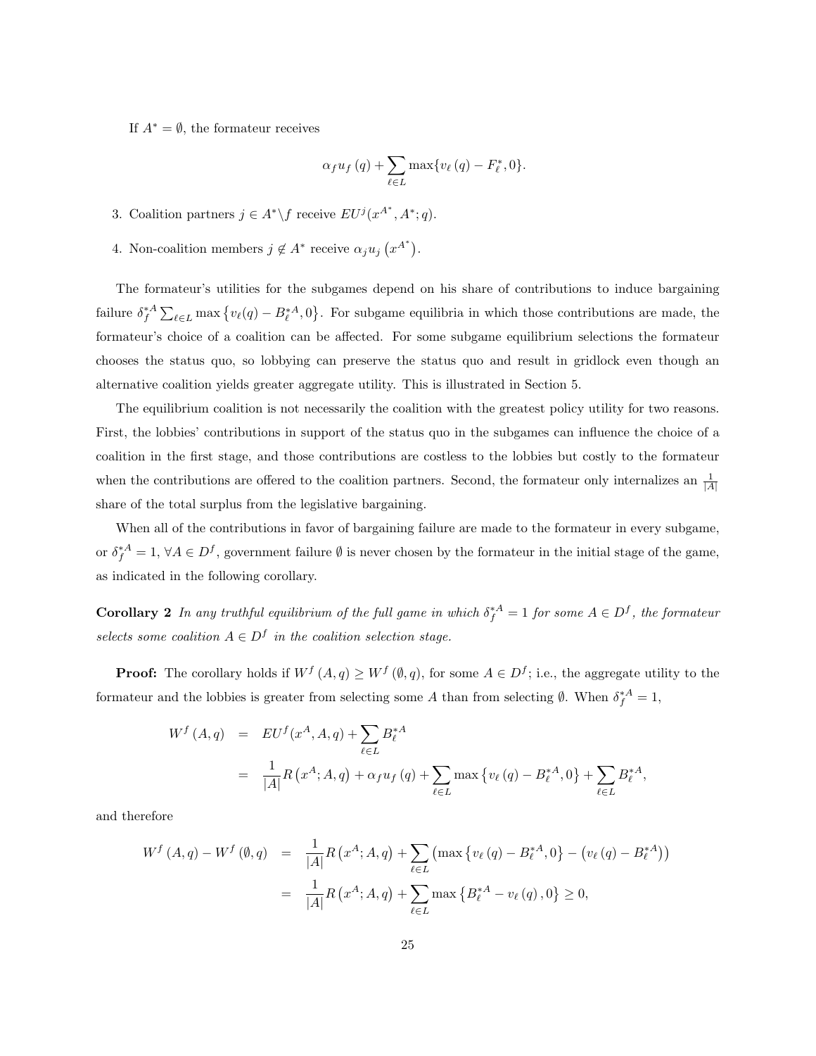If $A^* = \emptyset$, the formateur receives

$$\alpha_f u_f(q) + \sum_{\ell \in L} \max\{v_\ell(q) - F_\ell^*, 0\}.$$

3. Coalition partners $j \in A^* \backslash f$ receive $EU^j(x^{A^*}, A^*; q)$.

4. Non-coalition members $j \notin A^*$ receive $\alpha_j u_j\left(x^{A^*}\right)$.

The formateur's utilities for the subgames depend on his share of contributions to induce bargaining failure $\delta_f^{*A} \sum_{\ell \in L} \max\left\{v_\ell(q) - B_\ell^{*A}, 0\right\}$. For subgame equilibria in which those contributions are made, the formateur's choice of a coalition can be affected. For some subgame equilibrium selections the formateur chooses the status quo, so lobbying can preserve the status quo and result in gridlock even though an alternative coalition yields greater aggregate utility. This is illustrated in Section 5.

The equilibrium coalition is not necessarily the coalition with the greatest policy utility for two reasons. First, the lobbies' contributions in support of the status quo in the subgames can influence the choice of a coalition in the first stage, and those contributions are costless to the lobbies but costly to the formateur when the contributions are offered to the coalition partners. Second, the formateur only internalizes an $\frac{1}{|A|}$ share of the total surplus from the legislative bargaining.

When all of the contributions in favor of bargaining failure are made to the formateur in every subgame, or $\delta_f^{*A} = 1$, $\forall A \in D^f$, government failure $\emptyset$ is never chosen by the formateur in the initial stage of the game, as indicated in the following corollary.

**Corollary 2** *In any truthful equilibrium of the full game in which $\delta_f^{*A} = 1$ for some $A \in D^f$, the formateur selects some coalition $A \in D^f$ in the coalition selection stage.*

**Proof:** The corollary holds if $W^f(A, q) \geq W^f(\emptyset, q)$, for some $A \in D^f$; i.e., the aggregate utility to the formateur and the lobbies is greater from selecting some $A$ than from selecting $\emptyset$. When $\delta_f^{*A} = 1$,

$$\begin{aligned}
W^f(A, q) &= EU^f(x^A, A, q) + \sum_{\ell \in L} B_\ell^{*A} \\
&= \frac{1}{|A|} R\left(x^A; A, q\right) + \alpha_f u_f(q) + \sum_{\ell \in L} \max\left\{v_\ell(q) - B_\ell^{*A}, 0\right\} + \sum_{\ell \in L} B_\ell^{*A},
\end{aligned}$$

and therefore

$$\begin{aligned}
W^f(A, q) - W^f(\emptyset, q) &= \frac{1}{|A|} R\left(x^A; A, q\right) + \sum_{\ell \in L} \left(\max\left\{v_\ell(q) - B_\ell^{*A}, 0\right\} - \left(v_\ell(q) - B_\ell^{*A}\right)\right) \\
&= \frac{1}{|A|} R\left(x^A; A, q\right) + \sum_{\ell \in L} \max\left\{B_\ell^{*A} - v_\ell(q), 0\right\} \geq 0,
\end{aligned}$$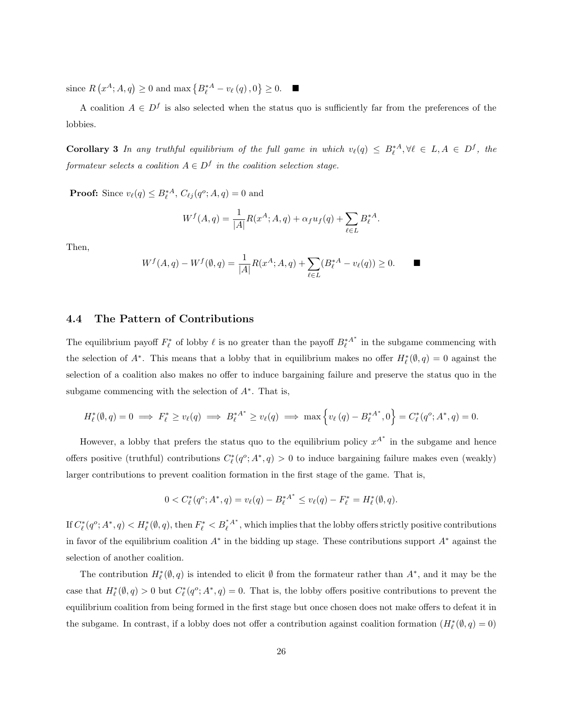since $R\left(x^{A}; A, q\right) \geq 0$ and $\max\left\{B_{\ell}^{*A} - v_{\ell}\left(q\right), 0\right\} \geq 0$. ■

A coalition $A \in D^{f}$ is also selected when the status quo is sufficiently far from the preferences of the lobbies.

**Corollary 3** *In any truthful equilibrium of the full game in which $v_{\ell}(q) \leq B_{\ell}^{*A}, \forall \ell \in L, A \in D^{f}$, the formateur selects a coalition $A \in D^{f}$ in the coalition selection stage.*

**Proof:** Since $v_{\ell}(q) \leq B_{\ell}^{*A}$, $C_{\ell j}(q^{o}; A, q) = 0$ and

$$W^{f}(A,q) = \frac{1}{|A|}R(x^{A}; A, q) + \alpha_{f}u_{f}(q) + \sum_{\ell \in L} B_{\ell}^{*A}.$$

Then,

$$W^{f}(A,q) - W^{f}(\emptyset, q) = \frac{1}{|A|}R(x^{A}; A, q) + \sum_{\ell \in L}(B_{\ell}^{*A} - v_{\ell}(q)) \geq 0. \qquad ■$$

## 4.4 The Pattern of Contributions

The equilibrium payoff $F_{\ell}^{*}$ of lobby $\ell$ is no greater than the payoff $B_{\ell}^{*A^{*}}$ in the subgame commencing with the selection of $A^{*}$. This means that a lobby that in equilibrium makes no offer $H_{\ell}^{*}(\emptyset, q) = 0$ against the selection of a coalition also makes no offer to induce bargaining failure and preserve the status quo in the subgame commencing with the selection of $A^{*}$. That is,

$$H_{\ell}^{*}(\emptyset, q) = 0 \implies F_{\ell}^{*} \geq v_{\ell}(q) \implies B_{\ell}^{*A^{*}} \geq v_{\ell}(q) \implies \max\left\{v_{\ell}\left(q\right) - B_{\ell}^{*A^{*}}, 0\right\} = C_{\ell}^{*}(q^{o}; A^{*}, q) = 0.$$

However, a lobby that prefers the status quo to the equilibrium policy $x^{A^{*}}$ in the subgame and hence offers positive (truthful) contributions $C_{\ell}^{*}(q^{o}; A^{*}, q) > 0$ to induce bargaining failure makes even (weakly) larger contributions to prevent coalition formation in the first stage of the game. That is,

$$0 < C_{\ell}^{*}(q^{o}; A^{*}, q) = v_{\ell}(q) - B_{\ell}^{*A^{*}} \leq v_{\ell}(q) - F_{\ell}^{*} = H_{\ell}^{*}(\emptyset, q).$$

If $C_{\ell}^{*}(q^{o}; A^{*}, q) < H_{\ell}^{*}(\emptyset, q)$, then $F_{\ell}^{*} < B_{\ell}^{*A^{*}}$, which implies that the lobby offers strictly positive contributions in favor of the equilibrium coalition $A^{*}$ in the bidding up stage. These contributions support $A^{*}$ against the selection of another coalition.

The contribution $H_{\ell}^{*}(\emptyset, q)$ is intended to elicit $\emptyset$ from the formateur rather than $A^{*}$, and it may be the case that $H_{\ell}^{*}(\emptyset, q) > 0$ but $C_{\ell}^{*}(q^{o}; A^{*}, q) = 0$. That is, the lobby offers positive contributions to prevent the equilibrium coalition from being formed in the first stage but once chosen does not make offers to defeat it in the subgame. In contrast, if a lobby does not offer a contribution against coalition formation ($H_{\ell}^{*}(\emptyset, q) = 0$)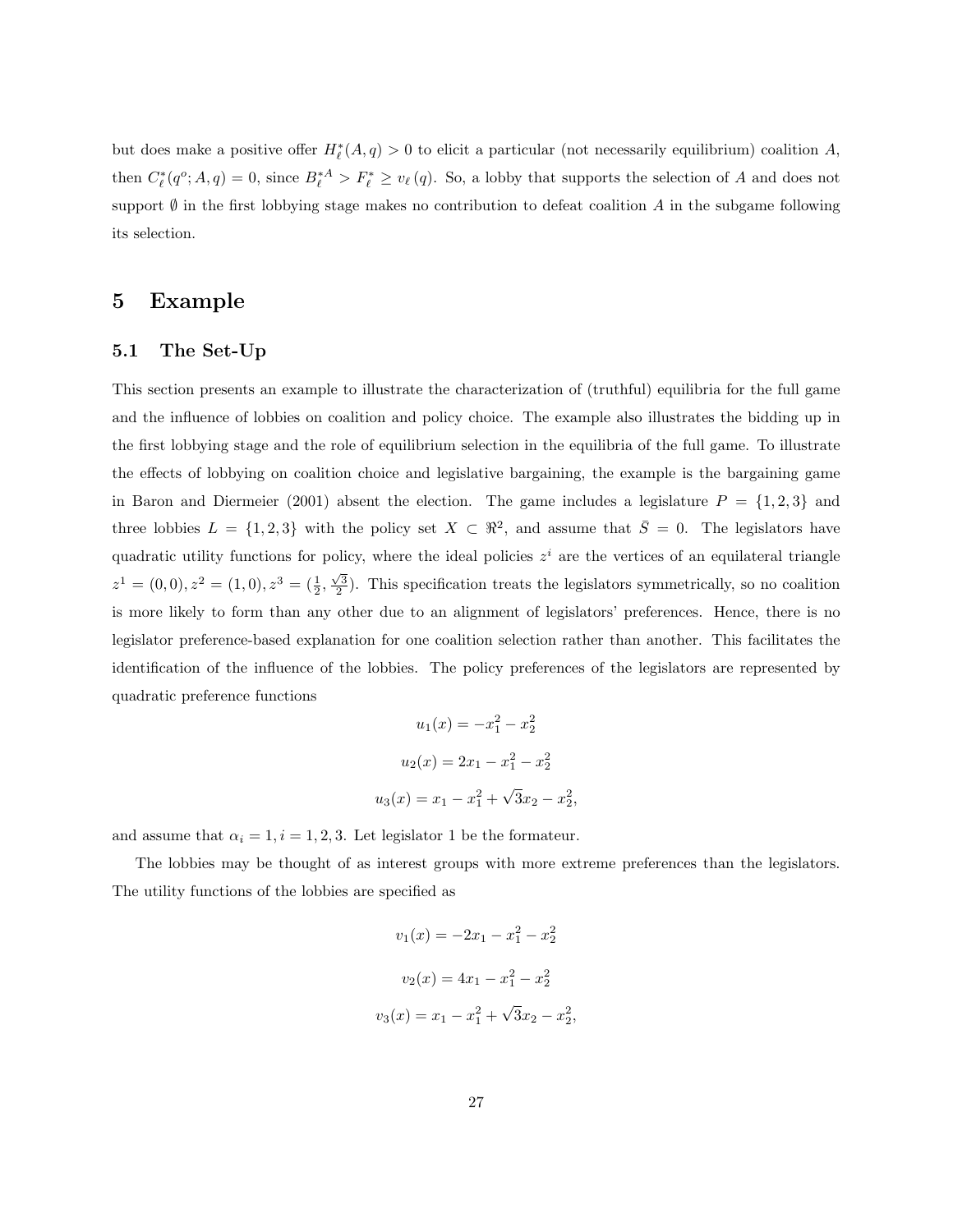but does make a positive offer $H_\ell^*(A,q) > 0$ to elicit a particular (not necessarily equilibrium) coalition $A$, then $C_\ell^*(q^o; A, q) = 0$, since $B_\ell^{*A} > F_\ell^* \geq v_\ell(q)$. So, a lobby that supports the selection of $A$ and does not support $\emptyset$ in the first lobbying stage makes no contribution to defeat coalition $A$ in the subgame following its selection.

# 5 Example

## 5.1 The Set-Up

This section presents an example to illustrate the characterization of (truthful) equilibria for the full game and the influence of lobbies on coalition and policy choice. The example also illustrates the bidding up in the first lobbying stage and the role of equilibrium selection in the equilibria of the full game. To illustrate the effects of lobbying on coalition choice and legislative bargaining, the example is the bargaining game in Baron and Diermeier (2001) absent the election. The game includes a legislature $P = \{1, 2, 3\}$ and three lobbies $L = \{1, 2, 3\}$ with the policy set $X \subset \Re^2$, and assume that $\bar{S} = 0$. The legislators have quadratic utility functions for policy, where the ideal policies $z^i$ are the vertices of an equilateral triangle $z^1 = (0, 0), z^2 = (1, 0), z^3 = (\frac{1}{2}, \frac{\sqrt{3}}{2})$. This specification treats the legislators symmetrically, so no coalition is more likely to form than any other due to an alignment of legislators' preferences. Hence, there is no legislator preference-based explanation for one coalition selection rather than another. This facilitates the identification of the influence of the lobbies. The policy preferences of the legislators are represented by quadratic preference functions

$$u_1(x) = -x_1^2 - x_2^2$$

$$u_2(x) = 2x_1 - x_1^2 - x_2^2$$

$$u_3(x) = x_1 - x_1^2 + \sqrt{3}x_2 - x_2^2,$$

and assume that $\alpha_i = 1, i = 1, 2, 3$. Let legislator 1 be the formateur.

The lobbies may be thought of as interest groups with more extreme preferences than the legislators. The utility functions of the lobbies are specified as

$$v_1(x) = -2x_1 - x_1^2 - x_2^2$$

$$v_2(x) = 4x_1 - x_1^2 - x_2^2$$

$$v_3(x) = x_1 - x_1^2 + \sqrt{3}x_2 - x_2^2,$$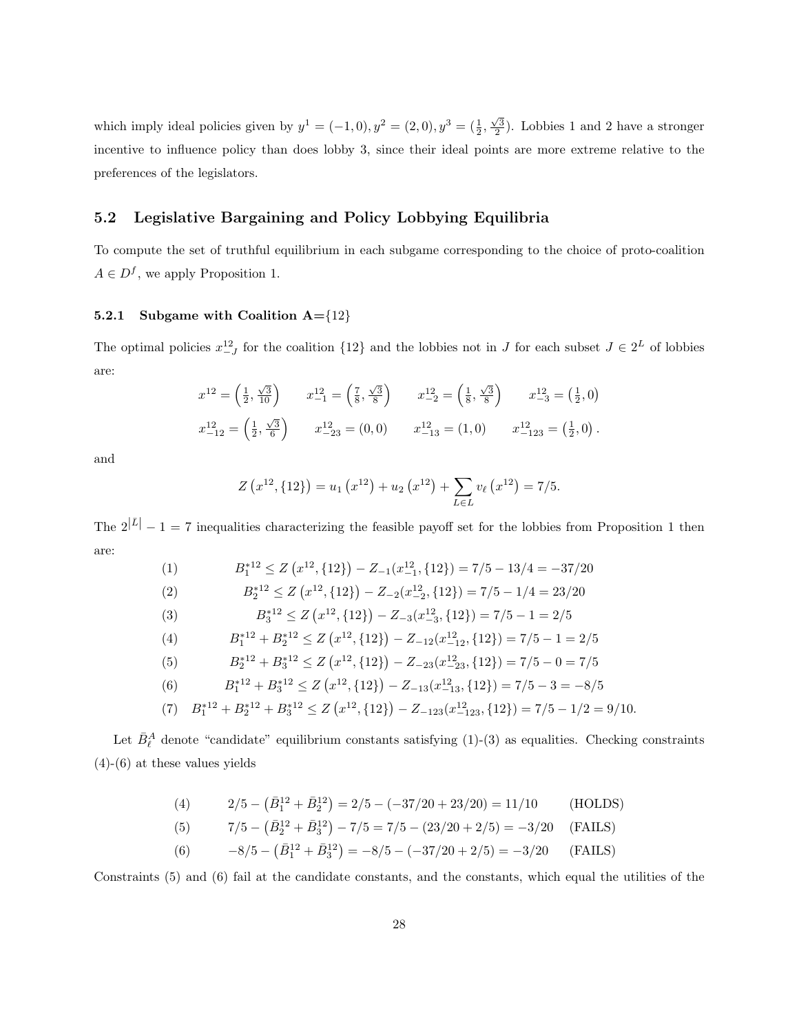which imply ideal policies given by $y^1 = (-1, 0), y^2 = (2, 0), y^3 = (\frac{1}{2}, \frac{\sqrt{3}}{2})$. Lobbies 1 and 2 have a stronger incentive to influence policy than does lobby 3, since their ideal points are more extreme relative to the preferences of the legislators.

## 5.2 Legislative Bargaining and Policy Lobbying Equilibria

To compute the set of truthful equilibrium in each subgame corresponding to the choice of proto-coalition $A \in D^f$, we apply Proposition 1.

### 5.2.1 Subgame with Coalition A={12}

The optimal policies $x^{12}_{-J}$ for the coalition {12} and the lobbies not in $J$ for each subset $J \in 2^L$ of lobbies are:

$$x^{12} = \left(\tfrac{1}{2}, \tfrac{\sqrt{3}}{10}\right) \qquad x^{12}_{-1} = \left(\tfrac{7}{8}, \tfrac{\sqrt{3}}{8}\right) \qquad x^{12}_{-2} = \left(\tfrac{1}{8}, \tfrac{\sqrt{3}}{8}\right) \qquad x^{12}_{-3} = \left(\tfrac{1}{2}, 0\right)$$

$$x^{12}_{-12} = \left(\tfrac{1}{2}, \tfrac{\sqrt{3}}{6}\right) \qquad x^{12}_{-23} = (0, 0) \qquad x^{12}_{-13} = (1, 0) \qquad x^{12}_{-123} = \left(\tfrac{1}{2}, 0\right).$$

and

$$Z\left(x^{12}, \{12\}\right) = u_1\left(x^{12}\right) + u_2\left(x^{12}\right) + \sum_{L \in L} v_\ell\left(x^{12}\right) = 7/5.$$

The $2^{|\bar{L}|} - 1 = 7$ inequalities characterizing the feasible payoff set for the lobbies from Proposition 1 then are:

$$\begin{array}{ll}
(1) & B^{*12}_1 \leq Z\left(x^{12}, \{12\}\right) - Z_{-1}(x^{12}_{-1}, \{12\}) = 7/5 - 13/4 = -37/20 \\
(2) & B^{*12}_2 \leq Z\left(x^{12}, \{12\}\right) - Z_{-2}(x^{12}_{-2}, \{12\}) = 7/5 - 1/4 = 23/20 \\
(3) & B^{*12}_3 \leq Z\left(x^{12}, \{12\}\right) - Z_{-3}(x^{12}_{-3}, \{12\}) = 7/5 - 1 = 2/5 \\
(4) & B^{*12}_1 + B^{*12}_2 \leq Z\left(x^{12}, \{12\}\right) - Z_{-12}(x^{12}_{-12}, \{12\}) = 7/5 - 1 = 2/5 \\
(5) & B^{*12}_2 + B^{*12}_3 \leq Z\left(x^{12}, \{12\}\right) - Z_{-23}(x^{12}_{-23}, \{12\}) = 7/5 - 0 = 7/5 \\
(6) & B^{*12}_1 + B^{*12}_3 \leq Z\left(x^{12}, \{12\}\right) - Z_{-13}(x^{12}_{-13}, \{12\}) = 7/5 - 3 = -8/5 \\
(7) & B^{*12}_1 + B^{*12}_2 + B^{*12}_3 \leq Z\left(x^{12}, \{12\}\right) - Z_{-123}(x^{12}_{-123}, \{12\}) = 7/5 - 1/2 = 9/10.
\end{array}$$

Let $\bar{B}^A_\ell$ denote "candidate" equilibrium constants satisfying (1)-(3) as equalities. Checking constraints (4)-(6) at these values yields

$$\begin{array}{lll}
(4) & 2/5 - \left(\bar{B}^{12}_1 + \bar{B}^{12}_2\right) = 2/5 - (-37/20 + 23/20) = 11/10 & \text{(HOLDS)} \\
(5) & 7/5 - \left(\bar{B}^{12}_2 + \bar{B}^{12}_3\right) - 7/5 = 7/5 - (23/20 + 2/5) = -3/20 & \text{(FAILS)} \\
(6) & -8/5 - \left(\bar{B}^{12}_1 + \bar{B}^{12}_3\right) = -8/5 - (-37/20 + 2/5) = -3/20 & \text{(FAILS)}
\end{array}$$

Constraints (5) and (6) fail at the candidate constants, and the constants, which equal the utilities of the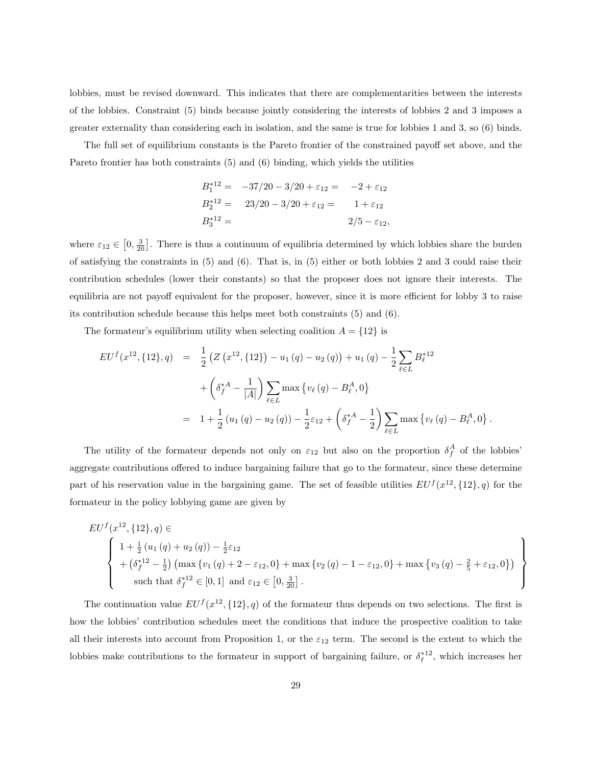lobbies, must be revised downward. This indicates that there are complementarities between the interests of the lobbies. Constraint (5) binds because jointly considering the interests of lobbies 2 and 3 imposes a greater externality than considering each in isolation, and the same is true for lobbies 1 and 3, so (6) binds.

The full set of equilibrium constants is the Pareto frontier of the constrained payoff set above, and the Pareto frontier has both constraints (5) and (6) binding, which yields the utilities

$$
\begin{aligned}
B_1^{*12} &= \quad -37/20 - 3/20 + \varepsilon_{12} = \quad -2 + \varepsilon_{12} \\
B_2^{*12} &= \quad 23/20 - 3/20 + \varepsilon_{12} = \quad 1 + \varepsilon_{12} \\
B_3^{*12} &= \quad 2/5 - \varepsilon_{12},
\end{aligned}
$$

where $\varepsilon_{12} \in \left[0, \frac{3}{20}\right]$. There is thus a continuum of equilibria determined by which lobbies share the burden of satisfying the constraints in (5) and (6). That is, in (5) either or both lobbies 2 and 3 could raise their contribution schedules (lower their constants) so that the proposer does not ignore their interests. The equilibria are not payoff equivalent for the proposer, however, since it is more efficient for lobby 3 to raise its contribution schedule because this helps meet both constraints (5) and (6).

The formateur's equilibrium utility when selecting coalition $A = \{12\}$ is

$$
\begin{aligned}
EU^f(x^{12}, \{12\}, q) &= \frac{1}{2}\left(Z\left(x^{12}, \{12\}\right) - u_1(q) - u_2(q)\right) + u_1(q) - \frac{1}{2}\sum_{\ell \in L} B_\ell^{*12} \\
&\quad + \left(\delta_f^{*A} - \frac{1}{|A|}\right) \sum_{\ell \in L} \max\left\{v_\ell(q) - B_\ell^A, 0\right\} \\
&= 1 + \frac{1}{2}\left(u_1(q) - u_2(q)\right) - \frac{1}{2}\varepsilon_{12} + \left(\delta_f^{*A} - \frac{1}{2}\right) \sum_{\ell \in L} \max\left\{v_\ell(q) - B_\ell^A, 0\right\}.
\end{aligned}
$$

The utility of the formateur depends not only on $\varepsilon_{12}$ but also on the proportion $\delta_f^A$ of the lobbies' aggregate contributions offered to induce bargaining failure that go to the formateur, since these determine part of his reservation value in the bargaining game. The set of feasible utilities $EU^f(x^{12}, \{12\}, q)$ for the formateur in the policy lobbying game are given by

$$
EU^f(x^{12}, \{12\}, q) \in
\left\{
\begin{array}{l}
1 + \frac{1}{2}\left(u_1(q) + u_2(q)\right) - \frac{1}{2}\varepsilon_{12} \\
+ \left(\delta_f^{*12} - \frac{1}{2}\right)\left(\max\left\{v_1(q) + 2 - \varepsilon_{12}, 0\right\} + \max\left\{v_2(q) - 1 - \varepsilon_{12}, 0\right\} + \max\left\{v_3(q) - \frac{2}{5} + \varepsilon_{12}, 0\right\}\right) \\
\quad \text{such that } \delta_f^{*12} \in [0, 1] \text{ and } \varepsilon_{12} \in \left[0, \frac{3}{20}\right].
\end{array}
\right\}
$$

The continuation value $EU^f(x^{12}, \{12\}, q)$ of the formateur thus depends on two selections. The first is how the lobbies' contribution schedules meet the conditions that induce the prospective coalition to take all their interests into account from Proposition 1, or the $\varepsilon_{12}$ term. The second is the extent to which the lobbies make contributions to the formateur in support of bargaining failure, or $\delta_\ell^{*12}$, which increases her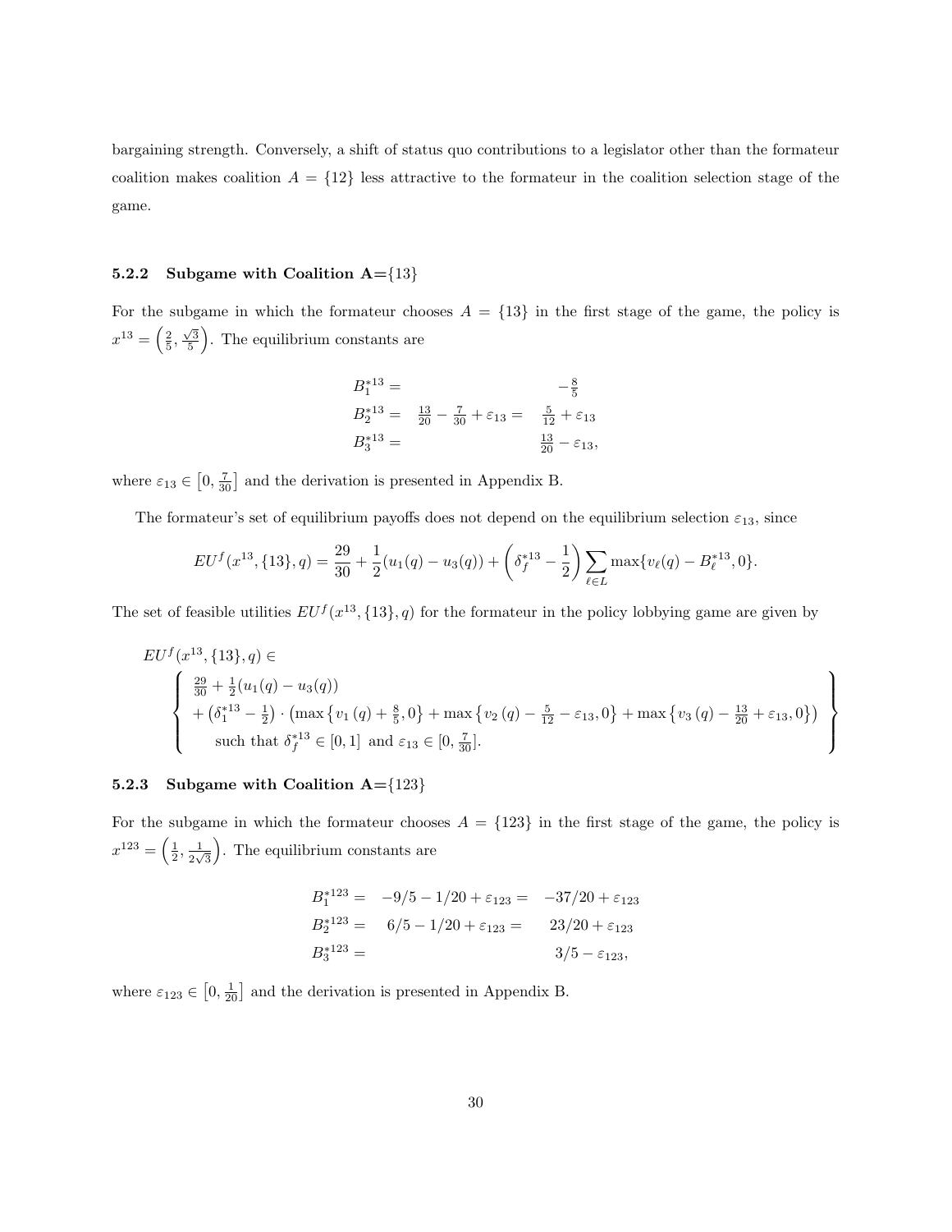bargaining strength. Conversely, a shift of status quo contributions to a legislator other than the formateur coalition makes coalition $A = \{12\}$ less attractive to the formateur in the coalition selection stage of the game.

### 5.2.2 Subgame with Coalition A={13}

For the subgame in which the formateur chooses $A = \{13\}$ in the first stage of the game, the policy is $x^{13} = \left(\frac{2}{5}, \frac{\sqrt{3}}{5}\right)$. The equilibrium constants are

$$
\begin{aligned}
B_1^{*13} &= & & -\tfrac{8}{5} \\
B_2^{*13} &= \tfrac{13}{20} - \tfrac{7}{30} + \varepsilon_{13} = & & \tfrac{5}{12} + \varepsilon_{13} \\
B_3^{*13} &= & & \tfrac{13}{20} - \varepsilon_{13},
\end{aligned}
$$

where $\varepsilon_{13} \in \left[0, \frac{7}{30}\right]$ and the derivation is presented in Appendix B.

The formateur's set of equilibrium payoffs does not depend on the equilibrium selection $\varepsilon_{13}$, since

$$
EU^f(x^{13}, \{13\}, q) = \frac{29}{30} + \frac{1}{2}(u_1(q) - u_3(q)) + \left(\delta_f^{*13} - \frac{1}{2}\right) \sum_{\ell \in L} \max\{v_\ell(q) - B_\ell^{*13}, 0\}.
$$

The set of feasible utilities $EU^f(x^{13}, \{13\}, q)$ for the formateur in the policy lobbying game are given by

$$
EU^f(x^{13}, \{13\}, q) \in \left\{
\begin{array}{l}
\frac{29}{30} + \frac{1}{2}(u_1(q) - u_3(q)) \\
+ \left(\delta_1^{*13} - \frac{1}{2}\right) \cdot \left(\max\left\{v_1(q) + \frac{8}{5}, 0\right\} + \max\left\{v_2(q) - \frac{5}{12} - \varepsilon_{13}, 0\right\} + \max\left\{v_3(q) - \frac{13}{20} + \varepsilon_{13}, 0\right\}\right) \\
\quad \text{such that } \delta_f^{*13} \in [0, 1] \text{ and } \varepsilon_{13} \in [0, \frac{7}{30}].
\end{array}
\right\}
$$

### 5.2.3 Subgame with Coalition A={123}

For the subgame in which the formateur chooses $A = \{123\}$ in the first stage of the game, the policy is $x^{123} = \left(\frac{1}{2}, \frac{1}{2\sqrt{3}}\right)$. The equilibrium constants are

$$
\begin{aligned}
B_1^{*123} &= -9/5 - 1/20 + \varepsilon_{123} = & & -37/20 + \varepsilon_{123} \\
B_2^{*123} &= 6/5 - 1/20 + \varepsilon_{123} = & & 23/20 + \varepsilon_{123} \\
B_3^{*123} &= & & 3/5 - \varepsilon_{123},
\end{aligned}
$$

where $\varepsilon_{123} \in \left[0, \frac{1}{20}\right]$ and the derivation is presented in Appendix B.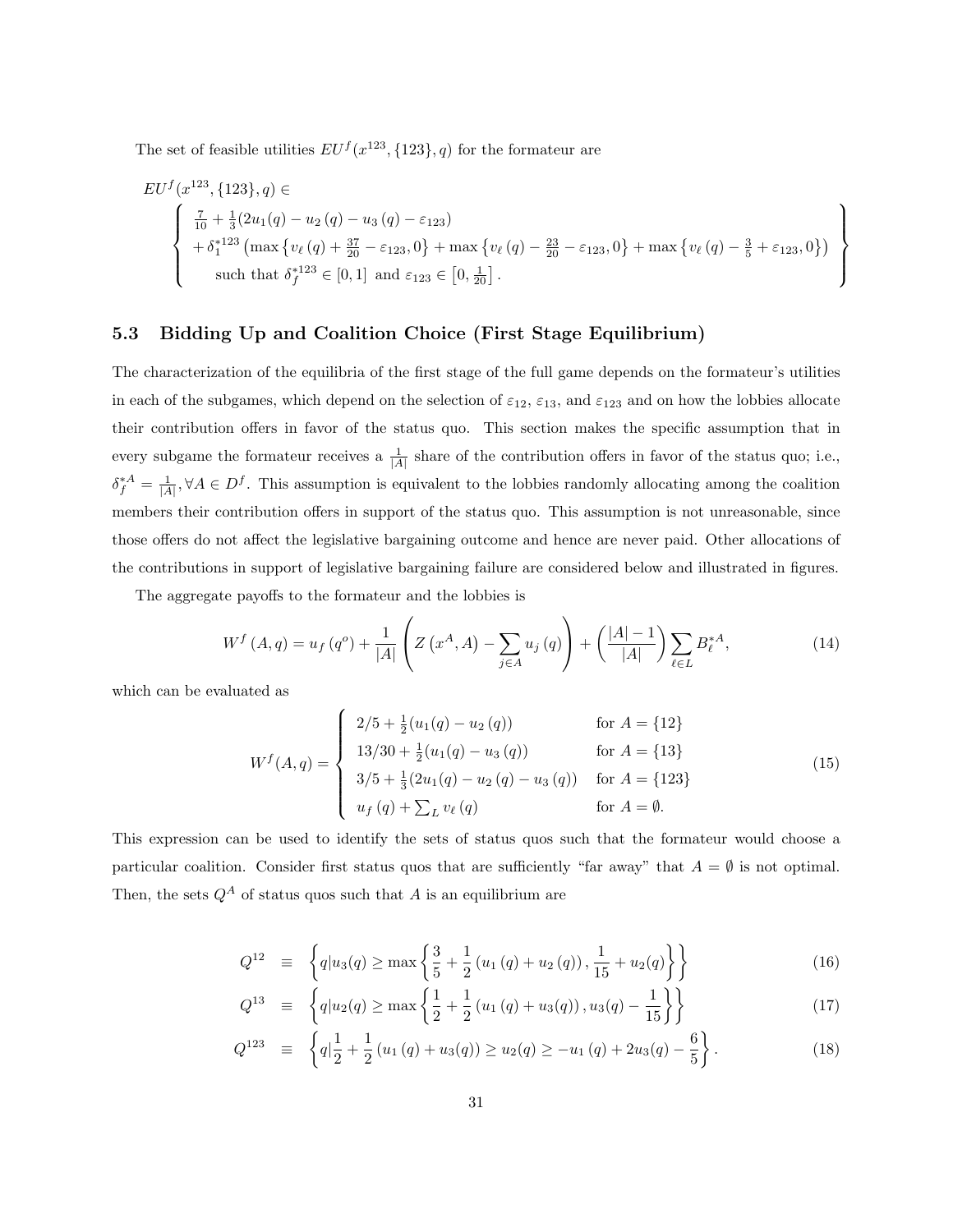The set of feasible utilities $EU^f(x^{123}, \{123\}, q)$ for the formateur are

$$
EU^f(x^{123}, \{123\}, q) \in
\left\{
\begin{array}{l}
\frac{7}{10} + \frac{1}{3}(2u_1(q) - u_2(q) - u_3(q) - \varepsilon_{123}) \\
\quad + \delta_1^{*123} \left( \max\left\{ v_\ell(q) + \frac{37}{20} - \varepsilon_{123}, 0 \right\} + \max\left\{ v_\ell(q) - \frac{23}{20} - \varepsilon_{123}, 0 \right\} + \max\left\{ v_\ell(q) - \frac{3}{5} + \varepsilon_{123}, 0 \right\} \right) \\
\qquad \text{such that } \delta_f^{*123} \in [0,1] \text{ and } \varepsilon_{123} \in \left[0, \frac{1}{20}\right].
\end{array}
\right\}
$$

### 5.3 Bidding Up and Coalition Choice (First Stage Equilibrium)

The characterization of the equilibria of the first stage of the full game depends on the formateur's utilities in each of the subgames, which depend on the selection of $\varepsilon_{12}$, $\varepsilon_{13}$, and $\varepsilon_{123}$ and on how the lobbies allocate their contribution offers in favor of the status quo. This section makes the specific assumption that in every subgame the formateur receives a $\frac{1}{|A|}$ share of the contribution offers in favor of the status quo; i.e., $\delta_f^{*A} = \frac{1}{|A|}, \forall A \in D^f$. This assumption is equivalent to the lobbies randomly allocating among the coalition members their contribution offers in support of the status quo. This assumption is not unreasonable, since those offers do not affect the legislative bargaining outcome and hence are never paid. Other allocations of the contributions in support of legislative bargaining failure are considered below and illustrated in figures.

The aggregate payoffs to the formateur and the lobbies is

$$
W^f(A, q) = u_f(q^o) + \frac{1}{|A|}\left( Z\left(x^A, A\right) - \sum_{j \in A} u_j(q) \right) + \left( \frac{|A| - 1}{|A|} \right) \sum_{\ell \in L} B_\ell^{*A}, \tag{14}
$$

which can be evaluated as

$$
W^f(A, q) = \left\{
\begin{array}{ll}
2/5 + \frac{1}{2}(u_1(q) - u_2(q)) & \text{for } A = \{12\} \\
13/30 + \frac{1}{2}(u_1(q) - u_3(q)) & \text{for } A = \{13\} \\
3/5 + \frac{1}{3}(2u_1(q) - u_2(q) - u_3(q)) & \text{for } A = \{123\} \\
u_f(q) + \sum_L v_\ell(q) & \text{for } A = \emptyset.
\end{array}
\right. \tag{15}
$$

This expression can be used to identify the sets of status quos such that the formateur would choose a particular coalition. Consider first status quos that are sufficiently "far away" that $A = \emptyset$ is not optimal. Then, the sets $Q^A$ of status quos such that $A$ is an equilibrium are

$$
Q^{12} \equiv \left\{ q | u_3(q) \geq \max\left\{ \frac{3}{5} + \frac{1}{2}(u_1(q) + u_2(q)), \frac{1}{15} + u_2(q) \right\} \right\} \tag{16}
$$

$$
Q^{13} \equiv \left\{ q | u_2(q) \geq \max\left\{ \frac{1}{2} + \frac{1}{2}(u_1(q) + u_3(q)), u_3(q) - \frac{1}{15} \right\} \right\} \tag{17}
$$

$$
Q^{123} \equiv \left\{ q | \frac{1}{2} + \frac{1}{2}(u_1(q) + u_3(q)) \geq u_2(q) \geq -u_1(q) + 2u_3(q) - \frac{6}{5} \right\}. \tag{18}
$$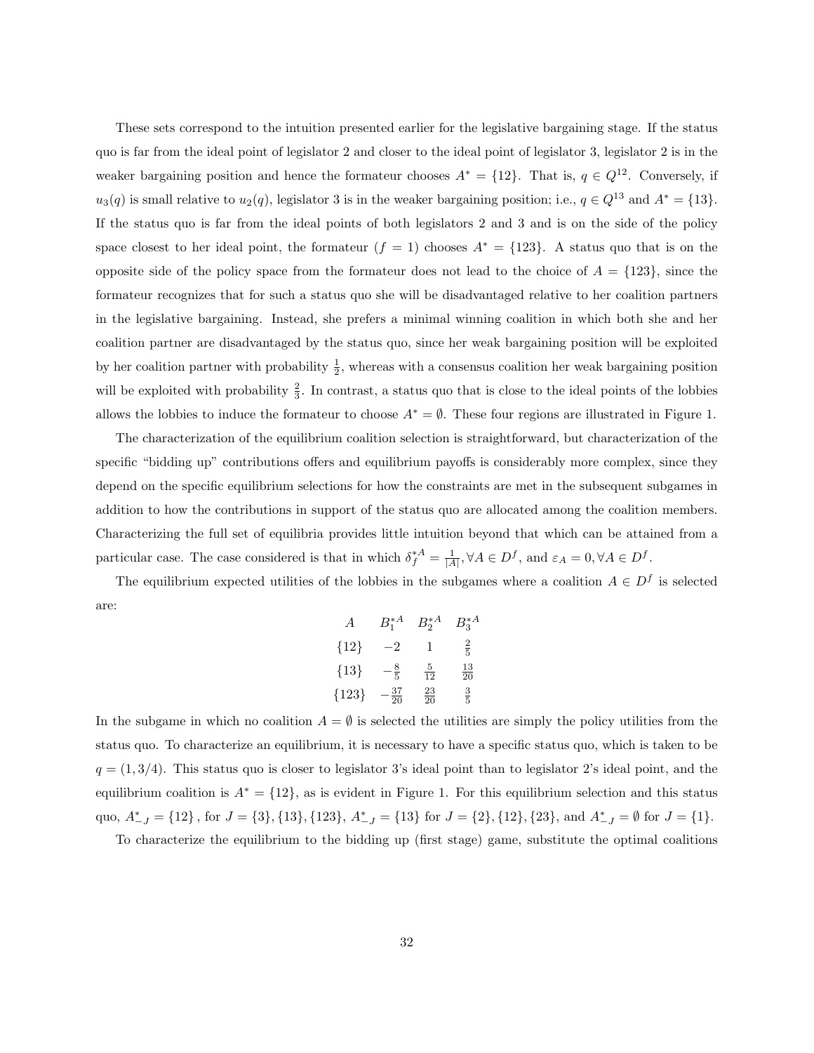These sets correspond to the intuition presented earlier for the legislative bargaining stage. If the status quo is far from the ideal point of legislator 2 and closer to the ideal point of legislator 3, legislator 2 is in the weaker bargaining position and hence the formateur chooses $A^* = \{12\}$. That is, $q \in Q^{12}$. Conversely, if $u_3(q)$ is small relative to $u_2(q)$, legislator 3 is in the weaker bargaining position; i.e., $q \in Q^{13}$ and $A^* = \{13\}$. If the status quo is far from the ideal points of both legislators 2 and 3 and is on the side of the policy space closest to her ideal point, the formateur ($f = 1$) chooses $A^* = \{123\}$. A status quo that is on the opposite side of the policy space from the formateur does not lead to the choice of $A = \{123\}$, since the formateur recognizes that for such a status quo she will be disadvantaged relative to her coalition partners in the legislative bargaining. Instead, she prefers a minimal winning coalition in which both she and her coalition partner are disadvantaged by the status quo, since her weak bargaining position will be exploited by her coalition partner with probability $\frac{1}{2}$, whereas with a consensus coalition her weak bargaining position will be exploited with probability $\frac{2}{3}$. In contrast, a status quo that is close to the ideal points of the lobbies allows the lobbies to induce the formateur to choose $A^* = \emptyset$. These four regions are illustrated in Figure 1.

The characterization of the equilibrium coalition selection is straightforward, but characterization of the specific "bidding up" contributions offers and equilibrium payoffs is considerably more complex, since they depend on the specific equilibrium selections for how the constraints are met in the subsequent subgames in addition to how the contributions in support of the status quo are allocated among the coalition members. Characterizing the full set of equilibria provides little intuition beyond that which can be attained from a particular case. The case considered is that in which $\delta_f^{*A} = \frac{1}{|A|}, \forall A \in D^f$, and $\varepsilon_A = 0, \forall A \in D^f$.

The equilibrium expected utilities of the lobbies in the subgames where a coalition $A \in D^f$ is selected are:

| $A$ | $B_1^{*A}$ | $B_2^{*A}$ | $B_3^{*A}$ |
|---|---|---|---|
| $\{12\}$ | $-2$ | $1$ | $\frac{2}{5}$ |
| $\{13\}$ | $-\frac{8}{5}$ | $\frac{5}{12}$ | $\frac{13}{20}$ |
| $\{123\}$ | $-\frac{37}{20}$ | $\frac{23}{20}$ | $\frac{3}{5}$ |

In the subgame in which no coalition $A = \emptyset$ is selected the utilities are simply the policy utilities from the status quo. To characterize an equilibrium, it is necessary to have a specific status quo, which is taken to be $q = (1, 3/4)$. This status quo is closer to legislator 3's ideal point than to legislator 2's ideal point, and the equilibrium coalition is $A^* = \{12\}$, as is evident in Figure 1. For this equilibrium selection and this status quo, $A^*_{-J} = \{12\}$, for $J = \{3\}, \{13\}, \{123\}$, $A^*_{-J} = \{13\}$ for $J = \{2\}, \{12\}, \{23\}$, and $A^*_{-J} = \emptyset$ for $J = \{1\}$.

To characterize the equilibrium to the bidding up (first stage) game, substitute the optimal coalitions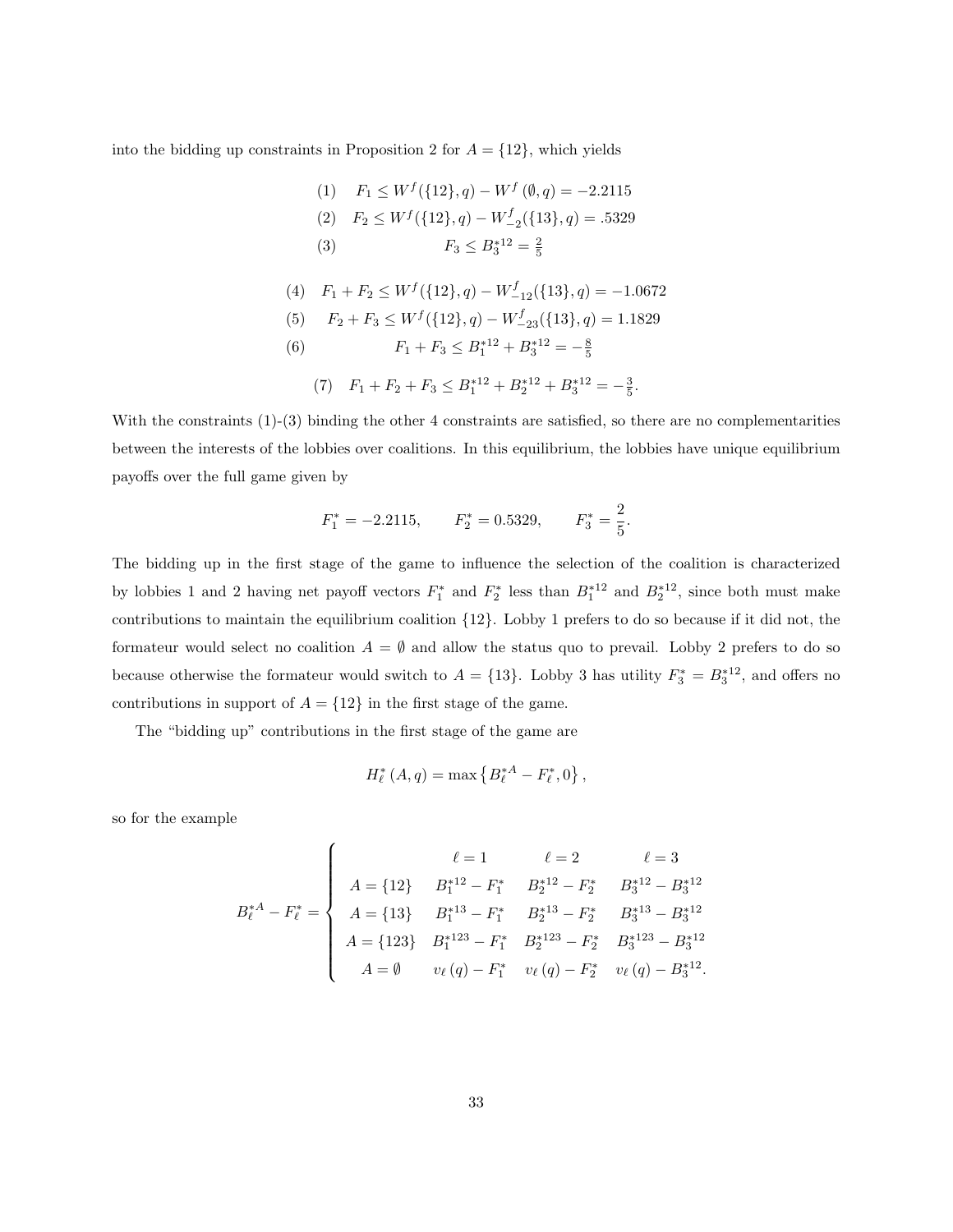into the bidding up constraints in Proposition 2 for $A = \{12\}$, which yields

$$
\begin{aligned}
&(1) \quad F_1 \leq W^f(\{12\}, q) - W^f(\emptyset, q) = -2.2115 \\
&(2) \quad F_2 \leq W^f(\{12\}, q) - W^f_{-2}(\{13\}, q) = .5329 \\
&(3) \quad F_3 \leq B_3^{*12} = \tfrac{2}{5}
\end{aligned}
$$

$$
\begin{aligned}
&(4) \quad F_1 + F_2 \leq W^f(\{12\}, q) - W^f_{-12}(\{13\}, q) = -1.0672 \\
&(5) \quad F_2 + F_3 \leq W^f(\{12\}, q) - W^f_{-23}(\{13\}, q) = 1.1829 \\
&(6) \quad F_1 + F_3 \leq B_1^{*12} + B_3^{*12} = -\tfrac{8}{5}
\end{aligned}
$$

$$
(7) \quad F_1 + F_2 + F_3 \leq B_1^{*12} + B_2^{*12} + B_3^{*12} = -\tfrac{3}{5}.
$$

With the constraints (1)-(3) binding the other 4 constraints are satisfied, so there are no complementarities between the interests of the lobbies over coalitions. In this equilibrium, the lobbies have unique equilibrium payoffs over the full game given by

$$
F_1^* = -2.2115, \qquad F_2^* = 0.5329, \qquad F_3^* = \frac{2}{5}.
$$

The bidding up in the first stage of the game to influence the selection of the coalition is characterized by lobbies 1 and 2 having net payoff vectors $F_1^*$ and $F_2^*$ less than $B_1^{*12}$ and $B_2^{*12}$, since both must make contributions to maintain the equilibrium coalition $\{12\}$. Lobby 1 prefers to do so because if it did not, the formateur would select no coalition $A = \emptyset$ and allow the status quo to prevail. Lobby 2 prefers to do so because otherwise the formateur would switch to $A = \{13\}$. Lobby 3 has utility $F_3^* = B_3^{*12}$, and offers no contributions in support of $A = \{12\}$ in the first stage of the game.

The "bidding up" contributions in the first stage of the game are

$$
H_\ell^*(A, q) = \max\left\{B_\ell^{*A} - F_\ell^*, 0\right\},
$$

so for the example

$$
B_\ell^{*A} - F_\ell^* = \begin{cases}
 & \ell = 1 & \ell = 2 & \ell = 3 \\
A = \{12\} & B_1^{*12} - F_1^* & B_2^{*12} - F_2^* & B_3^{*12} - B_3^{*12} \\
A = \{13\} & B_1^{*13} - F_1^* & B_2^{*13} - F_2^* & B_3^{*13} - B_3^{*12} \\
A = \{123\} & B_1^{*123} - F_1^* & B_2^{*123} - F_2^* & B_3^{*123} - B_3^{*12} \\
A = \emptyset & v_\ell(q) - F_1^* & v_\ell(q) - F_2^* & v_\ell(q) - B_3^{*12}.
\end{cases}
$$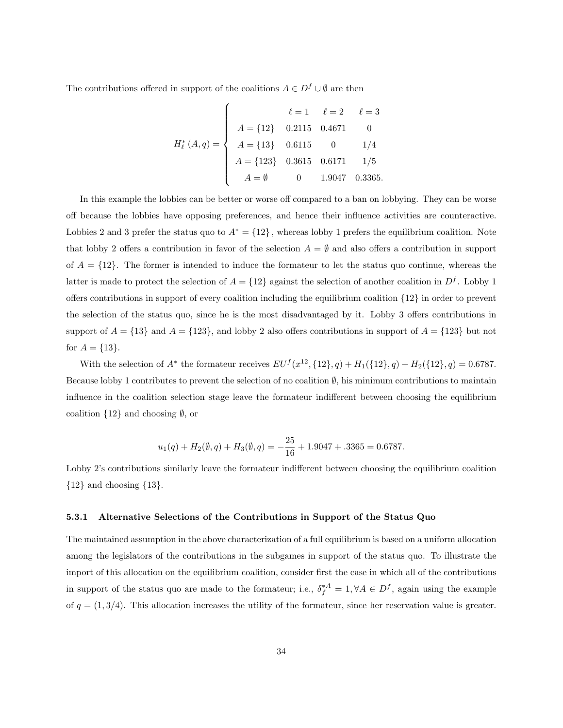The contributions offered in support of the coalitions $A \in D^f \cup \emptyset$ are then

$$H_\ell^*(A,q) = \begin{cases} & \ell=1 & \ell=2 & \ell=3 \\ A=\{12\} & 0.2115 & 0.4671 & 0 \\ A=\{13\} & 0.6115 & 0 & 1/4 \\ A=\{123\} & 0.3615 & 0.6171 & 1/5 \\ A=\emptyset & 0 & 1.9047 & 0.3365. \end{cases}$$

In this example the lobbies can be better or worse off compared to a ban on lobbying. They can be worse off because the lobbies have opposing preferences, and hence their influence activities are counteractive. Lobbies 2 and 3 prefer the status quo to $A^* = \{12\}$, whereas lobby 1 prefers the equilibrium coalition. Note that lobby 2 offers a contribution in favor of the selection $A = \emptyset$ and also offers a contribution in support of $A = \{12\}$. The former is intended to induce the formateur to let the status quo continue, whereas the latter is made to protect the selection of $A = \{12\}$ against the selection of another coalition in $D^f$. Lobby 1 offers contributions in support of every coalition including the equilibrium coalition $\{12\}$ in order to prevent the selection of the status quo, since he is the most disadvantaged by it. Lobby 3 offers contributions in support of $A = \{13\}$ and $A = \{123\}$, and lobby 2 also offers contributions in support of $A = \{123\}$ but not for $A = \{13\}$.

With the selection of $A^*$ the formateur receives $EU^f(x^{12}, \{12\}, q) + H_1(\{12\}, q) + H_2(\{12\}, q) = 0.6787$. Because lobby 1 contributes to prevent the selection of no coalition $\emptyset$, his minimum contributions to maintain influence in the coalition selection stage leave the formateur indifferent between choosing the equilibrium coalition $\{12\}$ and choosing $\emptyset$, or

$$u_1(q) + H_2(\emptyset, q) + H_3(\emptyset, q) = -\frac{25}{16} + 1.9047 + .3365 = 0.6787.$$

Lobby 2's contributions similarly leave the formateur indifferent between choosing the equilibrium coalition $\{12\}$ and choosing $\{13\}$.

### 5.3.1 Alternative Selections of the Contributions in Support of the Status Quo

The maintained assumption in the above characterization of a full equilibrium is based on a uniform allocation among the legislators of the contributions in the subgames in support of the status quo. To illustrate the import of this allocation on the equilibrium coalition, consider first the case in which all of the contributions in support of the status quo are made to the formateur; i.e., $\delta_f^{*A} = 1, \forall A \in D^f$, again using the example of $q = (1, 3/4)$. This allocation increases the utility of the formateur, since her reservation value is greater.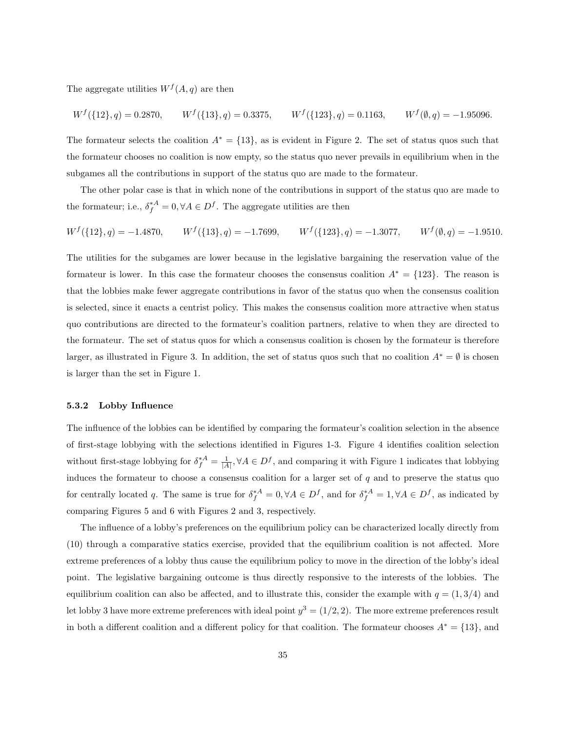The aggregate utilities $W^f(A, q)$ are then

$$W^f(\{12\}, q) = 0.2870, \qquad W^f(\{13\}, q) = 0.3375, \qquad W^f(\{123\}, q) = 0.1163, \qquad W^f(\emptyset, q) = -1.95096.$$

The formateur selects the coalition $A^* = \{13\}$, as is evident in Figure 2. The set of status quos such that the formateur chooses no coalition is now empty, so the status quo never prevails in equilibrium when in the subgames all the contributions in support of the status quo are made to the formateur.

The other polar case is that in which none of the contributions in support of the status quo are made to the formateur; i.e., $\delta_f^{*A} = 0, \forall A \in D^f$. The aggregate utilities are then

$$W^f(\{12\}, q) = -1.4870, \qquad W^f(\{13\}, q) = -1.7699, \qquad W^f(\{123\}, q) = -1.3077, \qquad W^f(\emptyset, q) = -1.9510.$$

The utilities for the subgames are lower because in the legislative bargaining the reservation value of the formateur is lower. In this case the formateur chooses the consensus coalition $A^* = \{123\}$. The reason is that the lobbies make fewer aggregate contributions in favor of the status quo when the consensus coalition is selected, since it enacts a centrist policy. This makes the consensus coalition more attractive when status quo contributions are directed to the formateur's coalition partners, relative to when they are directed to the formateur. The set of status quos for which a consensus coalition is chosen by the formateur is therefore larger, as illustrated in Figure 3. In addition, the set of status quos such that no coalition $A^* = \emptyset$ is chosen is larger than the set in Figure 1.

#### 5.3.2 Lobby Influence

The influence of the lobbies can be identified by comparing the formateur's coalition selection in the absence of first-stage lobbying with the selections identified in Figures 1-3. Figure 4 identifies coalition selection without first-stage lobbying for $\delta_f^{*A} = \frac{1}{|A|}, \forall A \in D^f$, and comparing it with Figure 1 indicates that lobbying induces the formateur to choose a consensus coalition for a larger set of $q$ and to preserve the status quo for centrally located $q$. The same is true for $\delta_f^{*A} = 0, \forall A \in D^f$, and for $\delta_f^{*A} = 1, \forall A \in D^f$, as indicated by comparing Figures 5 and 6 with Figures 2 and 3, respectively.

The influence of a lobby's preferences on the equilibrium policy can be characterized locally directly from (10) through a comparative statics exercise, provided that the equilibrium coalition is not affected. More extreme preferences of a lobby thus cause the equilibrium policy to move in the direction of the lobby's ideal point. The legislative bargaining outcome is thus directly responsive to the interests of the lobbies. The equilibrium coalition can also be affected, and to illustrate this, consider the example with $q = (1, 3/4)$ and let lobby 3 have more extreme preferences with ideal point $y^3 = (1/2, 2)$. The more extreme preferences result in both a different coalition and a different policy for that coalition. The formateur chooses $A^* = \{13\}$, and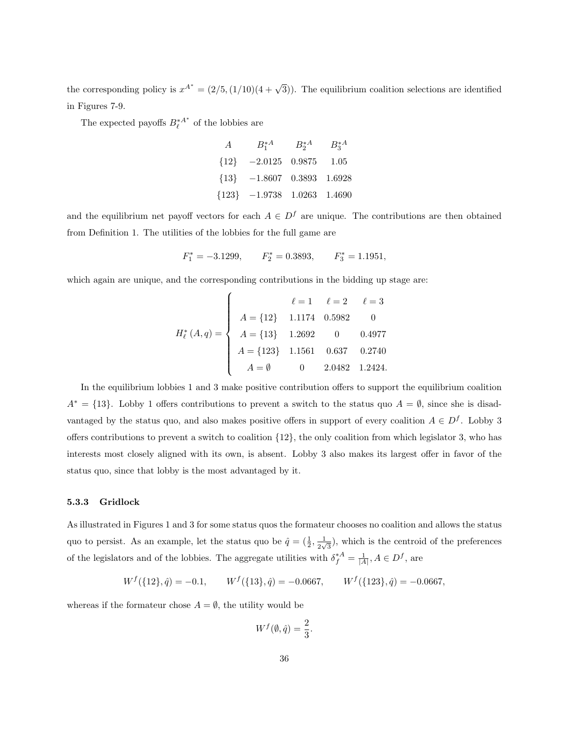the corresponding policy is $x^{A^*} = (2/5, (1/10)(4+\sqrt{3}))$. The equilibrium coalition selections are identified in Figures 7-9.

The expected payoffs $B_\ell^{*A^*}$ of the lobbies are

| $A$ | $B_1^{*A}$ | $B_2^{*A}$ | $B_3^{*A}$ |
|---|---|---|---|
| $\{12\}$ | $-2.0125$ | $0.9875$ | $1.05$ |
| $\{13\}$ | $-1.8607$ | $0.3893$ | $1.6928$ |
| $\{123\}$ | $-1.9738$ | $1.0263$ | $1.4690$ |

and the equilibrium net payoff vectors for each $A \in D^f$ are unique. The contributions are then obtained from Definition 1. The utilities of the lobbies for the full game are

$$F_1^* = -3.1299, \qquad F_2^* = 0.3893, \qquad F_3^* = 1.1951,$$

which again are unique, and the corresponding contributions in the bidding up stage are:

$$H_\ell^*(A,q) = \begin{cases} & \ell = 1 & \ell = 2 & \ell = 3 \\ A = \{12\} & 1.1174 & 0.5982 & 0 \\ A = \{13\} & 1.2692 & 0 & 0.4977 \\ A = \{123\} & 1.1561 & 0.637 & 0.2740 \\ A = \emptyset & 0 & 2.0482 & 1.2424. \end{cases}$$

In the equilibrium lobbies 1 and 3 make positive contribution offers to support the equilibrium coalition $A^* = \{13\}$. Lobby 1 offers contributions to prevent a switch to the status quo $A = \emptyset$, since she is disadvantaged by the status quo, and also makes positive offers in support of every coalition $A \in D^f$. Lobby 3 offers contributions to prevent a switch to coalition $\{12\}$, the only coalition from which legislator 3, who has interests most closely aligned with its own, is absent. Lobby 3 also makes its largest offer in favor of the status quo, since that lobby is the most advantaged by it.

### 5.3.3 Gridlock

As illustrated in Figures 1 and 3 for some status quos the formateur chooses no coalition and allows the status quo to persist. As an example, let the status quo be $\hat{q} = (\frac{1}{2}, \frac{1}{2\sqrt{3}})$, which is the centroid of the preferences of the legislators and of the lobbies. The aggregate utilities with $\delta_f^{*A} = \frac{1}{|A|}, A \in D^f$, are

$$W^f(\{12\}, \hat{q}) = -0.1, \qquad W^f(\{13\}, \hat{q}) = -0.0667, \qquad W^f(\{123\}, \hat{q}) = -0.0667,$$

whereas if the formateur chose $A = \emptyset$, the utility would be

$$W^f(\emptyset, \hat{q}) = \frac{2}{3}.$$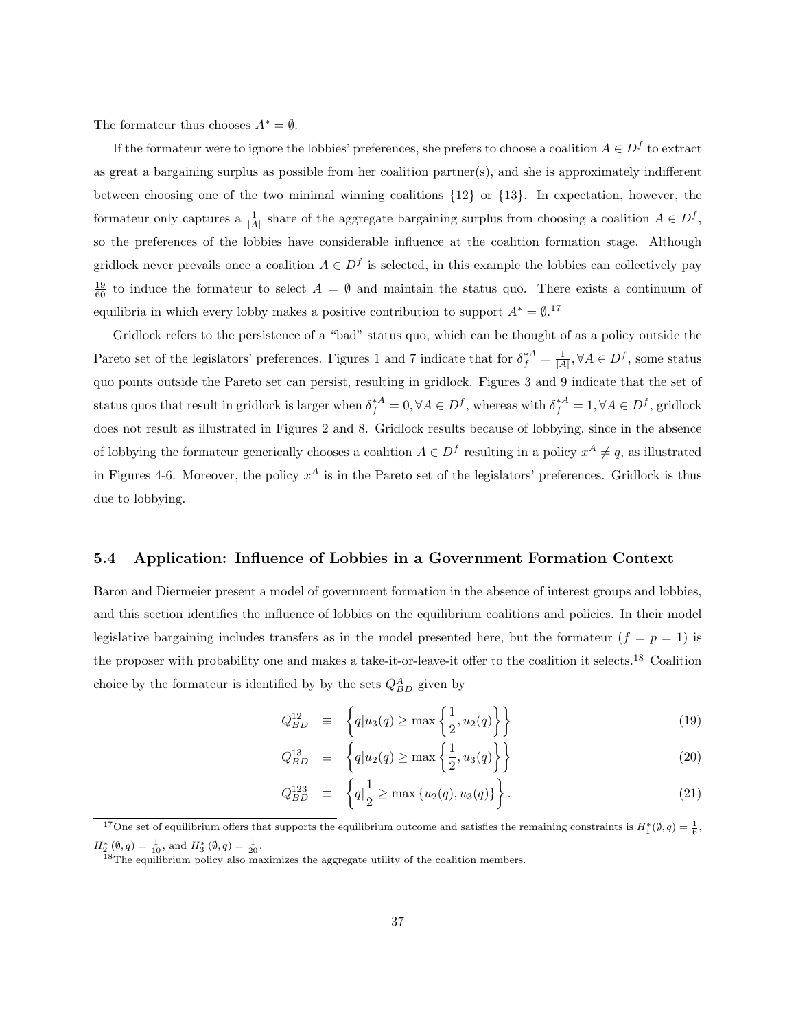The formateur thus chooses $A^* = \emptyset$.

If the formateur were to ignore the lobbies' preferences, she prefers to choose a coalition $A \in D^f$ to extract as great a bargaining surplus as possible from her coalition partner(s), and she is approximately indifferent between choosing one of the two minimal winning coalitions $\{12\}$ or $\{13\}$. In expectation, however, the formateur only captures a $\frac{1}{|A|}$ share of the aggregate bargaining surplus from choosing a coalition $A \in D^f$, so the preferences of the lobbies have considerable influence at the coalition formation stage. Although gridlock never prevails once a coalition $A \in D^f$ is selected, in this example the lobbies can collectively pay $\frac{19}{60}$ to induce the formateur to select $A = \emptyset$ and maintain the status quo. There exists a continuum of equilibria in which every lobby makes a positive contribution to support $A^* = \emptyset$.[17]

Gridlock refers to the persistence of a "bad" status quo, which can be thought of as a policy outside the Pareto set of the legislators' preferences. Figures 1 and 7 indicate that for $\delta_f^{*A} = \frac{1}{|A|}, \forall A \in D^f$, some status quo points outside the Pareto set can persist, resulting in gridlock. Figures 3 and 9 indicate that the set of status quos that result in gridlock is larger when $\delta_f^{*A} = 0, \forall A \in D^f$, whereas with $\delta_f^{*A} = 1, \forall A \in D^f$, gridlock does not result as illustrated in Figures 2 and 8. Gridlock results because of lobbying, since in the absence of lobbying the formateur generically chooses a coalition $A \in D^f$ resulting in a policy $x^A \neq q$, as illustrated in Figures 4-6. Moreover, the policy $x^A$ is in the Pareto set of the legislators' preferences. Gridlock is thus due to lobbying.

## 5.4 Application: Influence of Lobbies in a Government Formation Context

Baron and Diermeier present a model of government formation in the absence of interest groups and lobbies, and this section identifies the influence of lobbies on the equilibrium coalitions and policies. In their model legislative bargaining includes transfers as in the model presented here, but the formateur ($f = p = 1$) is the proposer with probability one and makes a take-it-or-leave-it offer to the coalition it selects.[18] Coalition choice by the formateur is identified by by the sets $Q_{BD}^{A}$ given by

$$Q_{BD}^{12} \equiv \left\{ q | u_3(q) \geq \max \left\{ \frac{1}{2}, u_2(q) \right\} \right\} \tag{19}$$

$$Q_{BD}^{13} \equiv \left\{ q | u_2(q) \geq \max \left\{ \frac{1}{2}, u_3(q) \right\} \right\} \tag{20}$$

$$Q_{BD}^{123} \equiv \left\{ q | \frac{1}{2} \geq \max \left\{ u_2(q), u_3(q) \right\} \right\}. \tag{21}$$

[17] One set of equilibrium offers that supports the equilibrium outcome and satisfies the remaining constraints is $H_1^*(\emptyset, q) = \frac{1}{6}$, $H_2^*(\emptyset, q) = \frac{1}{10}$, and $H_3^*(\emptyset, q) = \frac{1}{20}$.

[18] The equilibrium policy also maximizes the aggregate utility of the coalition members.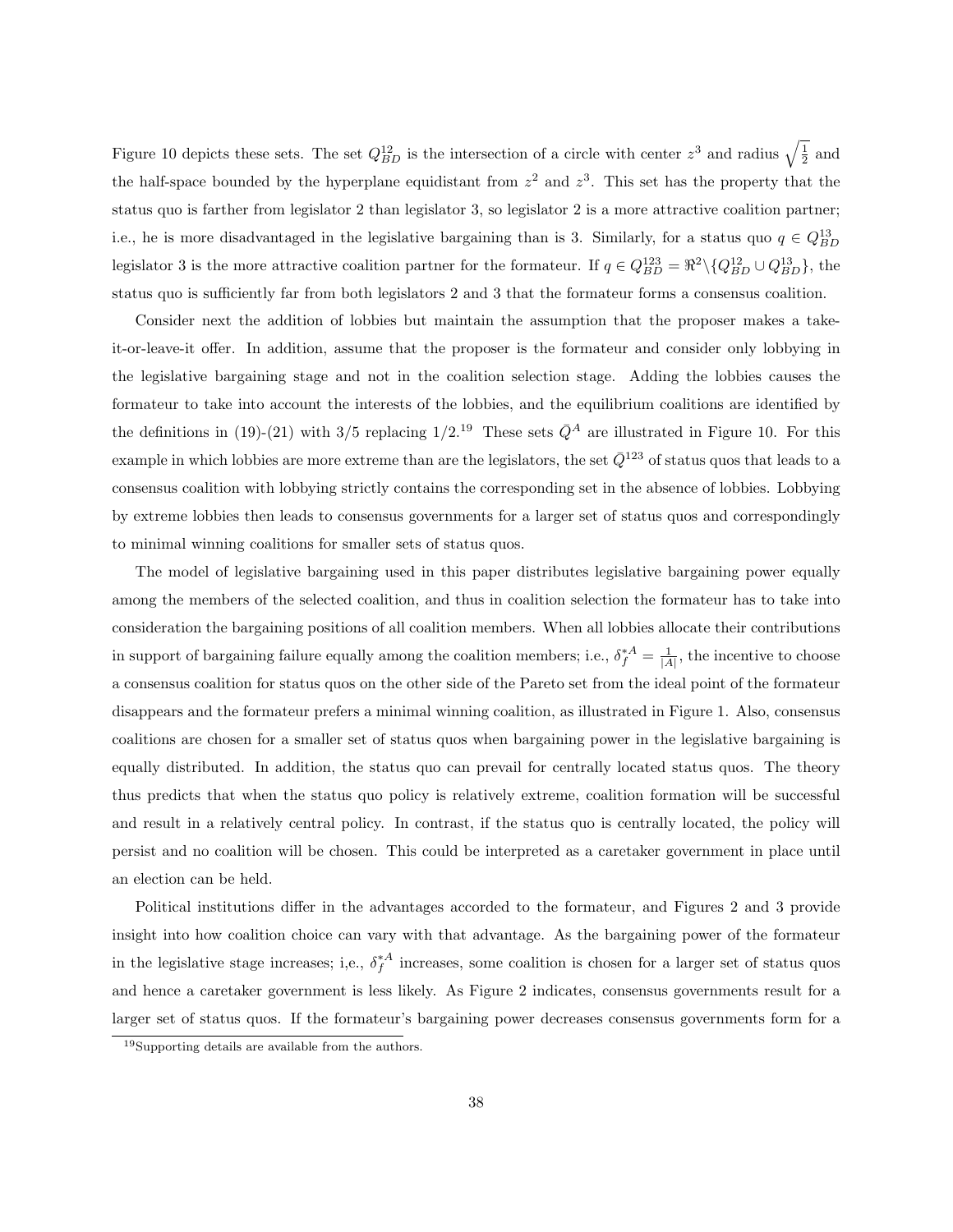Figure 10 depicts these sets. The set $Q_{BD}^{12}$ is the intersection of a circle with center $z^3$ and radius $\sqrt{\frac{1}{2}}$ and the half-space bounded by the hyperplane equidistant from $z^2$ and $z^3$. This set has the property that the status quo is farther from legislator 2 than legislator 3, so legislator 2 is a more attractive coalition partner; i.e., he is more disadvantaged in the legislative bargaining than is 3. Similarly, for a status quo $q \in Q_{BD}^{13}$ legislator 3 is the more attractive coalition partner for the formateur. If $q \in Q_{BD}^{123} = \Re^2 \backslash \{Q_{BD}^{12} \cup Q_{BD}^{13}\}$, the status quo is sufficiently far from both legislators 2 and 3 that the formateur forms a consensus coalition.

Consider next the addition of lobbies but maintain the assumption that the proposer makes a take-it-or-leave-it offer. In addition, assume that the proposer is the formateur and consider only lobbying in the legislative bargaining stage and not in the coalition selection stage. Adding the lobbies causes the formateur to take into account the interests of the lobbies, and the equilibrium coalitions are identified by the definitions in (19)-(21) with 3/5 replacing 1/2.[19] These sets $\bar{Q}^A$ are illustrated in Figure 10. For this example in which lobbies are more extreme than are the legislators, the set $\bar{Q}^{123}$ of status quos that leads to a consensus coalition with lobbying strictly contains the corresponding set in the absence of lobbies. Lobbying by extreme lobbies then leads to consensus governments for a larger set of status quos and correspondingly to minimal winning coalitions for smaller sets of status quos.

The model of legislative bargaining used in this paper distributes legislative bargaining power equally among the members of the selected coalition, and thus in coalition selection the formateur has to take into consideration the bargaining positions of all coalition members. When all lobbies allocate their contributions in support of bargaining failure equally among the coalition members; i.e., $\delta_f^{*A} = \frac{1}{|A|}$, the incentive to choose a consensus coalition for status quos on the other side of the Pareto set from the ideal point of the formateur disappears and the formateur prefers a minimal winning coalition, as illustrated in Figure 1. Also, consensus coalitions are chosen for a smaller set of status quos when bargaining power in the legislative bargaining is equally distributed. In addition, the status quo can prevail for centrally located status quos. The theory thus predicts that when the status quo policy is relatively extreme, coalition formation will be successful and result in a relatively central policy. In contrast, if the status quo is centrally located, the policy will persist and no coalition will be chosen. This could be interpreted as a caretaker government in place until an election can be held.

Political institutions differ in the advantages accorded to the formateur, and Figures 2 and 3 provide insight into how coalition choice can vary with that advantage. As the bargaining power of the formateur in the legislative stage increases; i,e., $\delta_f^{*A}$ increases, some coalition is chosen for a larger set of status quos and hence a caretaker government is less likely. As Figure 2 indicates, consensus governments result for a larger set of status quos. If the formateur's bargaining power decreases consensus governments form for a

[19] Supporting details are available from the authors.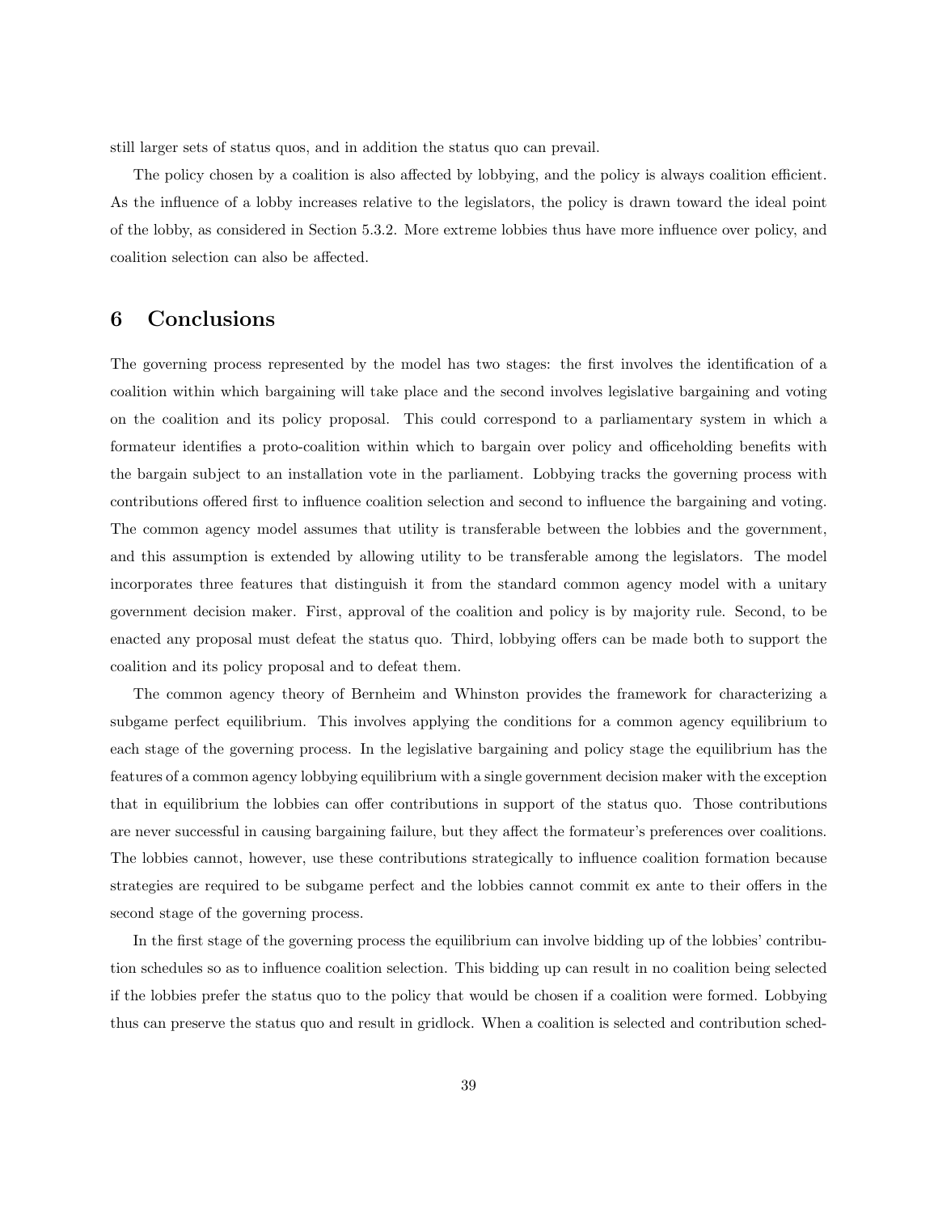still larger sets of status quos, and in addition the status quo can prevail.

The policy chosen by a coalition is also affected by lobbying, and the policy is always coalition efficient. As the influence of a lobby increases relative to the legislators, the policy is drawn toward the ideal point of the lobby, as considered in Section 5.3.2. More extreme lobbies thus have more influence over policy, and coalition selection can also be affected.

# 6 Conclusions

The governing process represented by the model has two stages: the first involves the identification of a coalition within which bargaining will take place and the second involves legislative bargaining and voting on the coalition and its policy proposal. This could correspond to a parliamentary system in which a formateur identifies a proto-coalition within which to bargain over policy and officeholding benefits with the bargain subject to an installation vote in the parliament. Lobbying tracks the governing process with contributions offered first to influence coalition selection and second to influence the bargaining and voting. The common agency model assumes that utility is transferable between the lobbies and the government, and this assumption is extended by allowing utility to be transferable among the legislators. The model incorporates three features that distinguish it from the standard common agency model with a unitary government decision maker. First, approval of the coalition and policy is by majority rule. Second, to be enacted any proposal must defeat the status quo. Third, lobbying offers can be made both to support the coalition and its policy proposal and to defeat them.

The common agency theory of Bernheim and Whinston provides the framework for characterizing a subgame perfect equilibrium. This involves applying the conditions for a common agency equilibrium to each stage of the governing process. In the legislative bargaining and policy stage the equilibrium has the features of a common agency lobbying equilibrium with a single government decision maker with the exception that in equilibrium the lobbies can offer contributions in support of the status quo. Those contributions are never successful in causing bargaining failure, but they affect the formateur's preferences over coalitions. The lobbies cannot, however, use these contributions strategically to influence coalition formation because strategies are required to be subgame perfect and the lobbies cannot commit ex ante to their offers in the second stage of the governing process.

In the first stage of the governing process the equilibrium can involve bidding up of the lobbies' contribution schedules so as to influence coalition selection. This bidding up can result in no coalition being selected if the lobbies prefer the status quo to the policy that would be chosen if a coalition were formed. Lobbying thus can preserve the status quo and result in gridlock. When a coalition is selected and contribution sched-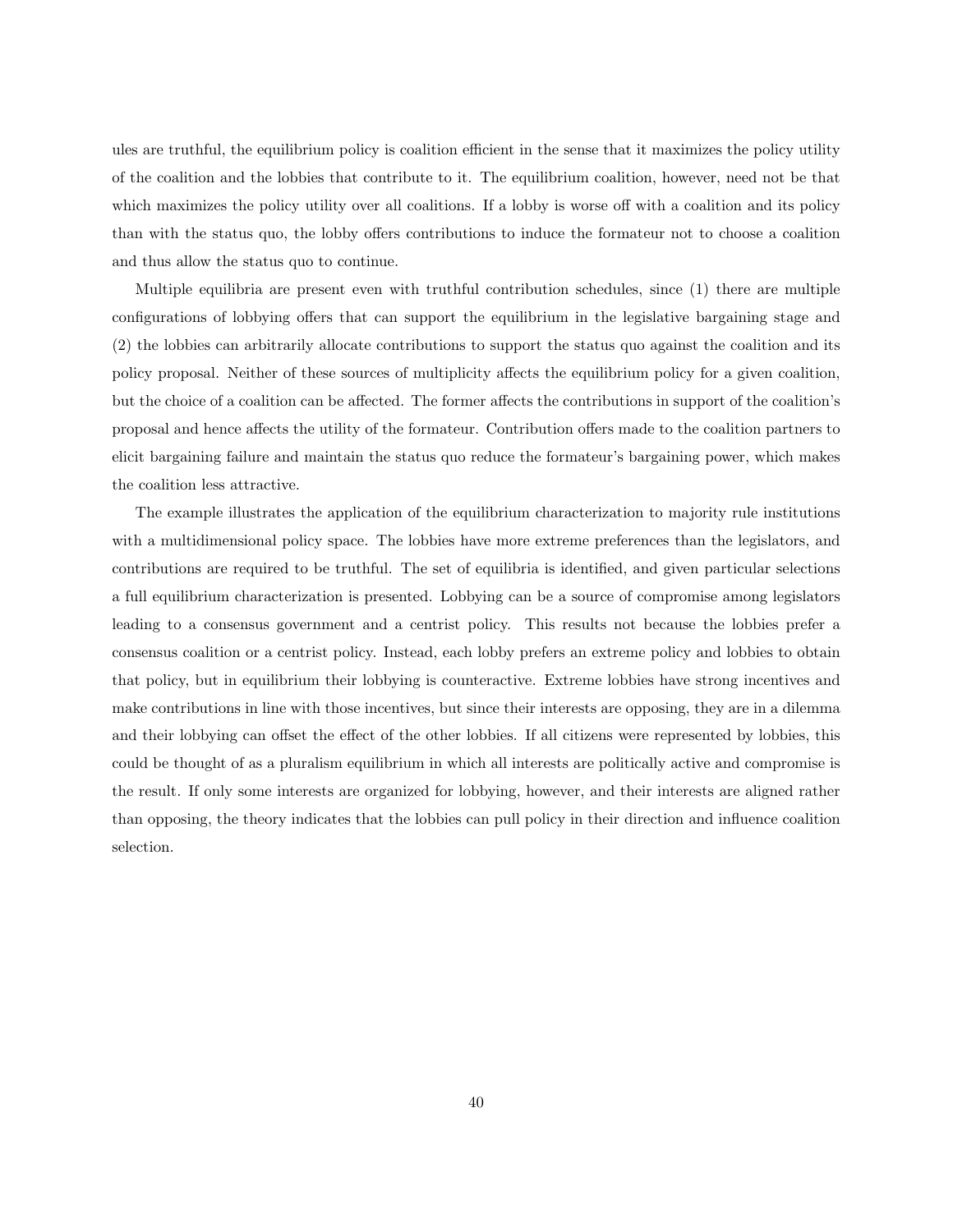ules are truthful, the equilibrium policy is coalition efficient in the sense that it maximizes the policy utility of the coalition and the lobbies that contribute to it. The equilibrium coalition, however, need not be that which maximizes the policy utility over all coalitions. If a lobby is worse off with a coalition and its policy than with the status quo, the lobby offers contributions to induce the formateur not to choose a coalition and thus allow the status quo to continue.

Multiple equilibria are present even with truthful contribution schedules, since (1) there are multiple configurations of lobbying offers that can support the equilibrium in the legislative bargaining stage and (2) the lobbies can arbitrarily allocate contributions to support the status quo against the coalition and its policy proposal. Neither of these sources of multiplicity affects the equilibrium policy for a given coalition, but the choice of a coalition can be affected. The former affects the contributions in support of the coalition's proposal and hence affects the utility of the formateur. Contribution offers made to the coalition partners to elicit bargaining failure and maintain the status quo reduce the formateur's bargaining power, which makes the coalition less attractive.

The example illustrates the application of the equilibrium characterization to majority rule institutions with a multidimensional policy space. The lobbies have more extreme preferences than the legislators, and contributions are required to be truthful. The set of equilibria is identified, and given particular selections a full equilibrium characterization is presented. Lobbying can be a source of compromise among legislators leading to a consensus government and a centrist policy. This results not because the lobbies prefer a consensus coalition or a centrist policy. Instead, each lobby prefers an extreme policy and lobbies to obtain that policy, but in equilibrium their lobbying is counteractive. Extreme lobbies have strong incentives and make contributions in line with those incentives, but since their interests are opposing, they are in a dilemma and their lobbying can offset the effect of the other lobbies. If all citizens were represented by lobbies, this could be thought of as a pluralism equilibrium in which all interests are politically active and compromise is the result. If only some interests are organized for lobbying, however, and their interests are aligned rather than opposing, the theory indicates that the lobbies can pull policy in their direction and influence coalition selection.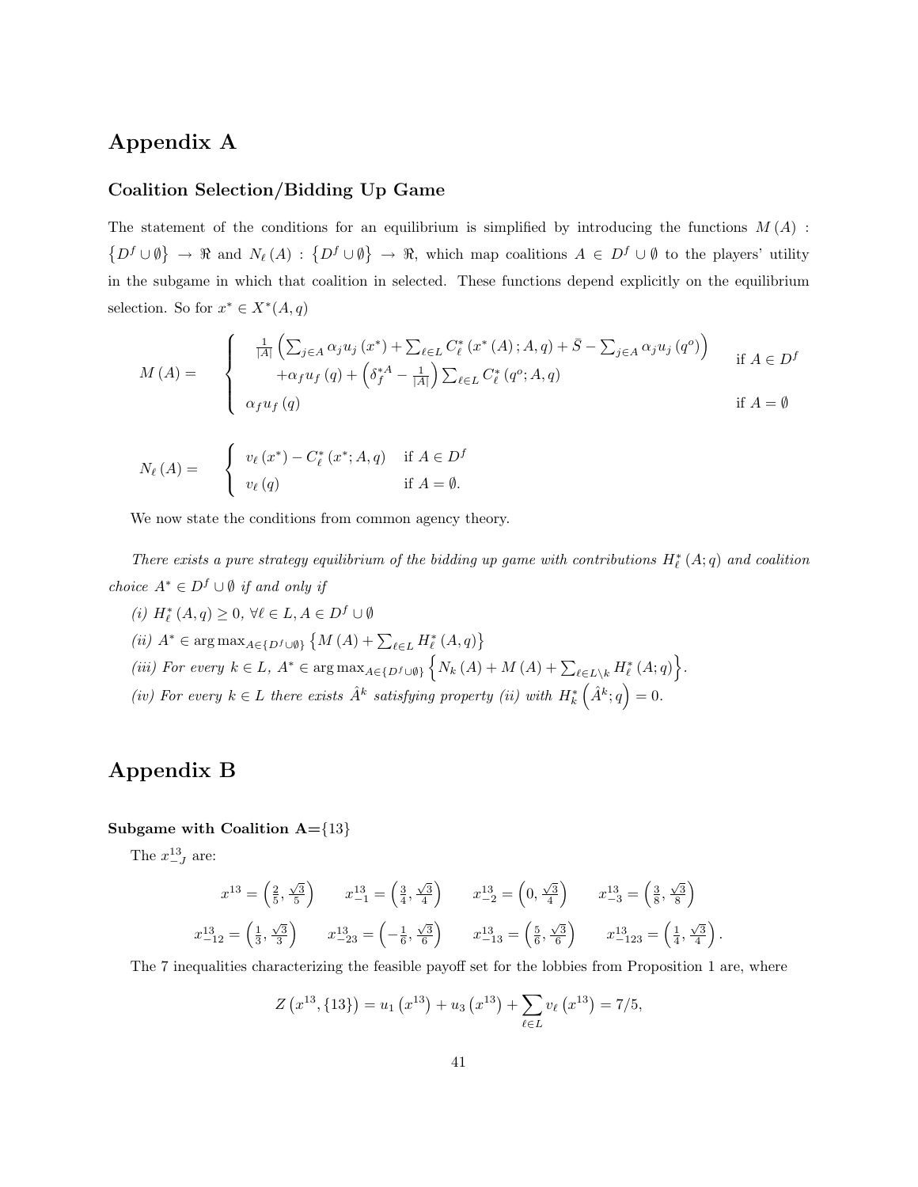# Appendix A

### Coalition Selection/Bidding Up Game

The statement of the conditions for an equilibrium is simplified by introducing the functions $M(A) : \{D^f \cup \emptyset\} \to \Re$ and $N_\ell(A) : \{D^f \cup \emptyset\} \to \Re$, which map coalitions $A \in D^f \cup \emptyset$ to the players' utility in the subgame in which that coalition in selected. These functions depend explicitly on the equilibrium selection. So for $x^* \in X^*(A, q)$

$$
M(A) = \begin{cases} \frac{1}{|A|}\left(\sum_{j \in A} \alpha_j u_j(x^*) + \sum_{\ell \in L} C^*_\ell(x^*(A); A, q) + \bar{S} - \sum_{j \in A} \alpha_j u_j(q^o)\right) & \\ \quad + \alpha_f u_f(q) + \left(\delta_f^{*A} - \frac{1}{|A|}\right) \sum_{\ell \in L} C^*_\ell(q^o; A, q) & \text{if } A \in D^f \\ \alpha_f u_f(q) & \text{if } A = \emptyset \end{cases}
$$

$$
N_\ell(A) = \begin{cases} v_\ell(x^*) - C^*_\ell(x^*; A, q) & \text{if } A \in D^f \\ v_\ell(q) & \text{if } A = \emptyset. \end{cases}
$$

We now state the conditions from common agency theory.

*There exists a pure strategy equilibrium of the bidding up game with contributions $H^*_\ell(A; q)$ and coalition choice $A^* \in D^f \cup \emptyset$ if and only if*

*(i)* $H^*_\ell(A, q) \geq 0$, $\forall \ell \in L, A \in D^f \cup \emptyset$

*(ii)* $A^* \in \arg\max_{A \in \{D^f \cup \emptyset\}} \left\{M(A) + \sum_{\ell \in L} H^*_\ell(A, q)\right\}$

*(iii) For every* $k \in L$, $A^* \in \arg\max_{A \in \{D^f \cup \emptyset\}} \left\{N_k(A) + M(A) + \sum_{\ell \in L \setminus k} H^*_\ell(A; q)\right\}$.

*(iv) For every* $k \in L$ *there exists* $\hat{A}^k$ *satisfying property (ii) with* $H^*_k\left(\hat{A}^k; q\right) = 0$.

# Appendix B

**Subgame with Coalition A={13}**

The $x^{13}_{-J}$ are:

$$
x^{13} = \left(\tfrac{2}{5}, \tfrac{\sqrt{3}}{5}\right) \qquad x^{13}_{-1} = \left(\tfrac{3}{4}, \tfrac{\sqrt{3}}{4}\right) \qquad x^{13}_{-2} = \left(0, \tfrac{\sqrt{3}}{4}\right) \qquad x^{13}_{-3} = \left(\tfrac{3}{8}, \tfrac{\sqrt{3}}{8}\right)
$$

$$
x^{13}_{-12} = \left(\tfrac{1}{3}, \tfrac{\sqrt{3}}{3}\right) \qquad x^{13}_{-23} = \left(-\tfrac{1}{6}, \tfrac{\sqrt{3}}{6}\right) \qquad x^{13}_{-13} = \left(\tfrac{5}{6}, \tfrac{\sqrt{3}}{6}\right) \qquad x^{13}_{-123} = \left(\tfrac{1}{4}, \tfrac{\sqrt{3}}{4}\right).
$$

The 7 inequalities characterizing the feasible payoff set for the lobbies from Proposition 1 are, where

$$
Z\left(x^{13}, \{13\}\right) = u_1\left(x^{13}\right) + u_3\left(x^{13}\right) + \sum_{\ell \in L} v_\ell\left(x^{13}\right) = 7/5,
$$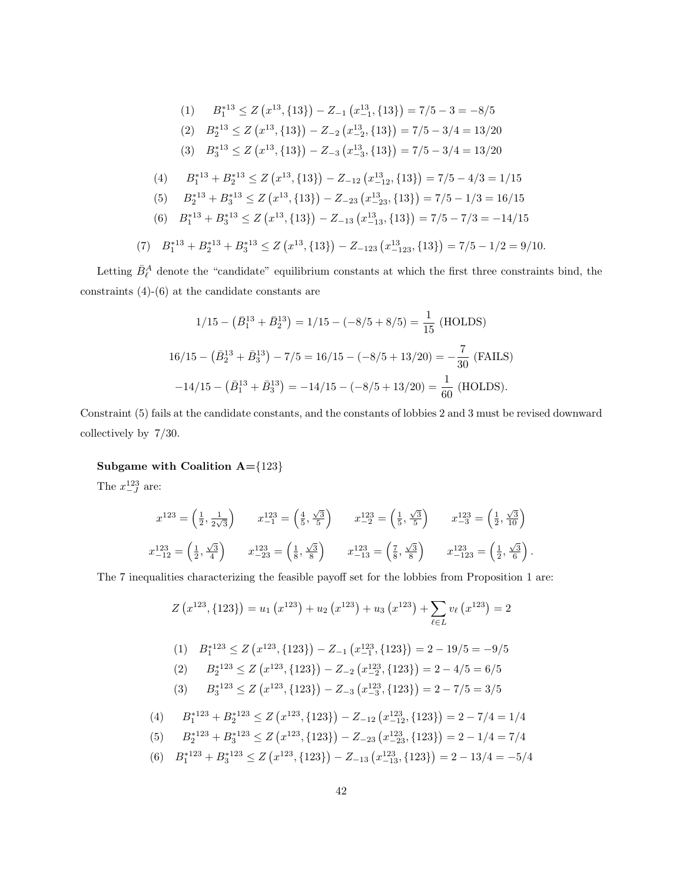$$(1) \quad B_1^{*13} \leq Z\left(x^{13}, \{13\}\right) - Z_{-1}\left(x_{-1}^{13}, \{13\}\right) = 7/5 - 3 = -8/5$$

$$(2) \quad B_2^{*13} \leq Z\left(x^{13}, \{13\}\right) - Z_{-2}\left(x_{-2}^{13}, \{13\}\right) = 7/5 - 3/4 = 13/20$$

$$(3) \quad B_3^{*13} \leq Z\left(x^{13}, \{13\}\right) - Z_{-3}\left(x_{-3}^{13}, \{13\}\right) = 7/5 - 3/4 = 13/20$$

$$(4) \quad B_1^{*13} + B_2^{*13} \leq Z\left(x^{13}, \{13\}\right) - Z_{-12}\left(x_{-12}^{13}, \{13\}\right) = 7/5 - 4/3 = 1/15$$

$$(5) \quad B_2^{*13} + B_3^{*13} \leq Z\left(x^{13}, \{13\}\right) - Z_{-23}\left(x_{-23}^{13}, \{13\}\right) = 7/5 - 1/3 = 16/15$$

$$(6) \quad B_1^{*13} + B_3^{*13} \leq Z\left(x^{13}, \{13\}\right) - Z_{-13}\left(x_{-13}^{13}, \{13\}\right) = 7/5 - 7/3 = -14/15$$

$$(7) \quad B_1^{*13} + B_2^{*13} + B_3^{*13} \leq Z\left(x^{13}, \{13\}\right) - Z_{-123}\left(x_{-123}^{13}, \{13\}\right) = 7/5 - 1/2 = 9/10.$$

Letting $\bar{B}_\ell^A$ denote the "candidate" equilibrium constants at which the first three constraints bind, the constraints (4)-(6) at the candidate constants are

$$1/15 - \left(\bar{B}_1^{13} + \bar{B}_2^{13}\right) = 1/15 - (-8/5 + 8/5) = \frac{1}{15} \text{ (HOLDS)}$$

$$16/15 - \left(\bar{B}_2^{13} + \bar{B}_3^{13}\right) - 7/5 = 16/15 - (-8/5 + 13/20) = -\frac{7}{30} \text{ (FAILS)}$$

$$-14/15 - \left(\bar{B}_1^{13} + \bar{B}_3^{13}\right) = -14/15 - (-8/5 + 13/20) = \frac{1}{60} \text{ (HOLDS).}$$

Constraint (5) fails at the candidate constants, and the constants of lobbies 2 and 3 must be revised downward collectively by $7/30$.

**Subgame with Coalition A=**$\{123\}$

The $x_{-J}^{123}$ are:

$$x^{123} = \left(\tfrac{1}{2}, \tfrac{1}{2\sqrt{3}}\right) \qquad x_{-1}^{123} = \left(\tfrac{4}{5}, \tfrac{\sqrt{3}}{5}\right) \qquad x_{-2}^{123} = \left(\tfrac{1}{5}, \tfrac{\sqrt{3}}{5}\right) \qquad x_{-3}^{123} = \left(\tfrac{1}{2}, \tfrac{\sqrt{3}}{10}\right)$$

$$x_{-12}^{123} = \left(\tfrac{1}{2}, \tfrac{\sqrt{3}}{4}\right) \qquad x_{-23}^{123} = \left(\tfrac{1}{8}, \tfrac{\sqrt{3}}{8}\right) \qquad x_{-13}^{123} = \left(\tfrac{7}{8}, \tfrac{\sqrt{3}}{8}\right) \qquad x_{-123}^{123} = \left(\tfrac{1}{2}, \tfrac{\sqrt{3}}{6}\right).$$

The 7 inequalities characterizing the feasible payoff set for the lobbies from Proposition 1 are:

$$Z\left(x^{123}, \{123\}\right) = u_1\left(x^{123}\right) + u_2\left(x^{123}\right) + u_3\left(x^{123}\right) + \sum_{\ell \in L} v_\ell\left(x^{123}\right) = 2$$

$$(1) \quad B_1^{*123} \leq Z\left(x^{123}, \{123\}\right) - Z_{-1}\left(x_{-1}^{123}, \{123\}\right) = 2 - 19/5 = -9/5$$

$$(2) \quad B_2^{*123} \leq Z\left(x^{123}, \{123\}\right) - Z_{-2}\left(x_{-2}^{123}, \{123\}\right) = 2 - 4/5 = 6/5$$

$$(3) \quad B_3^{*123} \leq Z\left(x^{123}, \{123\}\right) - Z_{-3}\left(x_{-3}^{123}, \{123\}\right) = 2 - 7/5 = 3/5$$

$$(4) \quad B_1^{*123} + B_2^{*123} \leq Z\left(x^{123}, \{123\}\right) - Z_{-12}\left(x_{-12}^{123}, \{123\}\right) = 2 - 7/4 = 1/4$$

$$(5) \quad B_2^{*123} + B_3^{*123} \leq Z\left(x^{123}, \{123\}\right) - Z_{-23}\left(x_{-23}^{123}, \{123\}\right) = 2 - 1/4 = 7/4$$

$$(6) \quad B_1^{*123} + B_3^{*123} \leq Z\left(x^{123}, \{123\}\right) - Z_{-13}\left(x_{-13}^{123}, \{123\}\right) = 2 - 13/4 = -5/4$$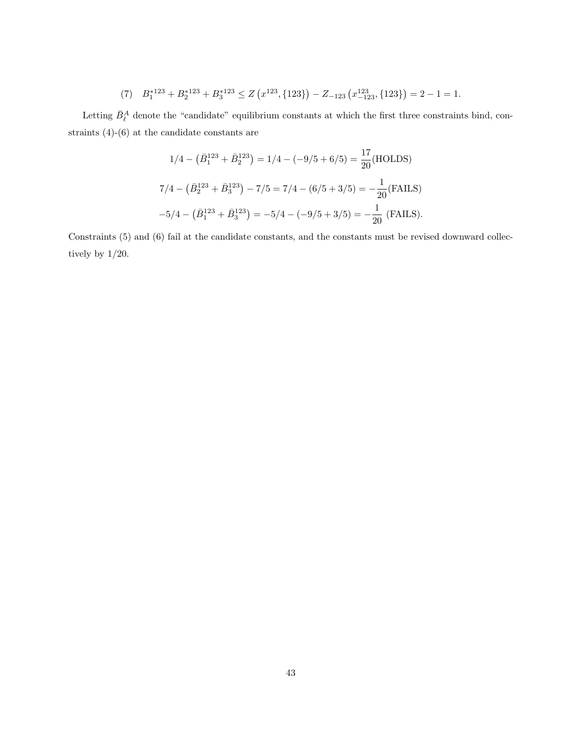$$(7) \quad B_1^{*123} + B_2^{*123} + B_3^{*123} \leq Z\left(x^{123}, \{123\}\right) - Z_{-123}\left(x_{-123}^{123}, \{123\}\right) = 2 - 1 = 1.$$

Letting $\bar{B}_\ell^A$ denote the "candidate" equilibrium constants at which the first three constraints bind, constraints (4)-(6) at the candidate constants are

$$1/4 - \left(\bar{B}_1^{123} + \bar{B}_2^{123}\right) = 1/4 - (-9/5 + 6/5) = \frac{17}{20}(\text{HOLDS})$$

$$7/4 - \left(\bar{B}_2^{123} + \bar{B}_3^{123}\right) - 7/5 = 7/4 - (6/5 + 3/5) = -\frac{1}{20}(\text{FAILS})$$

$$-5/4 - \left(\bar{B}_1^{123} + \bar{B}_3^{123}\right) = -5/4 - (-9/5 + 3/5) = -\frac{1}{20} \ (\text{FAILS}).$$

Constraints (5) and (6) fail at the candidate constants, and the constants must be revised downward collectively by 1/20.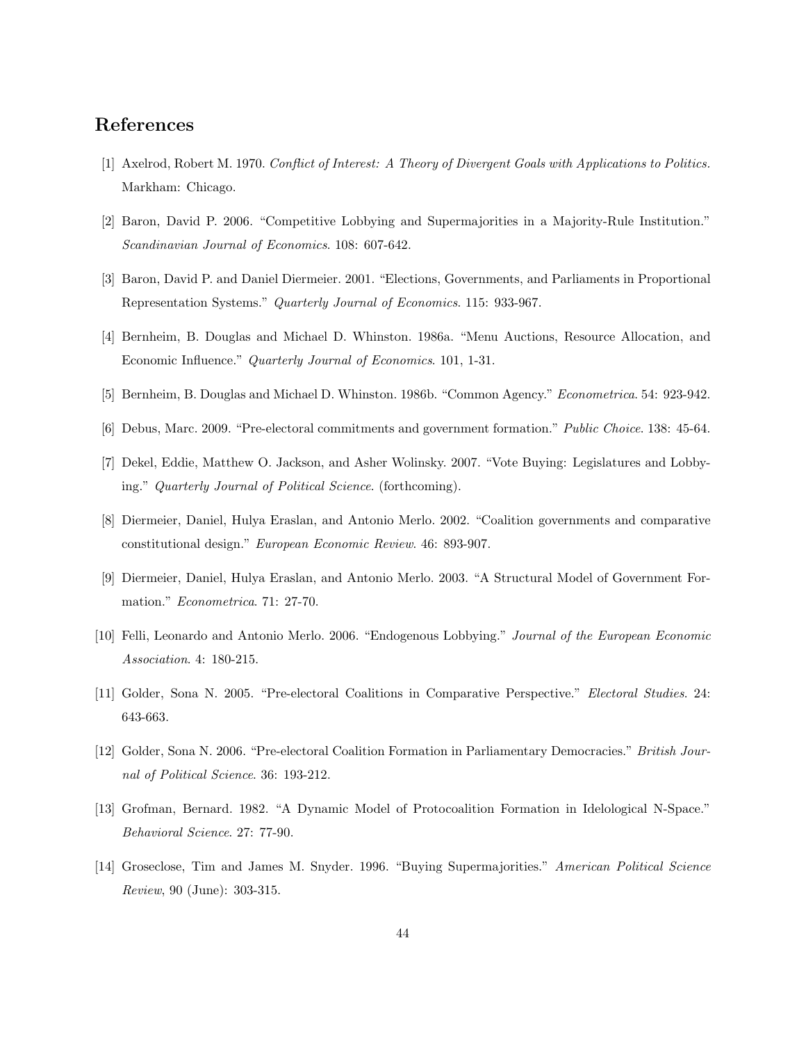## References

[1] Axelrod, Robert M. 1970. *Conflict of Interest: A Theory of Divergent Goals with Applications to Politics.* Markham: Chicago.

[2] Baron, David P. 2006. "Competitive Lobbying and Supermajorities in a Majority-Rule Institution." *Scandinavian Journal of Economics*. 108: 607-642.

[3] Baron, David P. and Daniel Diermeier. 2001. "Elections, Governments, and Parliaments in Proportional Representation Systems." *Quarterly Journal of Economics*. 115: 933-967.

[4] Bernheim, B. Douglas and Michael D. Whinston. 1986a. "Menu Auctions, Resource Allocation, and Economic Influence." *Quarterly Journal of Economics*. 101, 1-31.

[5] Bernheim, B. Douglas and Michael D. Whinston. 1986b. "Common Agency." *Econometrica*. 54: 923-942.

[6] Debus, Marc. 2009. "Pre-electoral commitments and government formation." *Public Choice*. 138: 45-64.

[7] Dekel, Eddie, Matthew O. Jackson, and Asher Wolinsky. 2007. "Vote Buying: Legislatures and Lobbying." *Quarterly Journal of Political Science*. (forthcoming).

[8] Diermeier, Daniel, Hulya Eraslan, and Antonio Merlo. 2002. "Coalition governments and comparative constitutional design." *European Economic Review*. 46: 893-907.

[9] Diermeier, Daniel, Hulya Eraslan, and Antonio Merlo. 2003. "A Structural Model of Government Formation." *Econometrica*. 71: 27-70.

[10] Felli, Leonardo and Antonio Merlo. 2006. "Endogenous Lobbying." *Journal of the European Economic Association*. 4: 180-215.

[11] Golder, Sona N. 2005. "Pre-electoral Coalitions in Comparative Perspective." *Electoral Studies*. 24: 643-663.

[12] Golder, Sona N. 2006. "Pre-electoral Coalition Formation in Parliamentary Democracies." *British Journal of Political Science*. 36: 193-212.

[13] Grofman, Bernard. 1982. "A Dynamic Model of Protocoalition Formation in Idelological N-Space." *Behavioral Science*. 27: 77-90.

[14] Groseclose, Tim and James M. Snyder. 1996. "Buying Supermajorities." *American Political Science Review*, 90 (June): 303-315.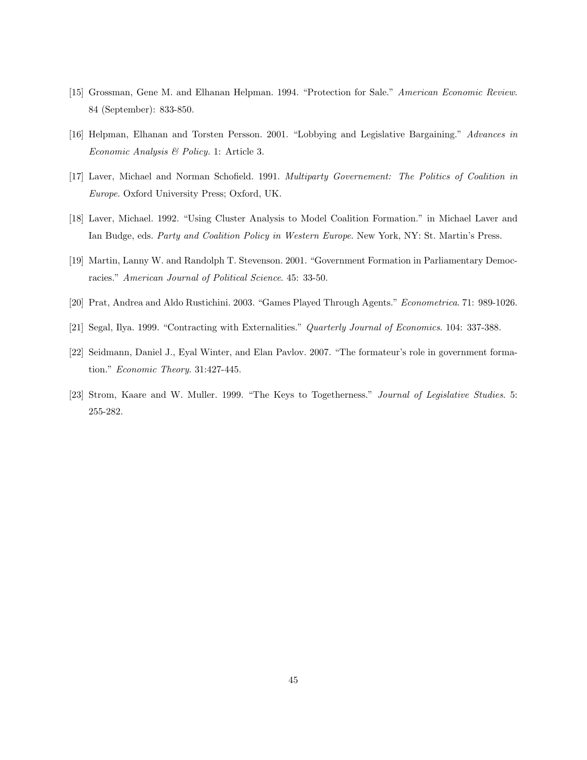[15] Grossman, Gene M. and Elhanan Helpman. 1994. "Protection for Sale." *American Economic Review*. 84 (September): 833-850.

[16] Helpman, Elhanan and Torsten Persson. 2001. "Lobbying and Legislative Bargaining." *Advances in Economic Analysis & Policy*. 1: Article 3.

[17] Laver, Michael and Norman Schofield. 1991. *Multiparty Governement: The Politics of Coalition in Europe*. Oxford University Press; Oxford, UK.

[18] Laver, Michael. 1992. "Using Cluster Analysis to Model Coalition Formation." in Michael Laver and Ian Budge, eds. *Party and Coalition Policy in Western Europe*. New York, NY: St. Martin's Press.

[19] Martin, Lanny W. and Randolph T. Stevenson. 2001. "Government Formation in Parliamentary Democracies." *American Journal of Political Science*. 45: 33-50.

[20] Prat, Andrea and Aldo Rustichini. 2003. "Games Played Through Agents." *Econometrica*. 71: 989-1026.

[21] Segal, Ilya. 1999. "Contracting with Externalities." *Quarterly Journal of Economics*. 104: 337-388.

[22] Seidmann, Daniel J., Eyal Winter, and Elan Pavlov. 2007. "The formateur's role in government formation." *Economic Theory*. 31:427-445.

[23] Strom, Kaare and W. Muller. 1999. "The Keys to Togetherness." *Journal of Legislative Studies*. 5: 255-282.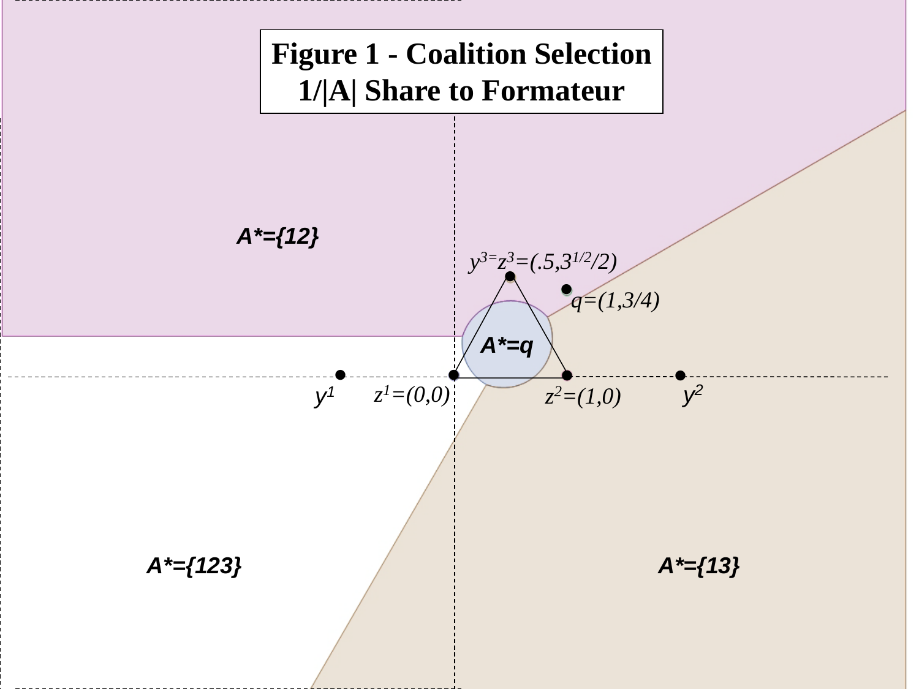**Figure 1 - Coalition Selection**
**1/|A| Share to Formateur**

$A^*=\{12\}$

$y^3=z^3=(.5,3^{1/2}/2)$

$q=(1,3/4)$

$A^*=q$

$y^1$ $z^1=(0,0)$ $z^2=(1,0)$ $y^2$

$A^*=\{123\}$

$A^*=\{13\}$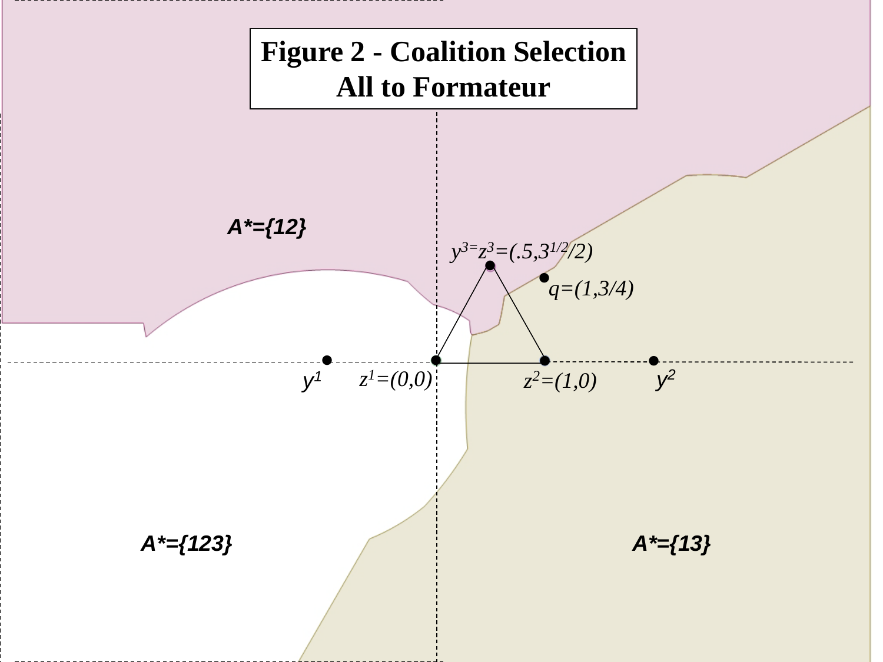**Figure 2 - Coalition Selection**
**All to Formateur**

$A^*=\{12\}$

$y^3=z^3=(.5,3^{1/2}/2)$

$q=(1,3/4)$

$y^1$ $z^1=(0,0)$ $z^2=(1,0)$ $y^2$

$A^*=\{123\}$

$A^*=\{13\}$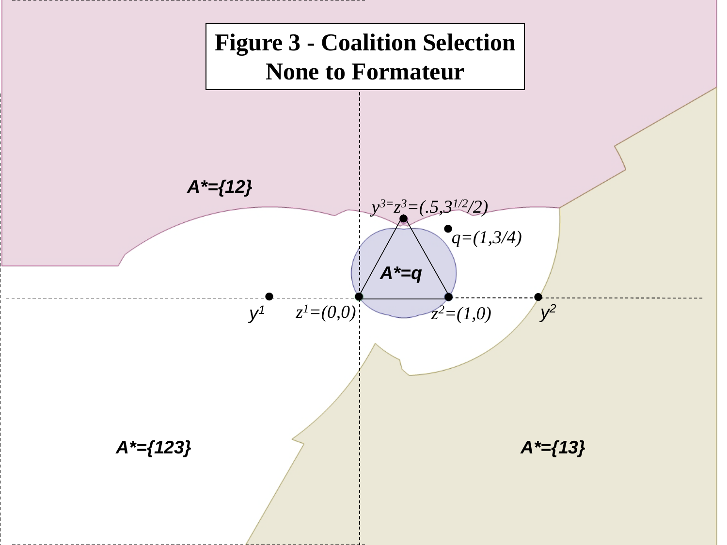**Figure 3 - Coalition Selection None to Formateur**

$A^*=\{12\}$

$y^3=z^3=(.5,3^{1/2}/2)$

$q=(1,3/4)$

$A^*=q$

$y^1$ $z^1=(0,0)$ $z^2=(1,0)$ $y^2$

$A^*=\{123\}$

$A^*=\{13\}$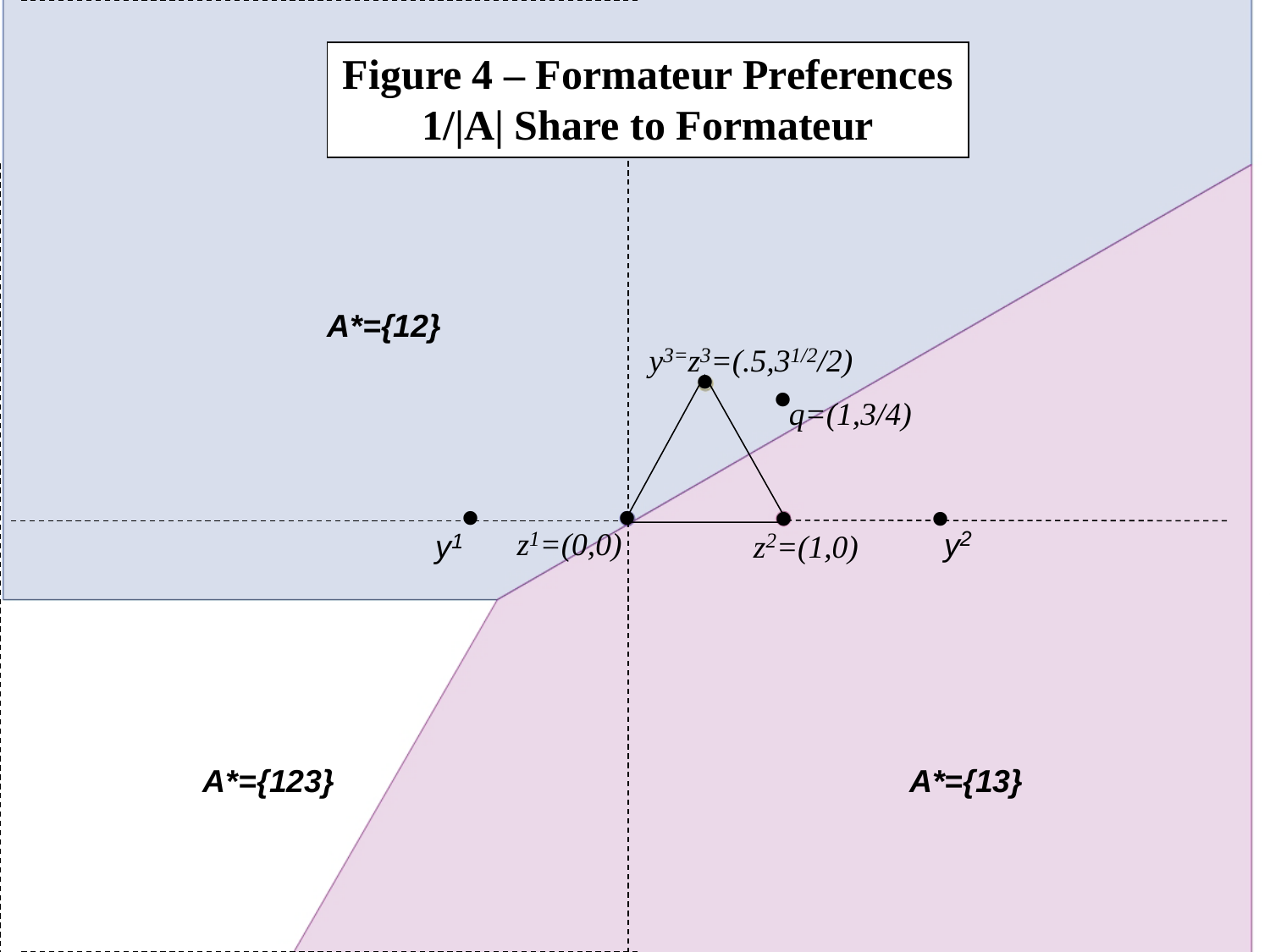**Figure 4 – Formateur Preferences**
**1/|A| Share to Formateur**

$A^*=\{12\}$

$y^3=z^3=(.5,3^{1/2}/2)$

$q=(1,3/4)$

$y^1$ $z^1=(0,0)$ $z^2=(1,0)$ $y^2$

$A^*=\{123\}$

$A^*=\{13\}$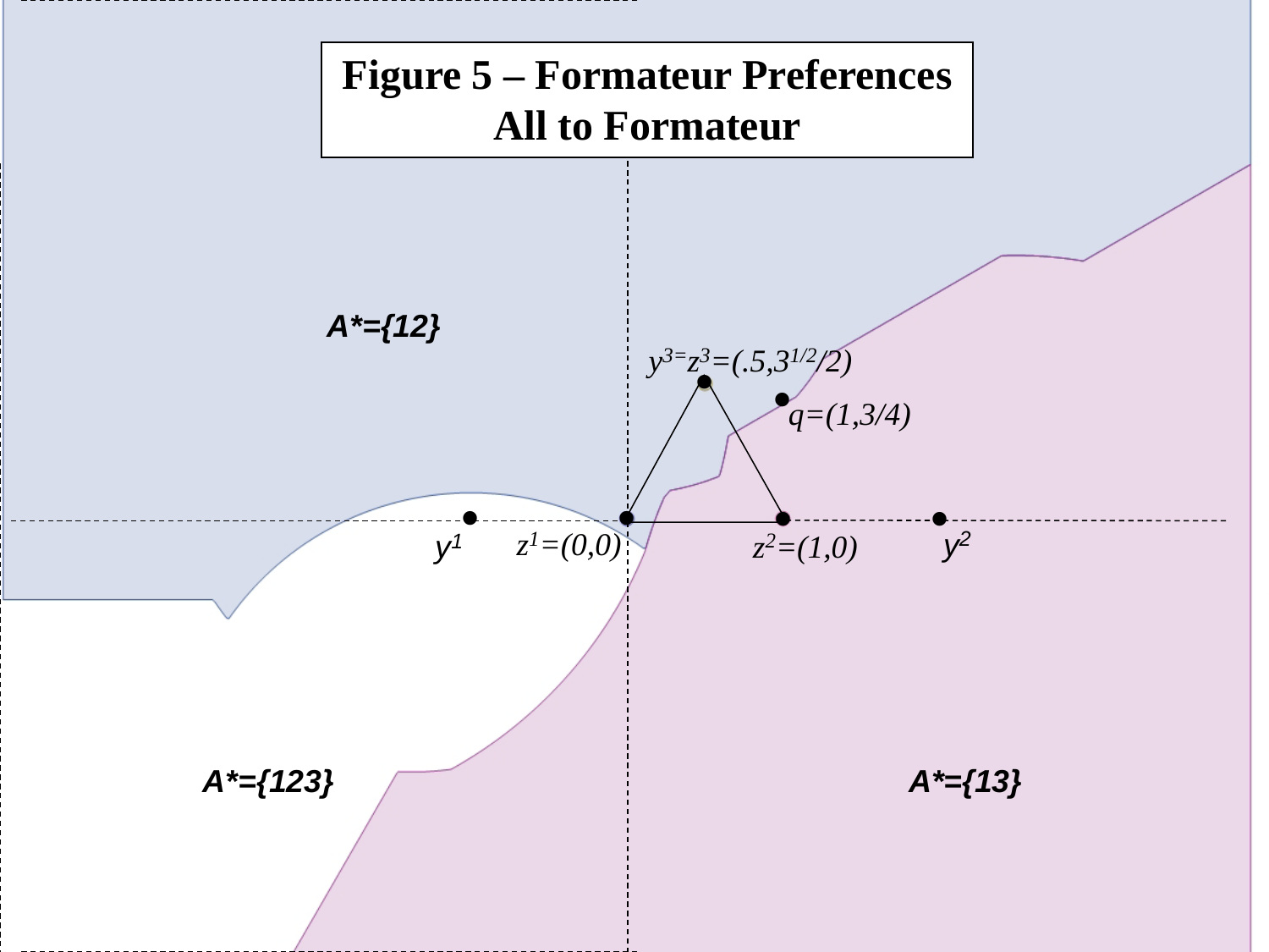**Figure 5 – Formateur Preferences All to Formateur**

$A^*=\{12\}$

$y^3=z^3=(.5,3^{1/2}/2)$

$q=(1,3/4)$

$y^1$

$z^1=(0,0)$

$z^2=(1,0)$

$y^2$

$A^*=\{123\}$

$A^*=\{13\}$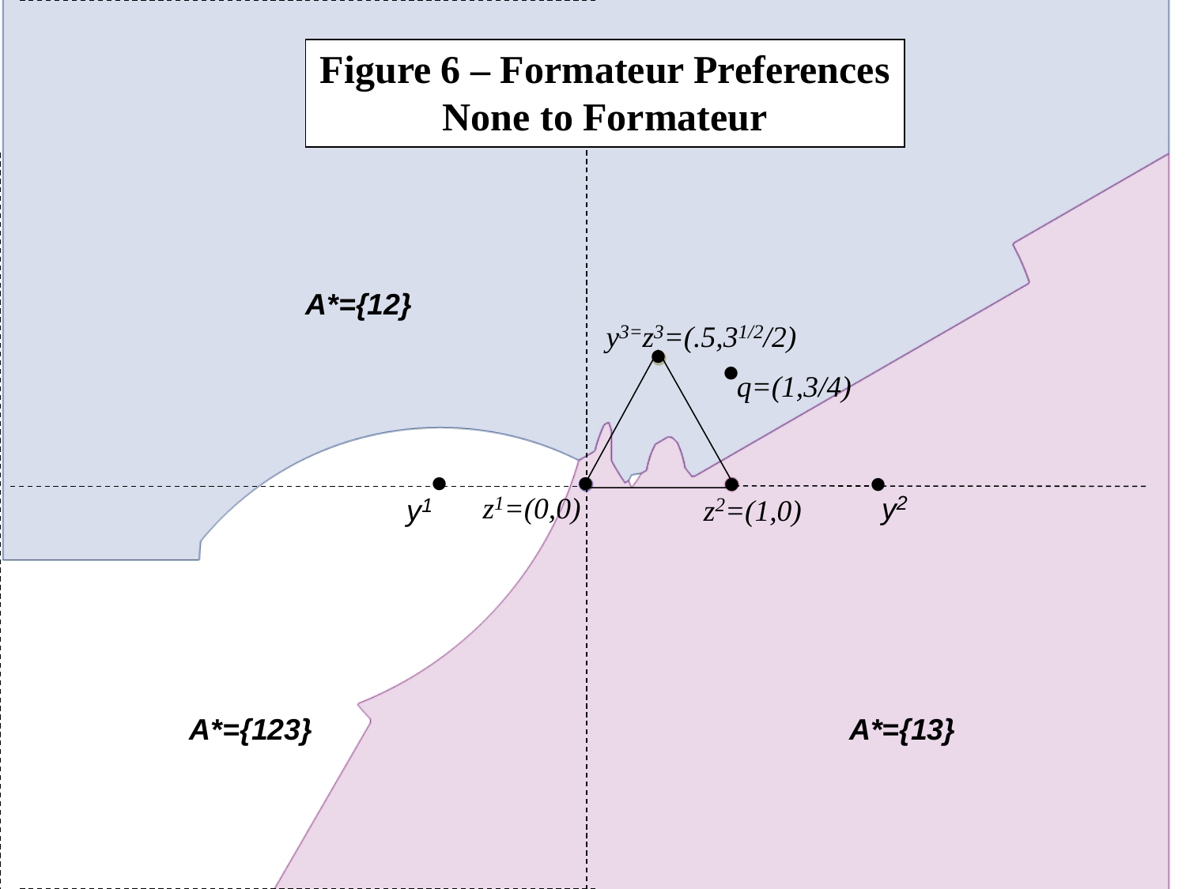**Figure 6 – Formateur Preferences None to Formateur**

$A^*=\{12\}$

$y^3=z^3=(.5,3^{1/2}/2)$

$q=(1,3/4)$

$y^1$ $z^1=(0,0)$ $z^2=(1,0)$ $y^2$

$A^*=\{123\}$

$A^*=\{13\}$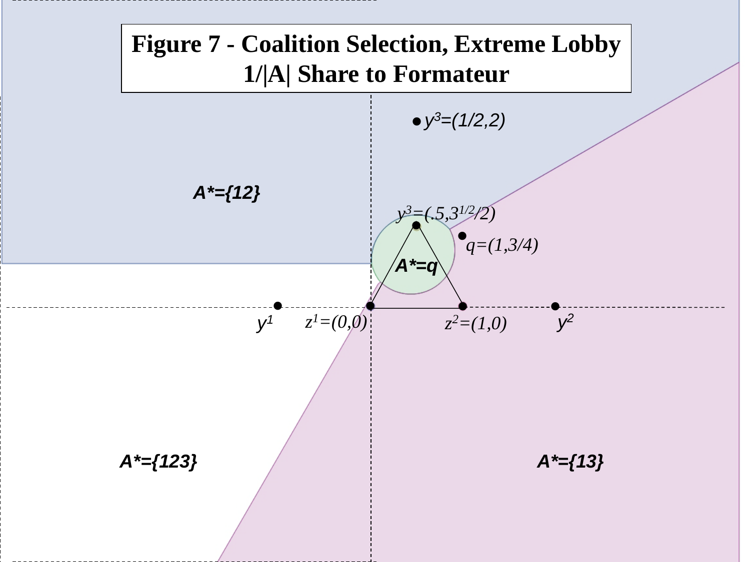**Figure 7 - Coalition Selection, Extreme Lobby**
**1/|A| Share to Formateur**

$y^3=(1/2,2)$

$A^*=\{12\}$

$y^3=(.5,3^{1/2}/2)$

$q=(1,3/4)$

$A^*=q$

$y^1$ $z^1=(0,0)$ $z^2=(1,0)$ $y^2$

$A^*=\{123\}$

$A^*=\{13\}$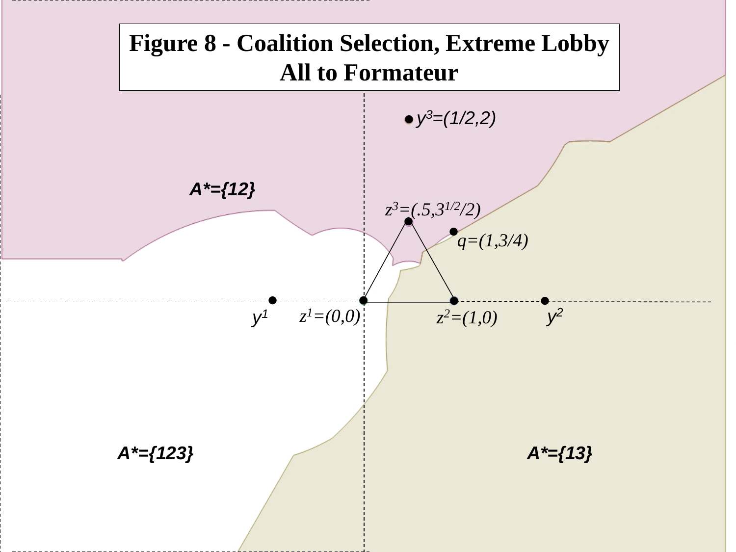**Figure 8 - Coalition Selection, Extreme Lobby All to Formateur**

$y^3=(1/2,2)$

$A^*=\{12\}$

$z^3=(.5,3^{1/2}/2)$

$q=(1,3/4)$

$y^1$ $z^1=(0,0)$ $z^2=(1,0)$ $y^2$

$A^*=\{123\}$

$A^*=\{13\}$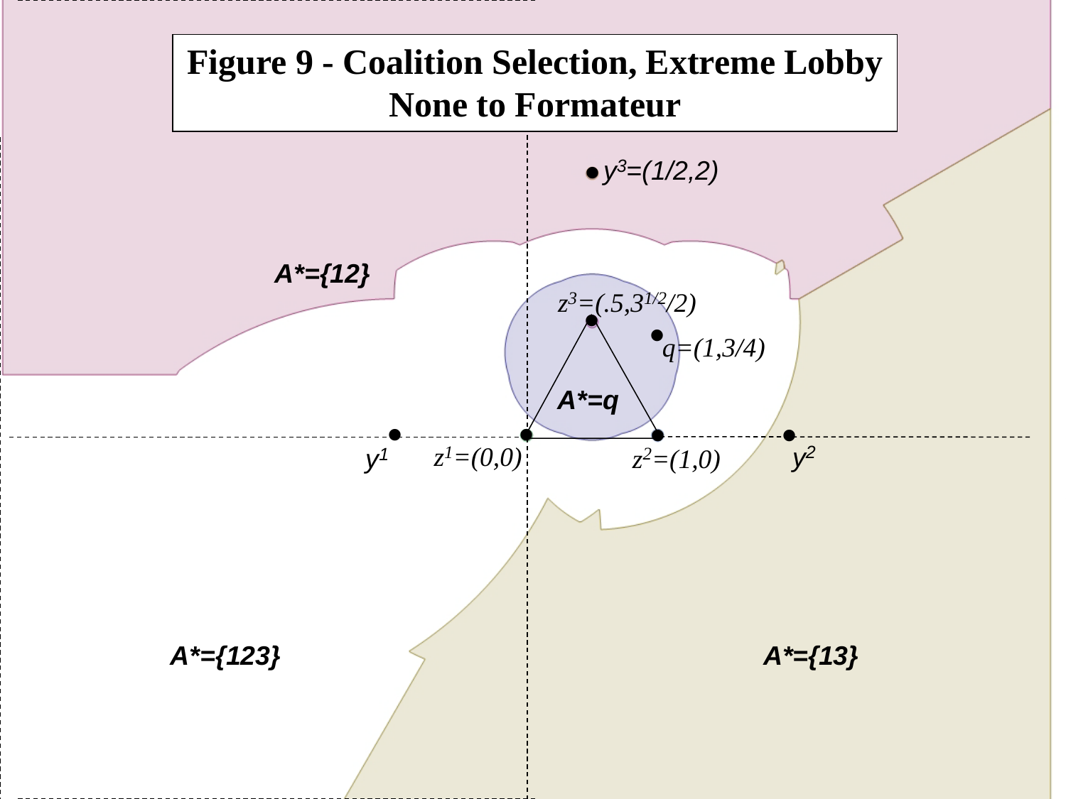**Figure 9 - Coalition Selection, Extreme Lobby None to Formateur**

$y^3=(1/2,2)$

$A^*=\{12\}$

$z^3=(.5,3^{1/2}/2)$

$q=(1,3/4)$

$A^*=q$

$y^1$ $z^1=(0,0)$ $z^2=(1,0)$ $y^2$

$A^*=\{123\}$

$A^*=\{13\}$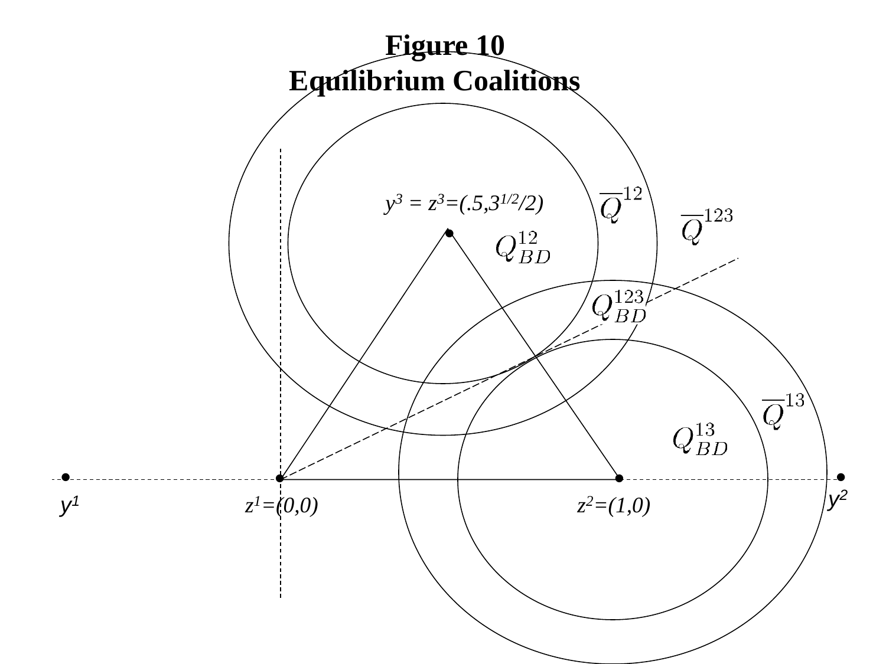# Figure 10
## Equilibrium Coalitions

$y^3 = z^3 = (.5, 3^{1/2}/2)$

$\overline{Q}^{12}$

$\overline{Q}^{123}$

$Q^{12}_{BD}$

$Q^{123}_{BD}$

$\overline{Q}^{13}$

$Q^{13}_{BD}$

$y^1$

$z^1 = (0,0)$

$z^2 = (1,0)$

$y^2$